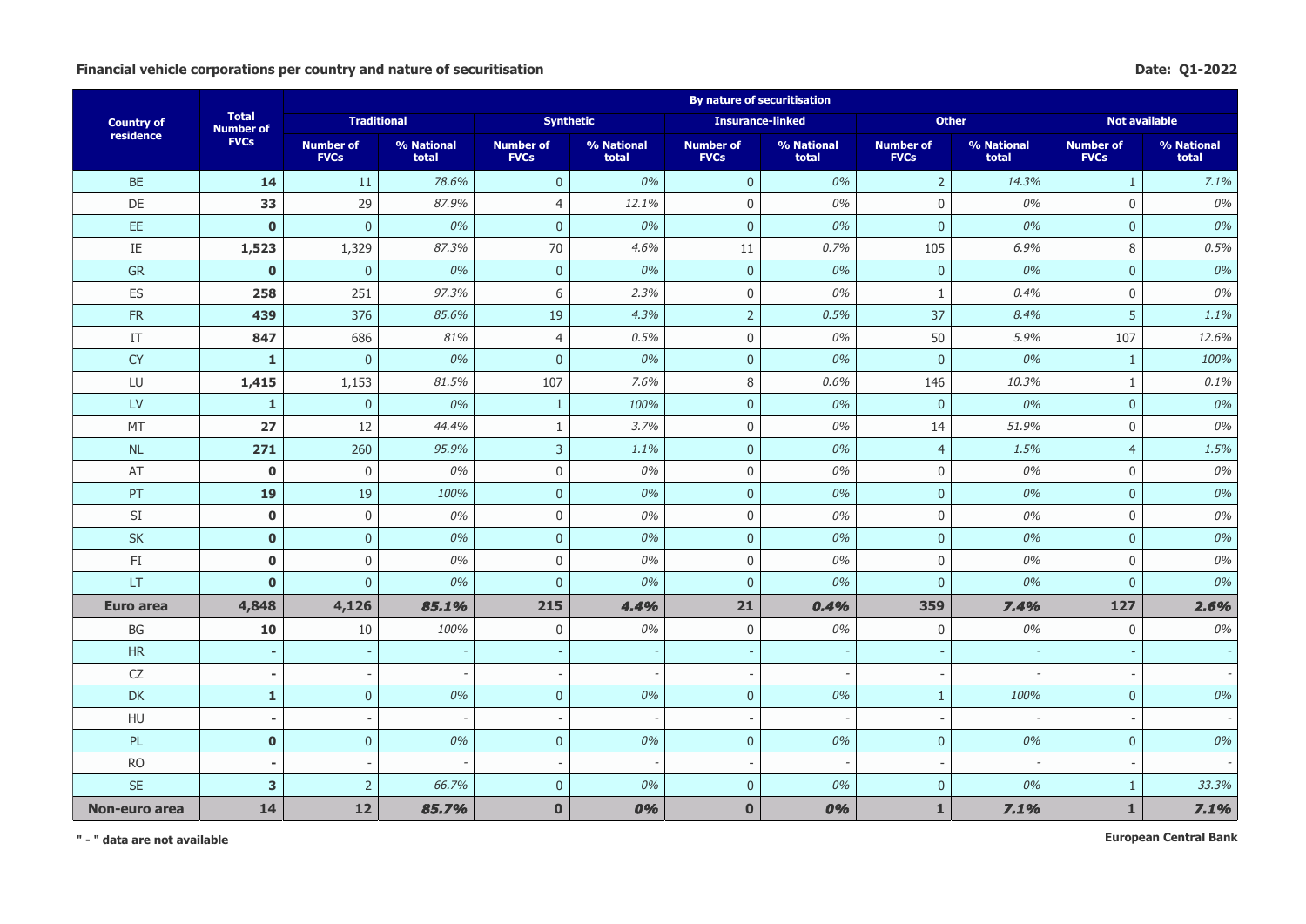**Financial vehicle corporations per country and nature of securitisation**

**Date: Q1-2022**

| Country of residence | Total Number of FVCs | By nature of securitisation | | | | | | | | | |
|---|---|---|---|---|---|---|---|---|---|---|---|
| | | Traditional | | Synthetic | | Insurance-linked | | Other | | Not available | |
| | | Number of FVCs | % National total | Number of FVCs | % National total | Number of FVCs | % National total | Number of FVCs | % National total | Number of FVCs | % National total |
| BE | **14** | 11 | *78.6%* | 0 | *0%* | 0 | *0%* | 2 | *14.3%* | 1 | *7.1%* |
| DE | **33** | 29 | *87.9%* | 4 | *12.1%* | 0 | *0%* | 0 | *0%* | 0 | *0%* |
| EE | **0** | 0 | *0%* | 0 | *0%* | 0 | *0%* | 0 | *0%* | 0 | *0%* |
| IE | **1,523** | 1,329 | *87.3%* | 70 | *4.6%* | 11 | *0.7%* | 105 | *6.9%* | 8 | *0.5%* |
| GR | **0** | 0 | *0%* | 0 | *0%* | 0 | *0%* | 0 | *0%* | 0 | *0%* |
| ES | **258** | 251 | *97.3%* | 6 | *2.3%* | 0 | *0%* | 1 | *0.4%* | 0 | *0%* |
| FR | **439** | 376 | *85.6%* | 19 | *4.3%* | 2 | *0.5%* | 37 | *8.4%* | 5 | *1.1%* |
| IT | **847** | 686 | *81%* | 4 | *0.5%* | 0 | *0%* | 50 | *5.9%* | 107 | *12.6%* |
| CY | **1** | 0 | *0%* | 0 | *0%* | 0 | *0%* | 0 | *0%* | 1 | *100%* |
| LU | **1,415** | 1,153 | *81.5%* | 107 | *7.6%* | 8 | *0.6%* | 146 | *10.3%* | 1 | *0.1%* |
| LV | **1** | 0 | *0%* | 1 | *100%* | 0 | *0%* | 0 | *0%* | 0 | *0%* |
| MT | **27** | 12 | *44.4%* | 1 | *3.7%* | 0 | *0%* | 14 | *51.9%* | 0 | *0%* |
| NL | **271** | 260 | *95.9%* | 3 | *1.1%* | 0 | *0%* | 4 | *1.5%* | 4 | *1.5%* |
| AT | **0** | 0 | *0%* | 0 | *0%* | 0 | *0%* | 0 | *0%* | 0 | *0%* |
| PT | **19** | 19 | *100%* | 0 | *0%* | 0 | *0%* | 0 | *0%* | 0 | *0%* |
| SI | **0** | 0 | *0%* | 0 | *0%* | 0 | *0%* | 0 | *0%* | 0 | *0%* |
| SK | **0** | 0 | *0%* | 0 | *0%* | 0 | *0%* | 0 | *0%* | 0 | *0%* |
| FI | **0** | 0 | *0%* | 0 | *0%* | 0 | *0%* | 0 | *0%* | 0 | *0%* |
| LT | **0** | 0 | *0%* | 0 | *0%* | 0 | *0%* | 0 | *0%* | 0 | *0%* |
| **Euro area** | **4,848** | **4,126** | ***85.1%*** | **215** | ***4.4%*** | **21** | ***0.4%*** | **359** | ***7.4%*** | **127** | ***2.6%*** |
| BG | **10** | 10 | *100%* | 0 | *0%* | 0 | *0%* | 0 | *0%* | 0 | *0%* |
| HR | **-** | - | - | - | - | - | - | - | - | - | - |
| CZ | **-** | - | - | - | - | - | - | - | - | - | - |
| DK | **1** | 0 | *0%* | 0 | *0%* | 0 | *0%* | 1 | *100%* | 0 | *0%* |
| HU | **-** | - | - | - | - | - | - | - | - | - | - |
| PL | **0** | 0 | *0%* | 0 | *0%* | 0 | *0%* | 0 | *0%* | 0 | *0%* |
| RO | **-** | - | - | - | - | - | - | - | - | - | - |
| SE | **3** | 2 | *66.7%* | 0 | *0%* | 0 | *0%* | 0 | *0%* | 1 | *33.3%* |
| **Non-euro area** | **14** | **12** | ***85.7%*** | **0** | ***0%*** | **0** | ***0%*** | **1** | ***7.1%*** | **1** | ***7.1%*** |

**" - " data are not available**

**European Central Bank**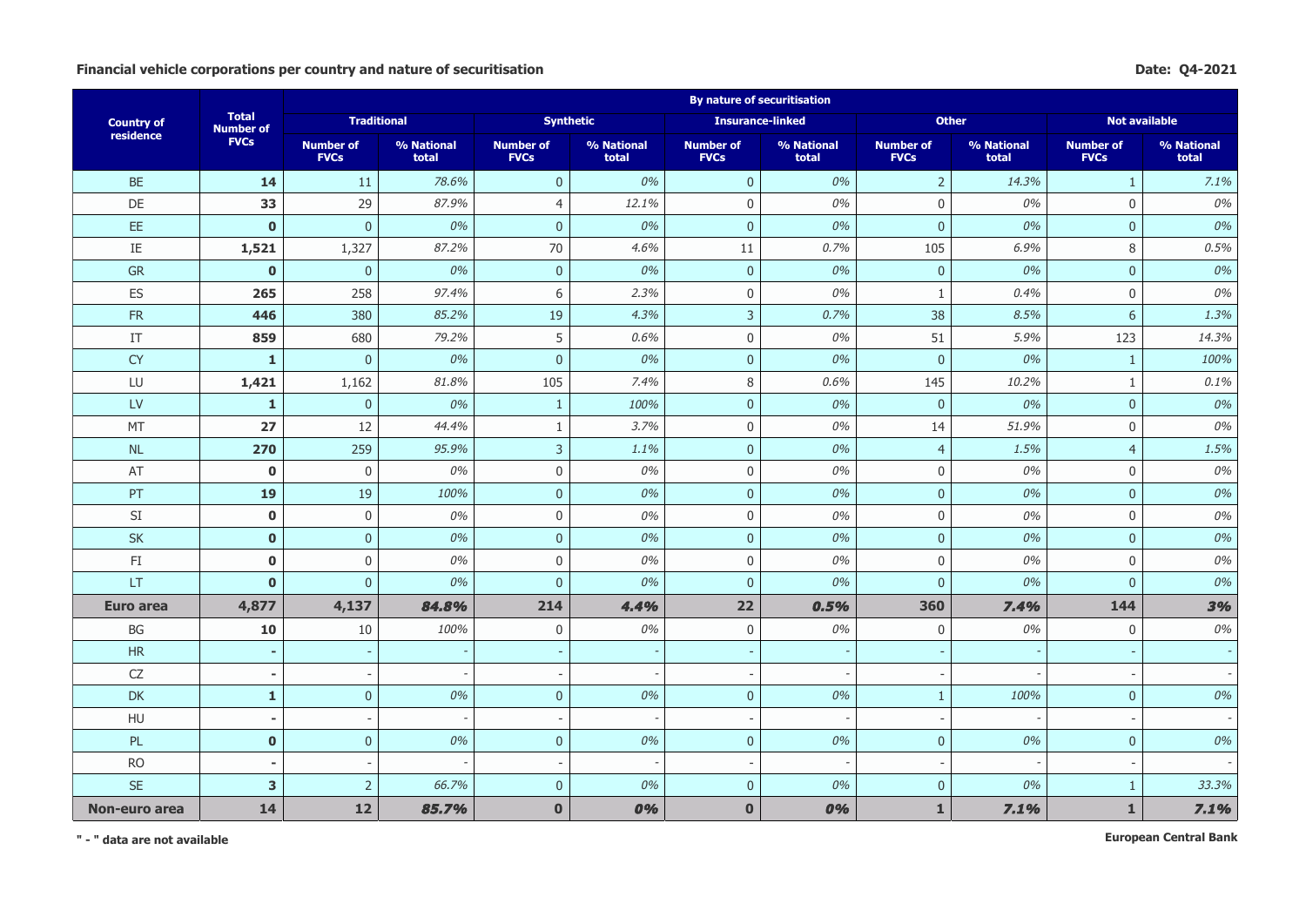**Financial vehicle corporations per country and nature of securitisation**

**Date: Q4-2021**

| Country of residence | Total Number of FVCs | By nature of securitisation | | | | | | | | | |
|---|---|---|---|---|---|---|---|---|---|---|---|
| | | Traditional | | Synthetic | | Insurance-linked | | Other | | Not available | |
| | | Number of FVCs | % National total | Number of FVCs | % National total | Number of FVCs | % National total | Number of FVCs | % National total | Number of FVCs | % National total |
| BE | **14** | 11 | *78.6%* | 0 | *0%* | 0 | *0%* | 2 | *14.3%* | 1 | *7.1%* |
| DE | **33** | 29 | *87.9%* | 4 | *12.1%* | 0 | *0%* | 0 | *0%* | 0 | *0%* |
| EE | **0** | 0 | *0%* | 0 | *0%* | 0 | *0%* | 0 | *0%* | 0 | *0%* |
| IE | **1,521** | 1,327 | *87.2%* | 70 | *4.6%* | 11 | *0.7%* | 105 | *6.9%* | 8 | *0.5%* |
| GR | **0** | 0 | *0%* | 0 | *0%* | 0 | *0%* | 0 | *0%* | 0 | *0%* |
| ES | **265** | 258 | *97.4%* | 6 | *2.3%* | 0 | *0%* | 1 | *0.4%* | 0 | *0%* |
| FR | **446** | 380 | *85.2%* | 19 | *4.3%* | 3 | *0.7%* | 38 | *8.5%* | 6 | *1.3%* |
| IT | **859** | 680 | *79.2%* | 5 | *0.6%* | 0 | *0%* | 51 | *5.9%* | 123 | *14.3%* |
| CY | **1** | 0 | *0%* | 0 | *0%* | 0 | *0%* | 0 | *0%* | 1 | *100%* |
| LU | **1,421** | 1,162 | *81.8%* | 105 | *7.4%* | 8 | *0.6%* | 145 | *10.2%* | 1 | *0.1%* |
| LV | **1** | 0 | *0%* | 1 | *100%* | 0 | *0%* | 0 | *0%* | 0 | *0%* |
| MT | **27** | 12 | *44.4%* | 1 | *3.7%* | 0 | *0%* | 14 | *51.9%* | 0 | *0%* |
| NL | **270** | 259 | *95.9%* | 3 | *1.1%* | 0 | *0%* | 4 | *1.5%* | 4 | *1.5%* |
| AT | **0** | 0 | *0%* | 0 | *0%* | 0 | *0%* | 0 | *0%* | 0 | *0%* |
| PT | **19** | 19 | *100%* | 0 | *0%* | 0 | *0%* | 0 | *0%* | 0 | *0%* |
| SI | **0** | 0 | *0%* | 0 | *0%* | 0 | *0%* | 0 | *0%* | 0 | *0%* |
| SK | **0** | 0 | *0%* | 0 | *0%* | 0 | *0%* | 0 | *0%* | 0 | *0%* |
| FI | **0** | 0 | *0%* | 0 | *0%* | 0 | *0%* | 0 | *0%* | 0 | *0%* |
| LT | **0** | 0 | *0%* | 0 | *0%* | 0 | *0%* | 0 | *0%* | 0 | *0%* |
| **Euro area** | **4,877** | **4,137** | ***84.8%*** | **214** | ***4.4%*** | **22** | ***0.5%*** | **360** | ***7.4%*** | **144** | ***3%*** |
| BG | **10** | 10 | *100%* | 0 | *0%* | 0 | *0%* | 0 | *0%* | 0 | *0%* |
| HR | **-** | - | - | - | - | - | - | - | - | - | - |
| CZ | **-** | - | - | - | - | - | - | - | - | - | - |
| DK | **1** | 0 | *0%* | 0 | *0%* | 0 | *0%* | 1 | *100%* | 0 | *0%* |
| HU | **-** | - | - | - | - | - | - | - | - | - | - |
| PL | **0** | 0 | *0%* | 0 | *0%* | 0 | *0%* | 0 | *0%* | 0 | *0%* |
| RO | **-** | - | - | - | - | - | - | - | - | - | - |
| SE | **3** | 2 | *66.7%* | 0 | *0%* | 0 | *0%* | 0 | *0%* | 1 | *33.3%* |
| **Non-euro area** | **14** | **12** | ***85.7%*** | **0** | ***0%*** | **0** | ***0%*** | **1** | ***7.1%*** | **1** | ***7.1%*** |

**" - " data are not available**

**European Central Bank**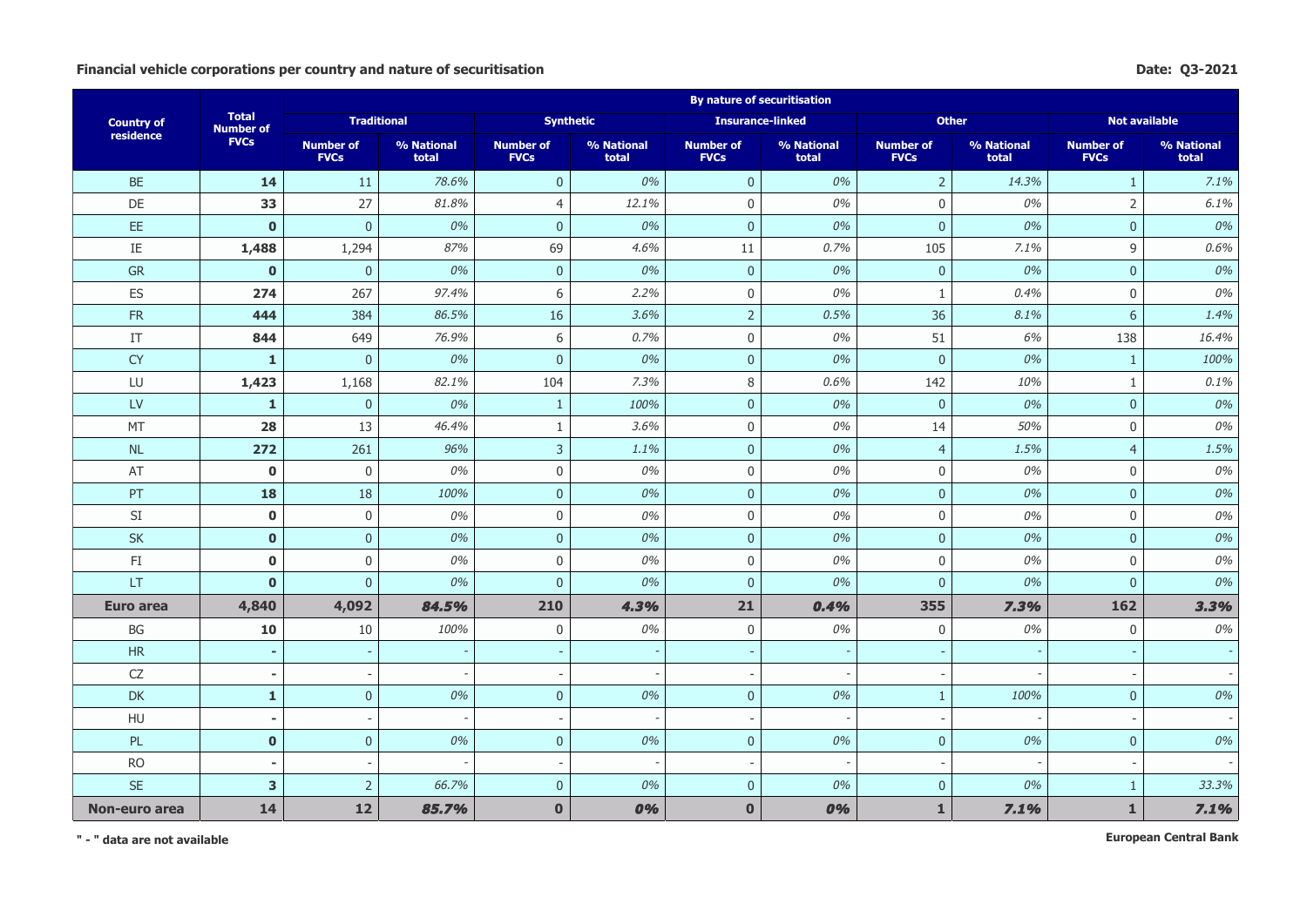**Financial vehicle corporations per country and nature of securitisation**

**Date: Q3-2021**

| Country of residence | Total Number of FVCs | By nature of securitisation | | | | | | | | | |
|---|---|---|---|---|---|---|---|---|---|---|---|
| | | Traditional | | Synthetic | | Insurance-linked | | Other | | Not available | |
| | | Number of FVCs | % National total | Number of FVCs | % National total | Number of FVCs | % National total | Number of FVCs | % National total | Number of FVCs | % National total |
| BE | **14** | 11 | *78.6%* | 0 | *0%* | 0 | *0%* | 2 | *14.3%* | 1 | *7.1%* |
| DE | **33** | 27 | *81.8%* | 4 | *12.1%* | 0 | *0%* | 0 | *0%* | 2 | *6.1%* |
| EE | **0** | 0 | *0%* | 0 | *0%* | 0 | *0%* | 0 | *0%* | 0 | *0%* |
| IE | **1,488** | 1,294 | *87%* | 69 | *4.6%* | 11 | *0.7%* | 105 | *7.1%* | 9 | *0.6%* |
| GR | **0** | 0 | *0%* | 0 | *0%* | 0 | *0%* | 0 | *0%* | 0 | *0%* |
| ES | **274** | 267 | *97.4%* | 6 | *2.2%* | 0 | *0%* | 1 | *0.4%* | 0 | *0%* |
| FR | **444** | 384 | *86.5%* | 16 | *3.6%* | 2 | *0.5%* | 36 | *8.1%* | 6 | *1.4%* |
| IT | **844** | 649 | *76.9%* | 6 | *0.7%* | 0 | *0%* | 51 | *6%* | 138 | *16.4%* |
| CY | **1** | 0 | *0%* | 0 | *0%* | 0 | *0%* | 0 | *0%* | 1 | *100%* |
| LU | **1,423** | 1,168 | *82.1%* | 104 | *7.3%* | 8 | *0.6%* | 142 | *10%* | 1 | *0.1%* |
| LV | **1** | 0 | *0%* | 1 | *100%* | 0 | *0%* | 0 | *0%* | 0 | *0%* |
| MT | **28** | 13 | *46.4%* | 1 | *3.6%* | 0 | *0%* | 14 | *50%* | 0 | *0%* |
| NL | **272** | 261 | *96%* | 3 | *1.1%* | 0 | *0%* | 4 | *1.5%* | 4 | *1.5%* |
| AT | **0** | 0 | *0%* | 0 | *0%* | 0 | *0%* | 0 | *0%* | 0 | *0%* |
| PT | **18** | 18 | *100%* | 0 | *0%* | 0 | *0%* | 0 | *0%* | 0 | *0%* |
| SI | **0** | 0 | *0%* | 0 | *0%* | 0 | *0%* | 0 | *0%* | 0 | *0%* |
| SK | **0** | 0 | *0%* | 0 | *0%* | 0 | *0%* | 0 | *0%* | 0 | *0%* |
| FI | **0** | 0 | *0%* | 0 | *0%* | 0 | *0%* | 0 | *0%* | 0 | *0%* |
| LT | **0** | 0 | *0%* | 0 | *0%* | 0 | *0%* | 0 | *0%* | 0 | *0%* |
| **Euro area** | **4,840** | **4,092** | ***84.5%*** | **210** | ***4.3%*** | **21** | ***0.4%*** | **355** | ***7.3%*** | **162** | ***3.3%*** |
| BG | **10** | 10 | *100%* | 0 | *0%* | 0 | *0%* | 0 | *0%* | 0 | *0%* |
| HR | **-** | - | - | - | - | - | - | - | - | - | - |
| CZ | **-** | - | - | - | - | - | - | - | - | - | - |
| DK | **1** | 0 | *0%* | 0 | *0%* | 0 | *0%* | 1 | *100%* | 0 | *0%* |
| HU | **-** | - | - | - | - | - | - | - | - | - | - |
| PL | **0** | 0 | *0%* | 0 | *0%* | 0 | *0%* | 0 | *0%* | 0 | *0%* |
| RO | **-** | - | - | - | - | - | - | - | - | - | - |
| SE | **3** | 2 | *66.7%* | 0 | *0%* | 0 | *0%* | 0 | *0%* | 1 | *33.3%* |
| **Non-euro area** | **14** | **12** | ***85.7%*** | **0** | ***0%*** | **0** | ***0%*** | **1** | ***7.1%*** | **1** | ***7.1%*** |

**" - " data are not available**

**European Central Bank**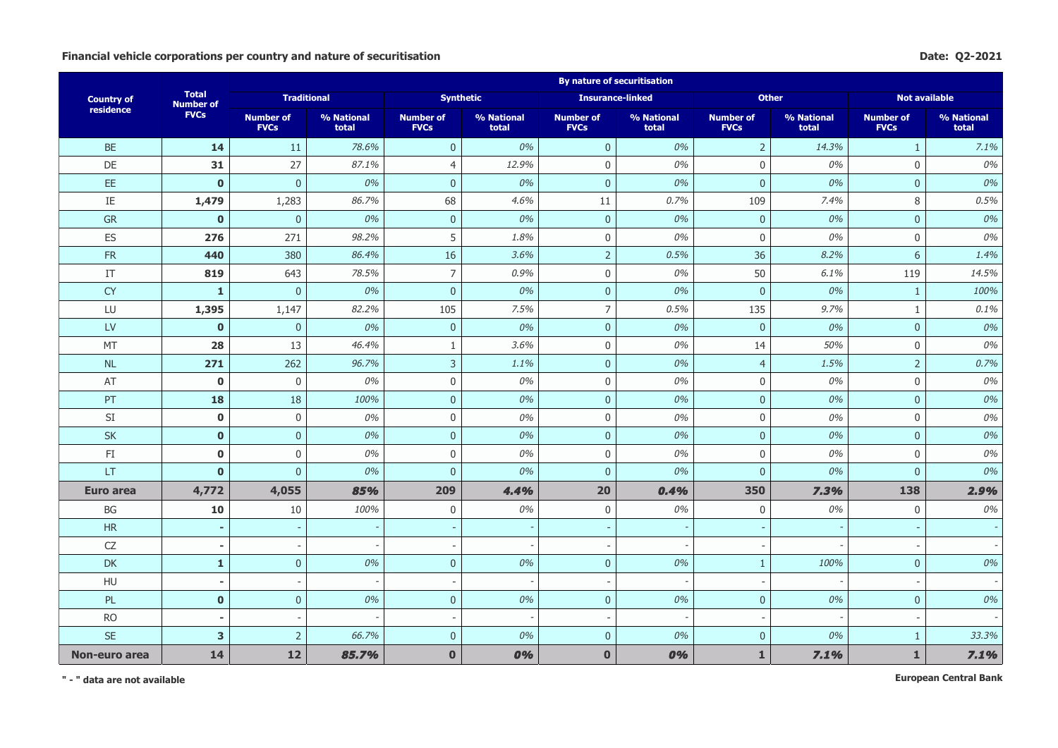**Financial vehicle corporations per country and nature of securitisation**

**Date: Q2-2021**

| Country of residence | Total Number of FVCs | By nature of securitisation | | | | | | | | | |
|---|---|---|---|---|---|---|---|---|---|---|---|
| | | Traditional | | Synthetic | | Insurance-linked | | Other | | Not available | |
| | | Number of FVCs | % National total | Number of FVCs | % National total | Number of FVCs | % National total | Number of FVCs | % National total | Number of FVCs | % National total |
| BE | **14** | 11 | *78.6%* | 0 | *0%* | 0 | *0%* | 2 | *14.3%* | 1 | *7.1%* |
| DE | **31** | 27 | *87.1%* | 4 | *12.9%* | 0 | *0%* | 0 | *0%* | 0 | *0%* |
| EE | **0** | 0 | *0%* | 0 | *0%* | 0 | *0%* | 0 | *0%* | 0 | *0%* |
| IE | **1,479** | 1,283 | *86.7%* | 68 | *4.6%* | 11 | *0.7%* | 109 | *7.4%* | 8 | *0.5%* |
| GR | **0** | 0 | *0%* | 0 | *0%* | 0 | *0%* | 0 | *0%* | 0 | *0%* |
| ES | **276** | 271 | *98.2%* | 5 | *1.8%* | 0 | *0%* | 0 | *0%* | 0 | *0%* |
| FR | **440** | 380 | *86.4%* | 16 | *3.6%* | 2 | *0.5%* | 36 | *8.2%* | 6 | *1.4%* |
| IT | **819** | 643 | *78.5%* | 7 | *0.9%* | 0 | *0%* | 50 | *6.1%* | 119 | *14.5%* |
| CY | **1** | 0 | *0%* | 0 | *0%* | 0 | *0%* | 0 | *0%* | 1 | *100%* |
| LU | **1,395** | 1,147 | *82.2%* | 105 | *7.5%* | 7 | *0.5%* | 135 | *9.7%* | 1 | *0.1%* |
| LV | **0** | 0 | *0%* | 0 | *0%* | 0 | *0%* | 0 | *0%* | 0 | *0%* |
| MT | **28** | 13 | *46.4%* | 1 | *3.6%* | 0 | *0%* | 14 | *50%* | 0 | *0%* |
| NL | **271** | 262 | *96.7%* | 3 | *1.1%* | 0 | *0%* | 4 | *1.5%* | 2 | *0.7%* |
| AT | **0** | 0 | *0%* | 0 | *0%* | 0 | *0%* | 0 | *0%* | 0 | *0%* |
| PT | **18** | 18 | *100%* | 0 | *0%* | 0 | *0%* | 0 | *0%* | 0 | *0%* |
| SI | **0** | 0 | *0%* | 0 | *0%* | 0 | *0%* | 0 | *0%* | 0 | *0%* |
| SK | **0** | 0 | *0%* | 0 | *0%* | 0 | *0%* | 0 | *0%* | 0 | *0%* |
| FI | **0** | 0 | *0%* | 0 | *0%* | 0 | *0%* | 0 | *0%* | 0 | *0%* |
| LT | **0** | 0 | *0%* | 0 | *0%* | 0 | *0%* | 0 | *0%* | 0 | *0%* |
| **Euro area** | **4,772** | **4,055** | ***85%*** | **209** | ***4.4%*** | **20** | ***0.4%*** | **350** | ***7.3%*** | **138** | ***2.9%*** |
| BG | **10** | 10 | *100%* | 0 | *0%* | 0 | *0%* | 0 | *0%* | 0 | *0%* |
| HR | **-** | - | - | - | - | - | - | - | - | - | - |
| CZ | **-** | - | - | - | - | - | - | - | - | - | - |
| DK | **1** | 0 | *0%* | 0 | *0%* | 0 | *0%* | 1 | *100%* | 0 | *0%* |
| HU | **-** | - | - | - | - | - | - | - | - | - | - |
| PL | **0** | 0 | *0%* | 0 | *0%* | 0 | *0%* | 0 | *0%* | 0 | *0%* |
| RO | **-** | - | - | - | - | - | - | - | - | - | - |
| SE | **3** | 2 | *66.7%* | 0 | *0%* | 0 | *0%* | 0 | *0%* | 1 | *33.3%* |
| **Non-euro area** | **14** | **12** | ***85.7%*** | **0** | ***0%*** | **0** | ***0%*** | **1** | ***7.1%*** | **1** | ***7.1%*** |

**" - " data are not available**

**European Central Bank**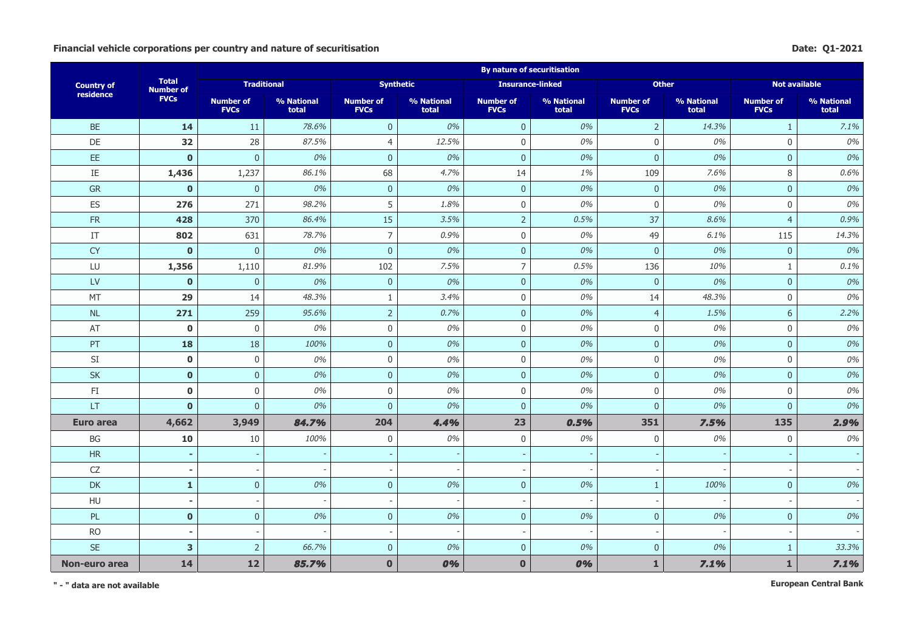**Financial vehicle corporations per country and nature of securitisation**

**Date: Q1-2021**

| Country of residence | Total Number of FVCs | By nature of securitisation | | | | | | | | | |
|---|---|---|---|---|---|---|---|---|---|---|---|
| | | Traditional | | Synthetic | | Insurance-linked | | Other | | Not available | |
| | | Number of FVCs | % National total | Number of FVCs | % National total | Number of FVCs | % National total | Number of FVCs | % National total | Number of FVCs | % National total |
| BE | **14** | 11 | *78.6%* | 0 | *0%* | 0 | *0%* | 2 | *14.3%* | 1 | *7.1%* |
| DE | **32** | 28 | *87.5%* | 4 | *12.5%* | 0 | *0%* | 0 | *0%* | 0 | *0%* |
| EE | **0** | 0 | *0%* | 0 | *0%* | 0 | *0%* | 0 | *0%* | 0 | *0%* |
| IE | **1,436** | 1,237 | *86.1%* | 68 | *4.7%* | 14 | *1%* | 109 | *7.6%* | 8 | *0.6%* |
| GR | **0** | 0 | *0%* | 0 | *0%* | 0 | *0%* | 0 | *0%* | 0 | *0%* |
| ES | **276** | 271 | *98.2%* | 5 | *1.8%* | 0 | *0%* | 0 | *0%* | 0 | *0%* |
| FR | **428** | 370 | *86.4%* | 15 | *3.5%* | 2 | *0.5%* | 37 | *8.6%* | 4 | *0.9%* |
| IT | **802** | 631 | *78.7%* | 7 | *0.9%* | 0 | *0%* | 49 | *6.1%* | 115 | *14.3%* |
| CY | **0** | 0 | *0%* | 0 | *0%* | 0 | *0%* | 0 | *0%* | 0 | *0%* |
| LU | **1,356** | 1,110 | *81.9%* | 102 | *7.5%* | 7 | *0.5%* | 136 | *10%* | 1 | *0.1%* |
| LV | **0** | 0 | *0%* | 0 | *0%* | 0 | *0%* | 0 | *0%* | 0 | *0%* |
| MT | **29** | 14 | *48.3%* | 1 | *3.4%* | 0 | *0%* | 14 | *48.3%* | 0 | *0%* |
| NL | **271** | 259 | *95.6%* | 2 | *0.7%* | 0 | *0%* | 4 | *1.5%* | 6 | *2.2%* |
| AT | **0** | 0 | *0%* | 0 | *0%* | 0 | *0%* | 0 | *0%* | 0 | *0%* |
| PT | **18** | 18 | *100%* | 0 | *0%* | 0 | *0%* | 0 | *0%* | 0 | *0%* |
| SI | **0** | 0 | *0%* | 0 | *0%* | 0 | *0%* | 0 | *0%* | 0 | *0%* |
| SK | **0** | 0 | *0%* | 0 | *0%* | 0 | *0%* | 0 | *0%* | 0 | *0%* |
| FI | **0** | 0 | *0%* | 0 | *0%* | 0 | *0%* | 0 | *0%* | 0 | *0%* |
| LT | **0** | 0 | *0%* | 0 | *0%* | 0 | *0%* | 0 | *0%* | 0 | *0%* |
| **Euro area** | **4,662** | **3,949** | ***84.7%*** | **204** | ***4.4%*** | **23** | ***0.5%*** | **351** | ***7.5%*** | **135** | ***2.9%*** |
| BG | **10** | 10 | *100%* | 0 | *0%* | 0 | *0%* | 0 | *0%* | 0 | *0%* |
| HR | **-** | - | - | - | - | - | - | - | - | - | - |
| CZ | **-** | - | - | - | - | - | - | - | - | - | - |
| DK | **1** | 0 | *0%* | 0 | *0%* | 0 | *0%* | 1 | *100%* | 0 | *0%* |
| HU | **-** | - | - | - | - | - | - | - | - | - | - |
| PL | **0** | 0 | *0%* | 0 | *0%* | 0 | *0%* | 0 | *0%* | 0 | *0%* |
| RO | **-** | - | - | - | - | - | - | - | - | - | - |
| SE | **3** | 2 | *66.7%* | 0 | *0%* | 0 | *0%* | 0 | *0%* | 1 | *33.3%* |
| **Non-euro area** | **14** | **12** | ***85.7%*** | **0** | ***0%*** | **0** | ***0%*** | **1** | ***7.1%*** | **1** | ***7.1%*** |

**" - " data are not available**

**European Central Bank**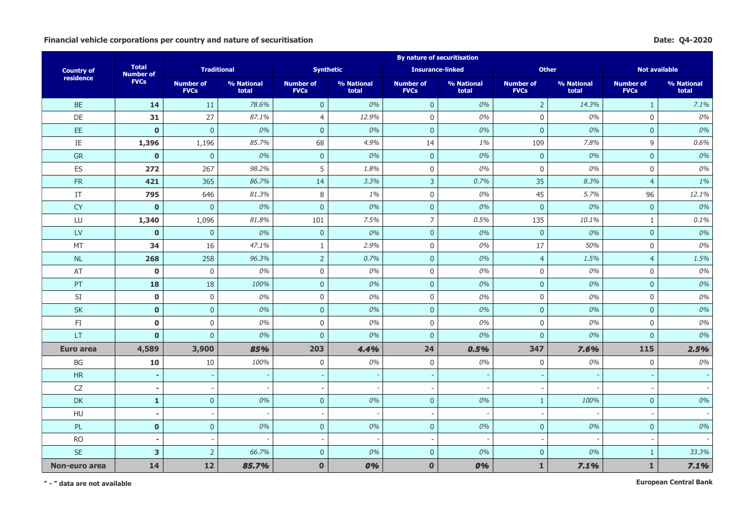**Financial vehicle corporations per country and nature of securitisation**

**Date: Q4-2020**

| Country of residence | Total Number of FVCs | By nature of securitisation | | | | | | | | | |
|---|---|---|---|---|---|---|---|---|---|---|---|
| | | Traditional | | Synthetic | | Insurance-linked | | Other | | Not available | |
| | | Number of FVCs | % National total | Number of FVCs | % National total | Number of FVCs | % National total | Number of FVCs | % National total | Number of FVCs | % National total |
| BE | **14** | 11 | *78.6%* | 0 | *0%* | 0 | *0%* | 2 | *14.3%* | 1 | *7.1%* |
| DE | **31** | 27 | *87.1%* | 4 | *12.9%* | 0 | *0%* | 0 | *0%* | 0 | *0%* |
| EE | **0** | 0 | *0%* | 0 | *0%* | 0 | *0%* | 0 | *0%* | 0 | *0%* |
| IE | **1,396** | 1,196 | *85.7%* | 68 | *4.9%* | 14 | *1%* | 109 | *7.8%* | 9 | *0.6%* |
| GR | **0** | 0 | *0%* | 0 | *0%* | 0 | *0%* | 0 | *0%* | 0 | *0%* |
| ES | **272** | 267 | *98.2%* | 5 | *1.8%* | 0 | *0%* | 0 | *0%* | 0 | *0%* |
| FR | **421** | 365 | *86.7%* | 14 | *3.3%* | 3 | *0.7%* | 35 | *8.3%* | 4 | *1%* |
| IT | **795** | 646 | *81.3%* | 8 | *1%* | 0 | *0%* | 45 | *5.7%* | 96 | *12.1%* |
| CY | **0** | 0 | *0%* | 0 | *0%* | 0 | *0%* | 0 | *0%* | 0 | *0%* |
| LU | **1,340** | 1,096 | *81.8%* | 101 | *7.5%* | 7 | *0.5%* | 135 | *10.1%* | 1 | *0.1%* |
| LV | **0** | 0 | *0%* | 0 | *0%* | 0 | *0%* | 0 | *0%* | 0 | *0%* |
| MT | **34** | 16 | *47.1%* | 1 | *2.9%* | 0 | *0%* | 17 | *50%* | 0 | *0%* |
| NL | **268** | 258 | *96.3%* | 2 | *0.7%* | 0 | *0%* | 4 | *1.5%* | 4 | *1.5%* |
| AT | **0** | 0 | *0%* | 0 | *0%* | 0 | *0%* | 0 | *0%* | 0 | *0%* |
| PT | **18** | 18 | *100%* | 0 | *0%* | 0 | *0%* | 0 | *0%* | 0 | *0%* |
| SI | **0** | 0 | *0%* | 0 | *0%* | 0 | *0%* | 0 | *0%* | 0 | *0%* |
| SK | **0** | 0 | *0%* | 0 | *0%* | 0 | *0%* | 0 | *0%* | 0 | *0%* |
| FI | **0** | 0 | *0%* | 0 | *0%* | 0 | *0%* | 0 | *0%* | 0 | *0%* |
| LT | **0** | 0 | *0%* | 0 | *0%* | 0 | *0%* | 0 | *0%* | 0 | *0%* |
| **Euro area** | **4,589** | **3,900** | ***85%*** | **203** | ***4.4%*** | **24** | ***0.5%*** | **347** | ***7.6%*** | **115** | ***2.5%*** |
| BG | **10** | 10 | *100%* | 0 | *0%* | 0 | *0%* | 0 | *0%* | 0 | *0%* |
| HR | **-** | - | - | - | - | - | - | - | - | - | - |
| CZ | **-** | - | - | - | - | - | - | - | - | - | - |
| DK | **1** | 0 | *0%* | 0 | *0%* | 0 | *0%* | 1 | *100%* | 0 | *0%* |
| HU | **-** | - | - | - | - | - | - | - | - | - | - |
| PL | **0** | 0 | *0%* | 0 | *0%* | 0 | *0%* | 0 | *0%* | 0 | *0%* |
| RO | **-** | - | - | - | - | - | - | - | - | - | - |
| SE | **3** | 2 | *66.7%* | 0 | *0%* | 0 | *0%* | 0 | *0%* | 1 | *33.3%* |
| **Non-euro area** | **14** | **12** | ***85.7%*** | **0** | ***0%*** | **0** | ***0%*** | **1** | ***7.1%*** | **1** | ***7.1%*** |

**" - " data are not available**

**European Central Bank**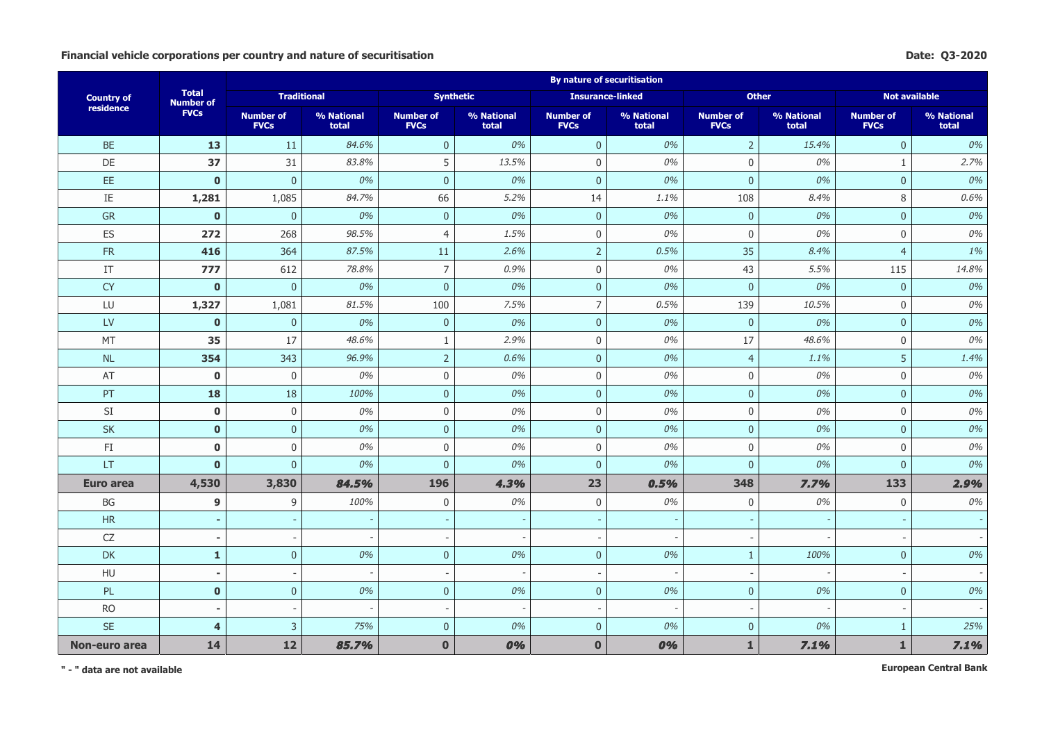**Financial vehicle corporations per country and nature of securitisation**

**Date: Q3-2020**

| Country of residence | Total Number of FVCs | By nature of securitisation | | | | | | | | | |
|---|---|---|---|---|---|---|---|---|---|---|---|
| | | Traditional | | Synthetic | | Insurance-linked | | Other | | Not available | |
| | | Number of FVCs | % National total | Number of FVCs | % National total | Number of FVCs | % National total | Number of FVCs | % National total | Number of FVCs | % National total |
| BE | **13** | 11 | *84.6%* | 0 | *0%* | 0 | *0%* | 2 | *15.4%* | 0 | *0%* |
| DE | **37** | 31 | *83.8%* | 5 | *13.5%* | 0 | *0%* | 0 | *0%* | 1 | *2.7%* |
| EE | **0** | 0 | *0%* | 0 | *0%* | 0 | *0%* | 0 | *0%* | 0 | *0%* |
| IE | **1,281** | 1,085 | *84.7%* | 66 | *5.2%* | 14 | *1.1%* | 108 | *8.4%* | 8 | *0.6%* |
| GR | **0** | 0 | *0%* | 0 | *0%* | 0 | *0%* | 0 | *0%* | 0 | *0%* |
| ES | **272** | 268 | *98.5%* | 4 | *1.5%* | 0 | *0%* | 0 | *0%* | 0 | *0%* |
| FR | **416** | 364 | *87.5%* | 11 | *2.6%* | 2 | *0.5%* | 35 | *8.4%* | 4 | *1%* |
| IT | **777** | 612 | *78.8%* | 7 | *0.9%* | 0 | *0%* | 43 | *5.5%* | 115 | *14.8%* |
| CY | **0** | 0 | *0%* | 0 | *0%* | 0 | *0%* | 0 | *0%* | 0 | *0%* |
| LU | **1,327** | 1,081 | *81.5%* | 100 | *7.5%* | 7 | *0.5%* | 139 | *10.5%* | 0 | *0%* |
| LV | **0** | 0 | *0%* | 0 | *0%* | 0 | *0%* | 0 | *0%* | 0 | *0%* |
| MT | **35** | 17 | *48.6%* | 1 | *2.9%* | 0 | *0%* | 17 | *48.6%* | 0 | *0%* |
| NL | **354** | 343 | *96.9%* | 2 | *0.6%* | 0 | *0%* | 4 | *1.1%* | 5 | *1.4%* |
| AT | **0** | 0 | *0%* | 0 | *0%* | 0 | *0%* | 0 | *0%* | 0 | *0%* |
| PT | **18** | 18 | *100%* | 0 | *0%* | 0 | *0%* | 0 | *0%* | 0 | *0%* |
| SI | **0** | 0 | *0%* | 0 | *0%* | 0 | *0%* | 0 | *0%* | 0 | *0%* |
| SK | **0** | 0 | *0%* | 0 | *0%* | 0 | *0%* | 0 | *0%* | 0 | *0%* |
| FI | **0** | 0 | *0%* | 0 | *0%* | 0 | *0%* | 0 | *0%* | 0 | *0%* |
| LT | **0** | 0 | *0%* | 0 | *0%* | 0 | *0%* | 0 | *0%* | 0 | *0%* |
| **Euro area** | **4,530** | **3,830** | ***84.5%*** | **196** | ***4.3%*** | **23** | ***0.5%*** | **348** | ***7.7%*** | **133** | ***2.9%*** |
| BG | **9** | 9 | *100%* | 0 | *0%* | 0 | *0%* | 0 | *0%* | 0 | *0%* |
| HR | **-** | - | - | - | - | - | - | - | - | - | - |
| CZ | **-** | - | - | - | - | - | - | - | - | - | - |
| DK | **1** | 0 | *0%* | 0 | *0%* | 0 | *0%* | 1 | *100%* | 0 | *0%* |
| HU | **-** | - | - | - | - | - | - | - | - | - | - |
| PL | **0** | 0 | *0%* | 0 | *0%* | 0 | *0%* | 0 | *0%* | 0 | *0%* |
| RO | **-** | - | - | - | - | - | - | - | - | - | - |
| SE | **4** | 3 | *75%* | 0 | *0%* | 0 | *0%* | 0 | *0%* | 1 | *25%* |
| **Non-euro area** | **14** | **12** | ***85.7%*** | **0** | ***0%*** | **0** | ***0%*** | **1** | ***7.1%*** | **1** | ***7.1%*** |

**" - " data are not available**

**European Central Bank**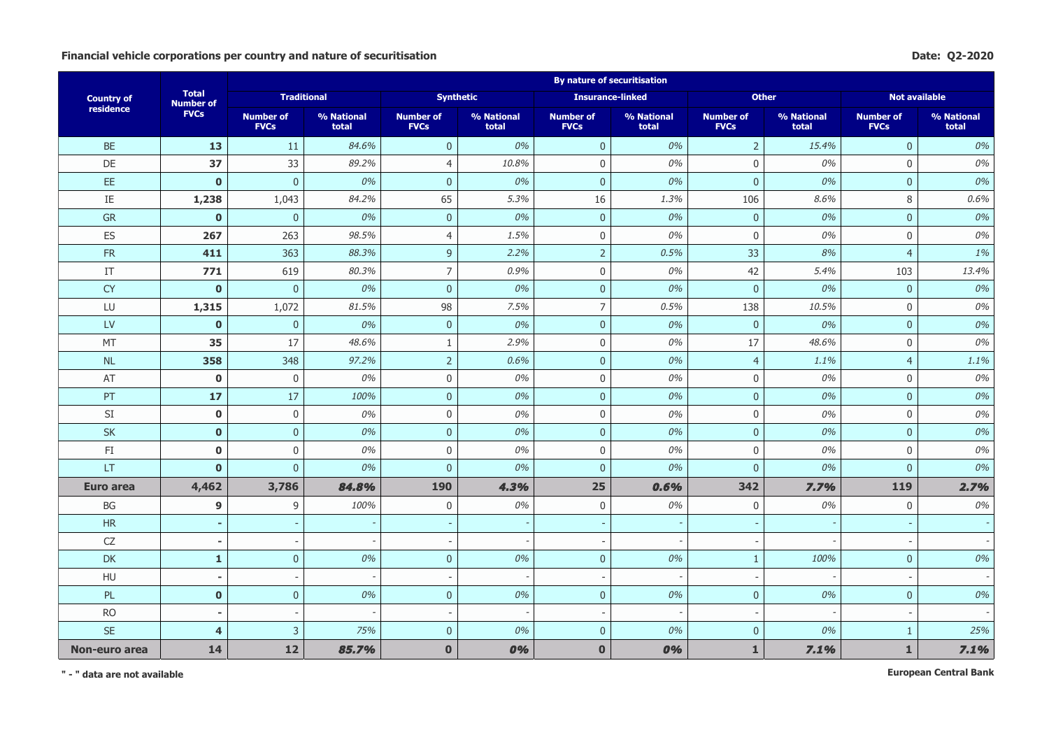**Financial vehicle corporations per country and nature of securitisation**

**Date: Q2-2020**

| Country of residence | Total Number of FVCs | By nature of securitisation | | | | | | | | | |
|---|---|---|---|---|---|---|---|---|---|---|---|
| | | Traditional | | Synthetic | | Insurance-linked | | Other | | Not available | |
| | | Number of FVCs | % National total | Number of FVCs | % National total | Number of FVCs | % National total | Number of FVCs | % National total | Number of FVCs | % National total |
| BE | **13** | 11 | *84.6%* | 0 | *0%* | 0 | *0%* | 2 | *15.4%* | 0 | *0%* |
| DE | **37** | 33 | *89.2%* | 4 | *10.8%* | 0 | *0%* | 0 | *0%* | 0 | *0%* |
| EE | **0** | 0 | *0%* | 0 | *0%* | 0 | *0%* | 0 | *0%* | 0 | *0%* |
| IE | **1,238** | 1,043 | *84.2%* | 65 | *5.3%* | 16 | *1.3%* | 106 | *8.6%* | 8 | *0.6%* |
| GR | **0** | 0 | *0%* | 0 | *0%* | 0 | *0%* | 0 | *0%* | 0 | *0%* |
| ES | **267** | 263 | *98.5%* | 4 | *1.5%* | 0 | *0%* | 0 | *0%* | 0 | *0%* |
| FR | **411** | 363 | *88.3%* | 9 | *2.2%* | 2 | *0.5%* | 33 | *8%* | 4 | *1%* |
| IT | **771** | 619 | *80.3%* | 7 | *0.9%* | 0 | *0%* | 42 | *5.4%* | 103 | *13.4%* |
| CY | **0** | 0 | *0%* | 0 | *0%* | 0 | *0%* | 0 | *0%* | 0 | *0%* |
| LU | **1,315** | 1,072 | *81.5%* | 98 | *7.5%* | 7 | *0.5%* | 138 | *10.5%* | 0 | *0%* |
| LV | **0** | 0 | *0%* | 0 | *0%* | 0 | *0%* | 0 | *0%* | 0 | *0%* |
| MT | **35** | 17 | *48.6%* | 1 | *2.9%* | 0 | *0%* | 17 | *48.6%* | 0 | *0%* |
| NL | **358** | 348 | *97.2%* | 2 | *0.6%* | 0 | *0%* | 4 | *1.1%* | 4 | *1.1%* |
| AT | **0** | 0 | *0%* | 0 | *0%* | 0 | *0%* | 0 | *0%* | 0 | *0%* |
| PT | **17** | 17 | *100%* | 0 | *0%* | 0 | *0%* | 0 | *0%* | 0 | *0%* |
| SI | **0** | 0 | *0%* | 0 | *0%* | 0 | *0%* | 0 | *0%* | 0 | *0%* |
| SK | **0** | 0 | *0%* | 0 | *0%* | 0 | *0%* | 0 | *0%* | 0 | *0%* |
| FI | **0** | 0 | *0%* | 0 | *0%* | 0 | *0%* | 0 | *0%* | 0 | *0%* |
| LT | **0** | 0 | *0%* | 0 | *0%* | 0 | *0%* | 0 | *0%* | 0 | *0%* |
| **Euro area** | **4,462** | **3,786** | ***84.8%*** | **190** | ***4.3%*** | **25** | ***0.6%*** | **342** | ***7.7%*** | **119** | ***2.7%*** |
| BG | **9** | 9 | *100%* | 0 | *0%* | 0 | *0%* | 0 | *0%* | 0 | *0%* |
| HR | **-** | - | - | - | - | - | - | - | - | - | - |
| CZ | **-** | - | - | - | - | - | - | - | - | - | - |
| DK | **1** | 0 | *0%* | 0 | *0%* | 0 | *0%* | 1 | *100%* | 0 | *0%* |
| HU | **-** | - | - | - | - | - | - | - | - | - | - |
| PL | **0** | 0 | *0%* | 0 | *0%* | 0 | *0%* | 0 | *0%* | 0 | *0%* |
| RO | **-** | - | - | - | - | - | - | - | - | - | - |
| SE | **4** | 3 | *75%* | 0 | *0%* | 0 | *0%* | 0 | *0%* | 1 | *25%* |
| **Non-euro area** | **14** | **12** | ***85.7%*** | **0** | ***0%*** | **0** | ***0%*** | **1** | ***7.1%*** | **1** | ***7.1%*** |

**" - " data are not available**

**European Central Bank**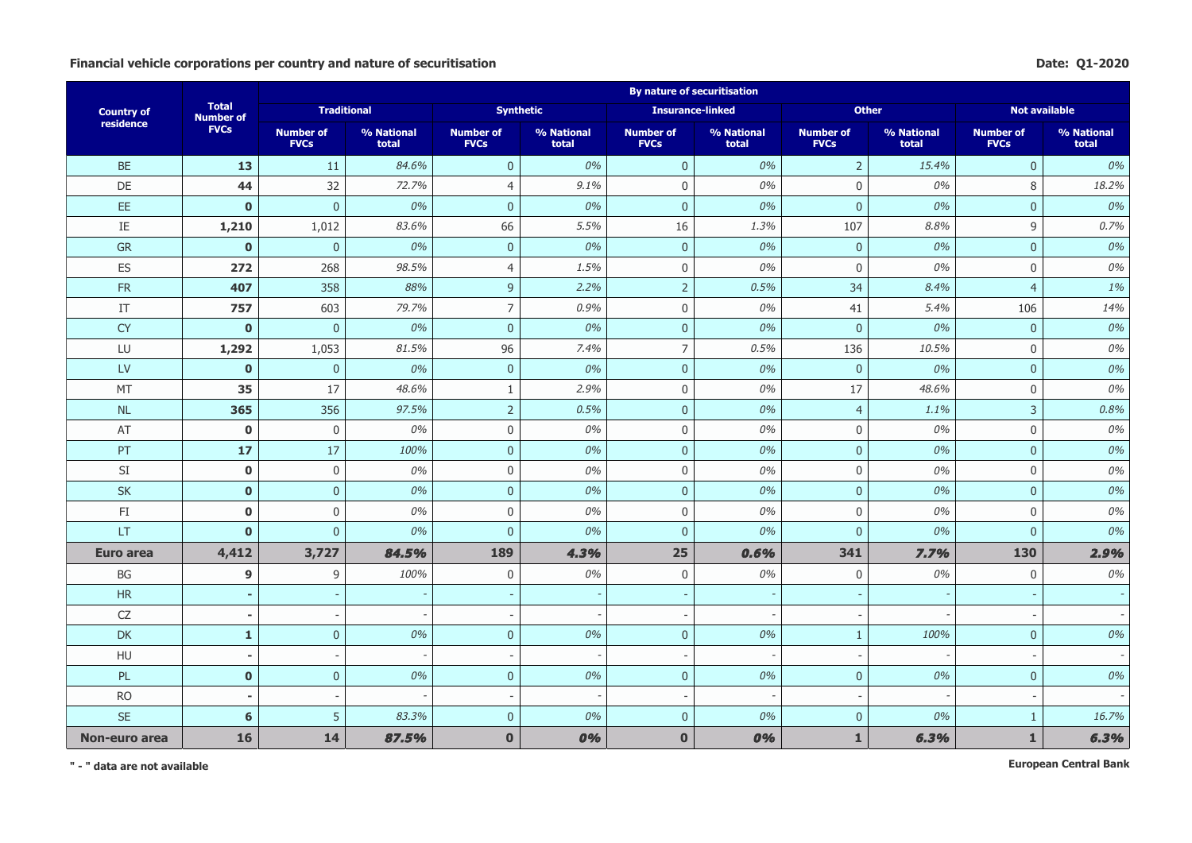**Financial vehicle corporations per country and nature of securitisation**

**Date: Q1-2020**

| Country of residence | Total Number of FVCs | By nature of securitisation | | | | | | | | | |
|---|---|---|---|---|---|---|---|---|---|---|---|
| | | Traditional | | Synthetic | | Insurance-linked | | Other | | Not available | |
| | | Number of FVCs | % National total | Number of FVCs | % National total | Number of FVCs | % National total | Number of FVCs | % National total | Number of FVCs | % National total |
| BE | **13** | 11 | *84.6%* | 0 | *0%* | 0 | *0%* | 2 | *15.4%* | 0 | *0%* |
| DE | **44** | 32 | *72.7%* | 4 | *9.1%* | 0 | *0%* | 0 | *0%* | 8 | *18.2%* |
| EE | **0** | 0 | *0%* | 0 | *0%* | 0 | *0%* | 0 | *0%* | 0 | *0%* |
| IE | **1,210** | 1,012 | *83.6%* | 66 | *5.5%* | 16 | *1.3%* | 107 | *8.8%* | 9 | *0.7%* |
| GR | **0** | 0 | *0%* | 0 | *0%* | 0 | *0%* | 0 | *0%* | 0 | *0%* |
| ES | **272** | 268 | *98.5%* | 4 | *1.5%* | 0 | *0%* | 0 | *0%* | 0 | *0%* |
| FR | **407** | 358 | *88%* | 9 | *2.2%* | 2 | *0.5%* | 34 | *8.4%* | 4 | *1%* |
| IT | **757** | 603 | *79.7%* | 7 | *0.9%* | 0 | *0%* | 41 | *5.4%* | 106 | *14%* |
| CY | **0** | 0 | *0%* | 0 | *0%* | 0 | *0%* | 0 | *0%* | 0 | *0%* |
| LU | **1,292** | 1,053 | *81.5%* | 96 | *7.4%* | 7 | *0.5%* | 136 | *10.5%* | 0 | *0%* |
| LV | **0** | 0 | *0%* | 0 | *0%* | 0 | *0%* | 0 | *0%* | 0 | *0%* |
| MT | **35** | 17 | *48.6%* | 1 | *2.9%* | 0 | *0%* | 17 | *48.6%* | 0 | *0%* |
| NL | **365** | 356 | *97.5%* | 2 | *0.5%* | 0 | *0%* | 4 | *1.1%* | 3 | *0.8%* |
| AT | **0** | 0 | *0%* | 0 | *0%* | 0 | *0%* | 0 | *0%* | 0 | *0%* |
| PT | **17** | 17 | *100%* | 0 | *0%* | 0 | *0%* | 0 | *0%* | 0 | *0%* |
| SI | **0** | 0 | *0%* | 0 | *0%* | 0 | *0%* | 0 | *0%* | 0 | *0%* |
| SK | **0** | 0 | *0%* | 0 | *0%* | 0 | *0%* | 0 | *0%* | 0 | *0%* |
| FI | **0** | 0 | *0%* | 0 | *0%* | 0 | *0%* | 0 | *0%* | 0 | *0%* |
| LT | **0** | 0 | *0%* | 0 | *0%* | 0 | *0%* | 0 | *0%* | 0 | *0%* |
| **Euro area** | **4,412** | **3,727** | ***84.5%*** | **189** | ***4.3%*** | **25** | ***0.6%*** | **341** | ***7.7%*** | **130** | ***2.9%*** |
| BG | **9** | 9 | *100%* | 0 | *0%* | 0 | *0%* | 0 | *0%* | 0 | *0%* |
| HR | **-** | - | - | - | - | - | - | - | - | - | - |
| CZ | **-** | - | - | - | - | - | - | - | - | - | - |
| DK | **1** | 0 | *0%* | 0 | *0%* | 0 | *0%* | 1 | *100%* | 0 | *0%* |
| HU | **-** | - | - | - | - | - | - | - | - | - | - |
| PL | **0** | 0 | *0%* | 0 | *0%* | 0 | *0%* | 0 | *0%* | 0 | *0%* |
| RO | **-** | - | - | - | - | - | - | - | - | - | - |
| SE | **6** | 5 | *83.3%* | 0 | *0%* | 0 | *0%* | 0 | *0%* | 1 | *16.7%* |
| **Non-euro area** | **16** | **14** | ***87.5%*** | **0** | ***0%*** | **0** | ***0%*** | **1** | ***6.3%*** | **1** | ***6.3%*** |

**" - " data are not available**

**European Central Bank**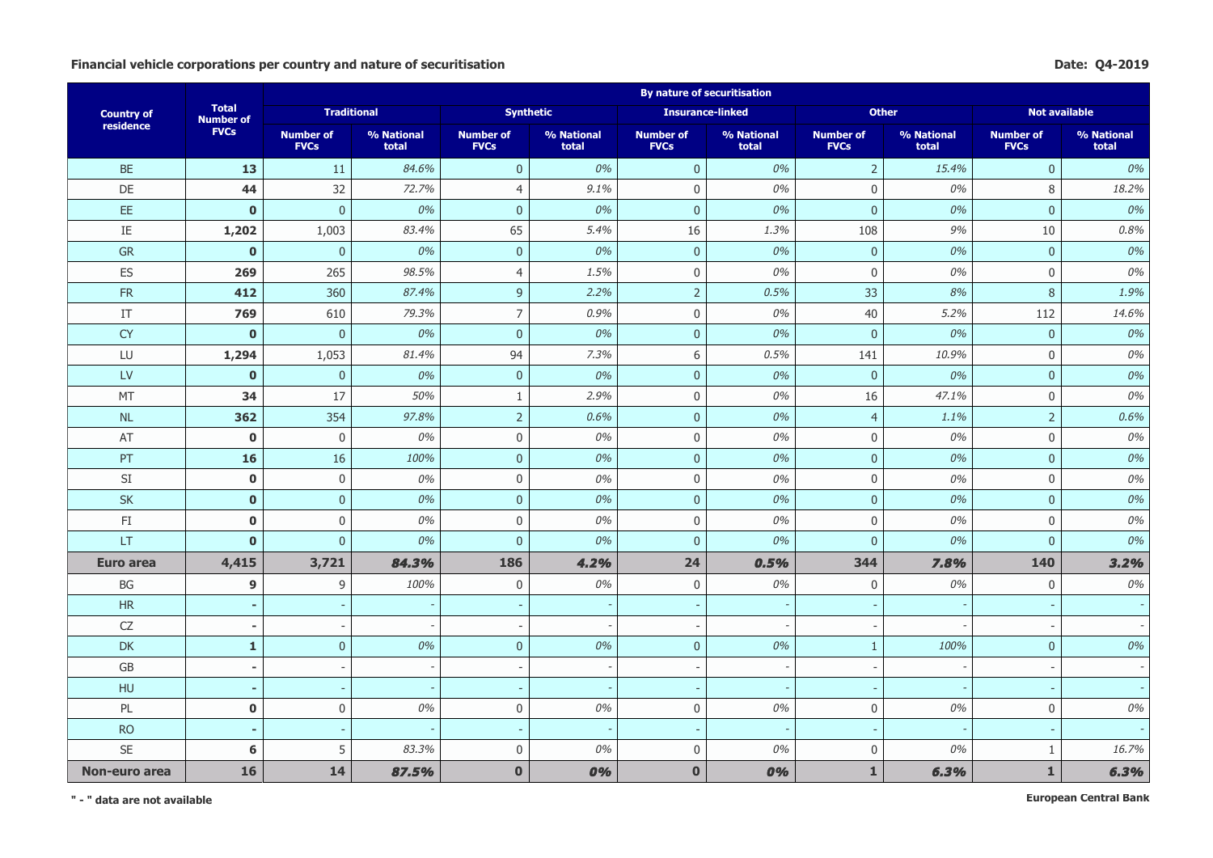**Financial vehicle corporations per country and nature of securitisation**

**Date: Q4-2019**

| Country of residence | Total Number of FVCs | By nature of securitisation | | | | | | | | | |
|---|---|---|---|---|---|---|---|---|---|---|---|
| | | Traditional | | Synthetic | | Insurance-linked | | Other | | Not available | |
| | | Number of FVCs | % National total | Number of FVCs | % National total | Number of FVCs | % National total | Number of FVCs | % National total | Number of FVCs | % National total |
| BE | **13** | 11 | *84.6%* | 0 | *0%* | 0 | *0%* | 2 | *15.4%* | 0 | *0%* |
| DE | **44** | 32 | *72.7%* | 4 | *9.1%* | 0 | *0%* | 0 | *0%* | 8 | *18.2%* |
| EE | **0** | 0 | *0%* | 0 | *0%* | 0 | *0%* | 0 | *0%* | 0 | *0%* |
| IE | **1,202** | 1,003 | *83.4%* | 65 | *5.4%* | 16 | *1.3%* | 108 | *9%* | 10 | *0.8%* |
| GR | **0** | 0 | *0%* | 0 | *0%* | 0 | *0%* | 0 | *0%* | 0 | *0%* |
| ES | **269** | 265 | *98.5%* | 4 | *1.5%* | 0 | *0%* | 0 | *0%* | 0 | *0%* |
| FR | **412** | 360 | *87.4%* | 9 | *2.2%* | 2 | *0.5%* | 33 | *8%* | 8 | *1.9%* |
| IT | **769** | 610 | *79.3%* | 7 | *0.9%* | 0 | *0%* | 40 | *5.2%* | 112 | *14.6%* |
| CY | **0** | 0 | *0%* | 0 | *0%* | 0 | *0%* | 0 | *0%* | 0 | *0%* |
| LU | **1,294** | 1,053 | *81.4%* | 94 | *7.3%* | 6 | *0.5%* | 141 | *10.9%* | 0 | *0%* |
| LV | **0** | 0 | *0%* | 0 | *0%* | 0 | *0%* | 0 | *0%* | 0 | *0%* |
| MT | **34** | 17 | *50%* | 1 | *2.9%* | 0 | *0%* | 16 | *47.1%* | 0 | *0%* |
| NL | **362** | 354 | *97.8%* | 2 | *0.6%* | 0 | *0%* | 4 | *1.1%* | 2 | *0.6%* |
| AT | **0** | 0 | *0%* | 0 | *0%* | 0 | *0%* | 0 | *0%* | 0 | *0%* |
| PT | **16** | 16 | *100%* | 0 | *0%* | 0 | *0%* | 0 | *0%* | 0 | *0%* |
| SI | **0** | 0 | *0%* | 0 | *0%* | 0 | *0%* | 0 | *0%* | 0 | *0%* |
| SK | **0** | 0 | *0%* | 0 | *0%* | 0 | *0%* | 0 | *0%* | 0 | *0%* |
| FI | **0** | 0 | *0%* | 0 | *0%* | 0 | *0%* | 0 | *0%* | 0 | *0%* |
| LT | **0** | 0 | *0%* | 0 | *0%* | 0 | *0%* | 0 | *0%* | 0 | *0%* |
| **Euro area** | **4,415** | **3,721** | ***84.3%*** | **186** | ***4.2%*** | **24** | ***0.5%*** | **344** | ***7.8%*** | **140** | ***3.2%*** |
| BG | **9** | 9 | *100%* | 0 | *0%* | 0 | *0%* | 0 | *0%* | 0 | *0%* |
| HR | **-** | - | - | - | - | - | - | - | - | - | - |
| CZ | **-** | - | - | - | - | - | - | - | - | - | - |
| DK | **1** | 0 | *0%* | 0 | *0%* | 0 | *0%* | 1 | *100%* | 0 | *0%* |
| GB | **-** | - | - | - | - | - | - | - | - | - | - |
| HU | **-** | - | - | - | - | - | - | - | - | - | - |
| PL | **0** | 0 | *0%* | 0 | *0%* | 0 | *0%* | 0 | *0%* | 0 | *0%* |
| RO | **-** | - | - | - | - | - | - | - | - | - | - |
| SE | **6** | 5 | *83.3%* | 0 | *0%* | 0 | *0%* | 0 | *0%* | 1 | *16.7%* |
| **Non-euro area** | **16** | **14** | ***87.5%*** | **0** | ***0%*** | **0** | ***0%*** | **1** | ***6.3%*** | **1** | ***6.3%*** |

**" - " data are not available**

**European Central Bank**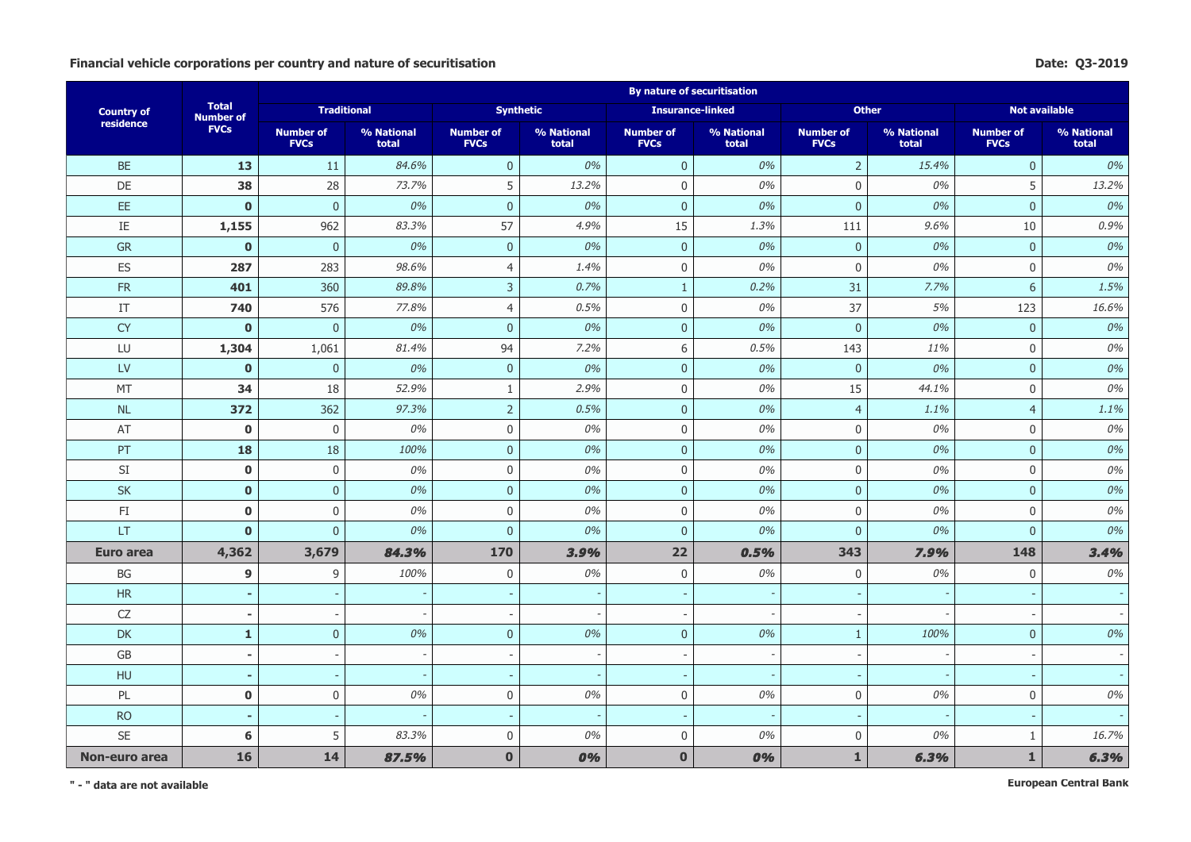**Financial vehicle corporations per country and nature of securitisation**

**Date: Q3-2019**

| Country of residence | Total Number of FVCs | By nature of securitisation | | | | | | | | | |
|---|---|---|---|---|---|---|---|---|---|---|---|
| | | Traditional | | Synthetic | | Insurance-linked | | Other | | Not available | |
| | | Number of FVCs | % National total | Number of FVCs | % National total | Number of FVCs | % National total | Number of FVCs | % National total | Number of FVCs | % National total |
| BE | **13** | 11 | *84.6%* | 0 | *0%* | 0 | *0%* | 2 | *15.4%* | 0 | *0%* |
| DE | **38** | 28 | *73.7%* | 5 | *13.2%* | 0 | *0%* | 0 | *0%* | 5 | *13.2%* |
| EE | **0** | 0 | *0%* | 0 | *0%* | 0 | *0%* | 0 | *0%* | 0 | *0%* |
| IE | **1,155** | 962 | *83.3%* | 57 | *4.9%* | 15 | *1.3%* | 111 | *9.6%* | 10 | *0.9%* |
| GR | **0** | 0 | *0%* | 0 | *0%* | 0 | *0%* | 0 | *0%* | 0 | *0%* |
| ES | **287** | 283 | *98.6%* | 4 | *1.4%* | 0 | *0%* | 0 | *0%* | 0 | *0%* |
| FR | **401** | 360 | *89.8%* | 3 | *0.7%* | 1 | *0.2%* | 31 | *7.7%* | 6 | *1.5%* |
| IT | **740** | 576 | *77.8%* | 4 | *0.5%* | 0 | *0%* | 37 | *5%* | 123 | *16.6%* |
| CY | **0** | 0 | *0%* | 0 | *0%* | 0 | *0%* | 0 | *0%* | 0 | *0%* |
| LU | **1,304** | 1,061 | *81.4%* | 94 | *7.2%* | 6 | *0.5%* | 143 | *11%* | 0 | *0%* |
| LV | **0** | 0 | *0%* | 0 | *0%* | 0 | *0%* | 0 | *0%* | 0 | *0%* |
| MT | **34** | 18 | *52.9%* | 1 | *2.9%* | 0 | *0%* | 15 | *44.1%* | 0 | *0%* |
| NL | **372** | 362 | *97.3%* | 2 | *0.5%* | 0 | *0%* | 4 | *1.1%* | 4 | *1.1%* |
| AT | **0** | 0 | *0%* | 0 | *0%* | 0 | *0%* | 0 | *0%* | 0 | *0%* |
| PT | **18** | 18 | *100%* | 0 | *0%* | 0 | *0%* | 0 | *0%* | 0 | *0%* |
| SI | **0** | 0 | *0%* | 0 | *0%* | 0 | *0%* | 0 | *0%* | 0 | *0%* |
| SK | **0** | 0 | *0%* | 0 | *0%* | 0 | *0%* | 0 | *0%* | 0 | *0%* |
| FI | **0** | 0 | *0%* | 0 | *0%* | 0 | *0%* | 0 | *0%* | 0 | *0%* |
| LT | **0** | 0 | *0%* | 0 | *0%* | 0 | *0%* | 0 | *0%* | 0 | *0%* |
| **Euro area** | **4,362** | **3,679** | ***84.3%*** | **170** | ***3.9%*** | **22** | ***0.5%*** | **343** | ***7.9%*** | **148** | ***3.4%*** |
| BG | **9** | 9 | *100%* | 0 | *0%* | 0 | *0%* | 0 | *0%* | 0 | *0%* |
| HR | **-** | - | - | - | - | - | - | - | - | - | - |
| CZ | **-** | - | - | - | - | - | - | - | - | - | - |
| DK | **1** | 0 | *0%* | 0 | *0%* | 0 | *0%* | 1 | *100%* | 0 | *0%* |
| GB | **-** | - | - | - | - | - | - | - | - | - | - |
| HU | **-** | - | - | - | - | - | - | - | - | - | - |
| PL | **0** | 0 | *0%* | 0 | *0%* | 0 | *0%* | 0 | *0%* | 0 | *0%* |
| RO | **-** | - | - | - | - | - | - | - | - | - | - |
| SE | **6** | 5 | *83.3%* | 0 | *0%* | 0 | *0%* | 0 | *0%* | 1 | *16.7%* |
| **Non-euro area** | **16** | **14** | ***87.5%*** | **0** | ***0%*** | **0** | ***0%*** | **1** | ***6.3%*** | **1** | ***6.3%*** |

**" - " data are not available**

**European Central Bank**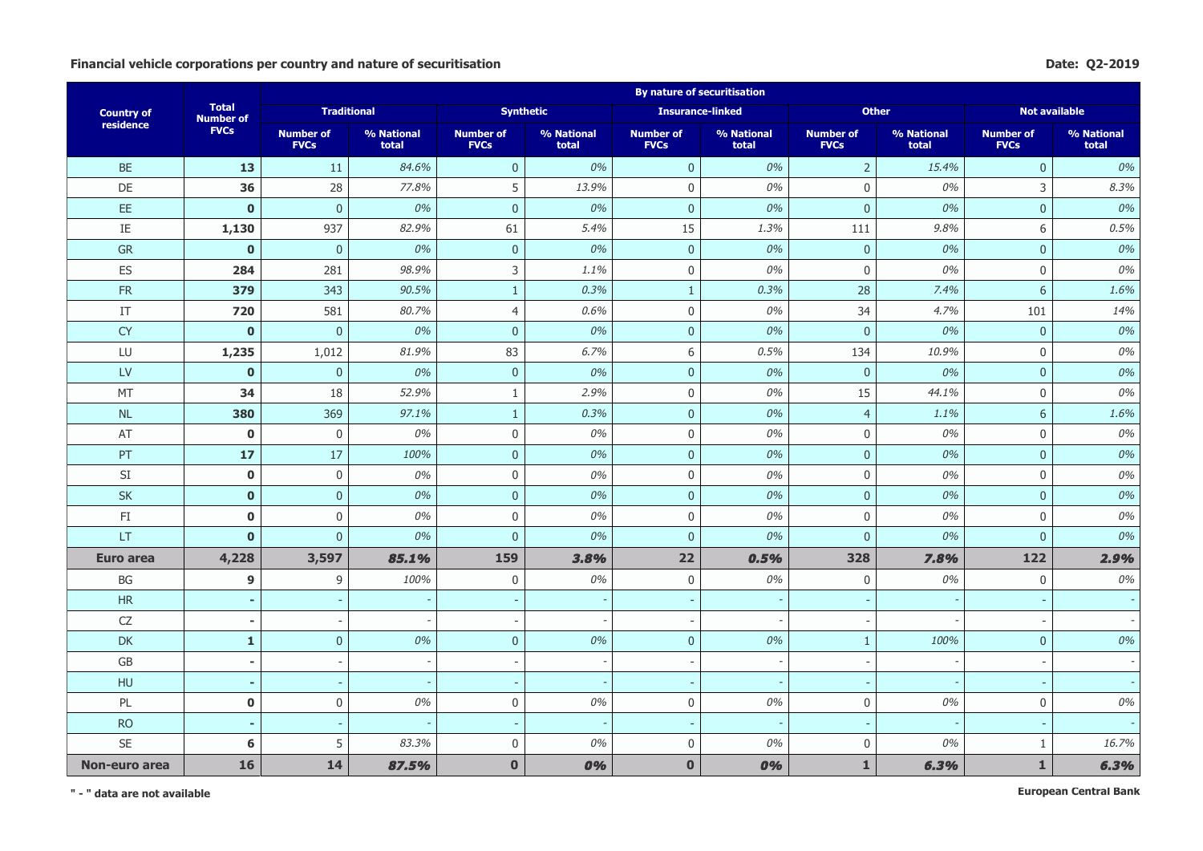**Financial vehicle corporations per country and nature of securitisation**

**Date: Q2-2019**

| Country of residence | Total Number of FVCs | By nature of securitisation | | | | | | | | | |
|---|---|---|---|---|---|---|---|---|---|---|---|
| | | Traditional | | Synthetic | | Insurance-linked | | Other | | Not available | |
| | | Number of FVCs | % National total | Number of FVCs | % National total | Number of FVCs | % National total | Number of FVCs | % National total | Number of FVCs | % National total |
| BE | **13** | 11 | *84.6%* | 0 | *0%* | 0 | *0%* | 2 | *15.4%* | 0 | *0%* |
| DE | **36** | 28 | *77.8%* | 5 | *13.9%* | 0 | *0%* | 0 | *0%* | 3 | *8.3%* |
| EE | **0** | 0 | *0%* | 0 | *0%* | 0 | *0%* | 0 | *0%* | 0 | *0%* |
| IE | **1,130** | 937 | *82.9%* | 61 | *5.4%* | 15 | *1.3%* | 111 | *9.8%* | 6 | *0.5%* |
| GR | **0** | 0 | *0%* | 0 | *0%* | 0 | *0%* | 0 | *0%* | 0 | *0%* |
| ES | **284** | 281 | *98.9%* | 3 | *1.1%* | 0 | *0%* | 0 | *0%* | 0 | *0%* |
| FR | **379** | 343 | *90.5%* | 1 | *0.3%* | 1 | *0.3%* | 28 | *7.4%* | 6 | *1.6%* |
| IT | **720** | 581 | *80.7%* | 4 | *0.6%* | 0 | *0%* | 34 | *4.7%* | 101 | *14%* |
| CY | **0** | 0 | *0%* | 0 | *0%* | 0 | *0%* | 0 | *0%* | 0 | *0%* |
| LU | **1,235** | 1,012 | *81.9%* | 83 | *6.7%* | 6 | *0.5%* | 134 | *10.9%* | 0 | *0%* |
| LV | **0** | 0 | *0%* | 0 | *0%* | 0 | *0%* | 0 | *0%* | 0 | *0%* |
| MT | **34** | 18 | *52.9%* | 1 | *2.9%* | 0 | *0%* | 15 | *44.1%* | 0 | *0%* |
| NL | **380** | 369 | *97.1%* | 1 | *0.3%* | 0 | *0%* | 4 | *1.1%* | 6 | *1.6%* |
| AT | **0** | 0 | *0%* | 0 | *0%* | 0 | *0%* | 0 | *0%* | 0 | *0%* |
| PT | **17** | 17 | *100%* | 0 | *0%* | 0 | *0%* | 0 | *0%* | 0 | *0%* |
| SI | **0** | 0 | *0%* | 0 | *0%* | 0 | *0%* | 0 | *0%* | 0 | *0%* |
| SK | **0** | 0 | *0%* | 0 | *0%* | 0 | *0%* | 0 | *0%* | 0 | *0%* |
| FI | **0** | 0 | *0%* | 0 | *0%* | 0 | *0%* | 0 | *0%* | 0 | *0%* |
| LT | **0** | 0 | *0%* | 0 | *0%* | 0 | *0%* | 0 | *0%* | 0 | *0%* |
| **Euro area** | **4,228** | **3,597** | ***85.1%*** | **159** | ***3.8%*** | **22** | ***0.5%*** | **328** | ***7.8%*** | **122** | ***2.9%*** |
| BG | **9** | 9 | *100%* | 0 | *0%* | 0 | *0%* | 0 | *0%* | 0 | *0%* |
| HR | **-** | - | - | - | - | - | - | - | - | - | - |
| CZ | **-** | - | - | - | - | - | - | - | - | - | - |
| DK | **1** | 0 | *0%* | 0 | *0%* | 0 | *0%* | 1 | *100%* | 0 | *0%* |
| GB | **-** | - | - | - | - | - | - | - | - | - | - |
| HU | **-** | - | - | - | - | - | - | - | - | - | - |
| PL | **0** | 0 | *0%* | 0 | *0%* | 0 | *0%* | 0 | *0%* | 0 | *0%* |
| RO | **-** | - | - | - | - | - | - | - | - | - | - |
| SE | **6** | 5 | *83.3%* | 0 | *0%* | 0 | *0%* | 0 | *0%* | 1 | *16.7%* |
| **Non-euro area** | **16** | **14** | ***87.5%*** | **0** | ***0%*** | **0** | ***0%*** | **1** | ***6.3%*** | **1** | ***6.3%*** |

**" - " data are not available**

**European Central Bank**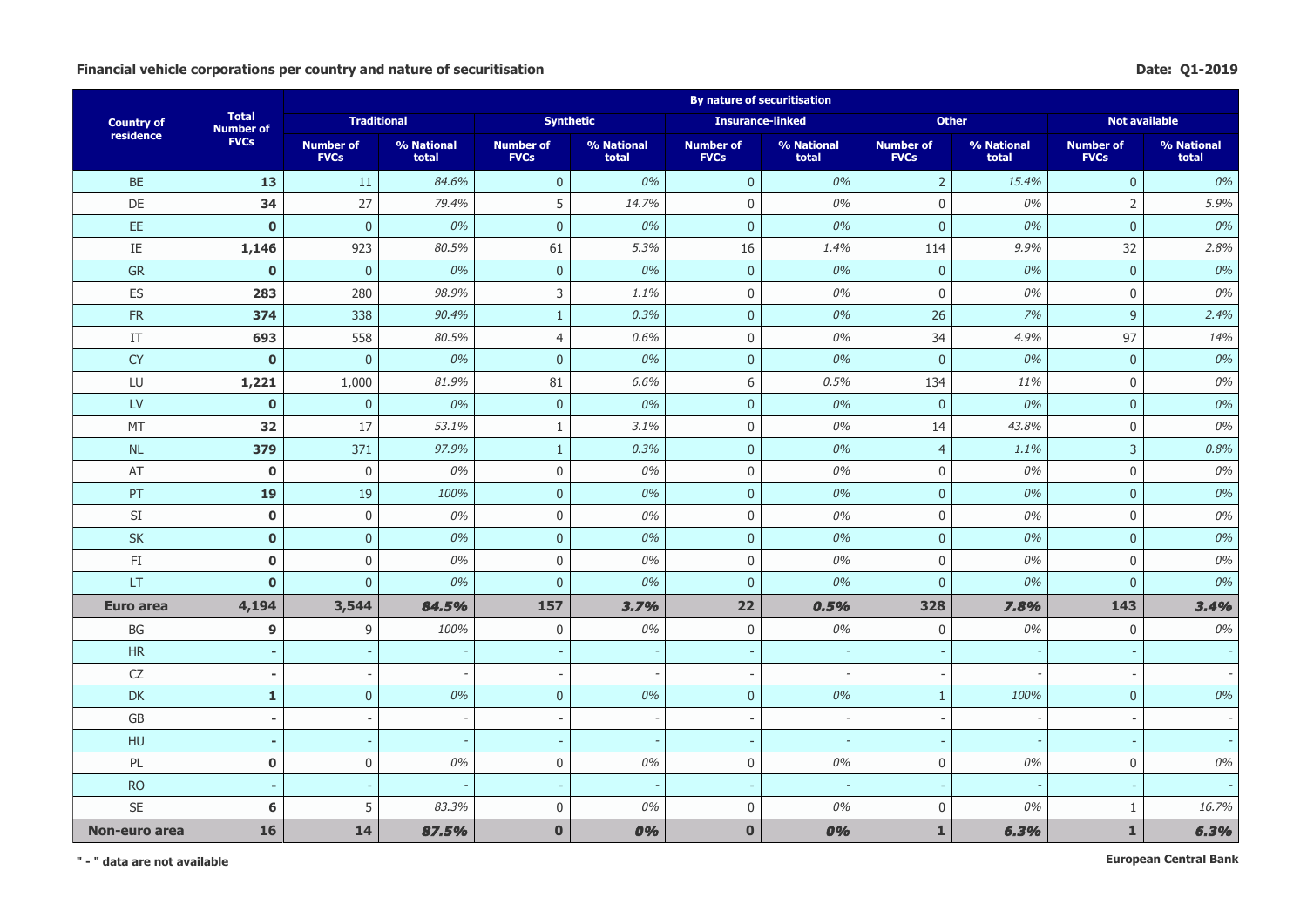**Financial vehicle corporations per country and nature of securitisation**

**Date: Q1-2019**

| Country of residence | Total Number of FVCs | By nature of securitisation | | | | | | | | | |
|---|---|---|---|---|---|---|---|---|---|---|---|
| | | Traditional | | Synthetic | | Insurance-linked | | Other | | Not available | |
| | | Number of FVCs | % National total | Number of FVCs | % National total | Number of FVCs | % National total | Number of FVCs | % National total | Number of FVCs | % National total |
| BE | **13** | 11 | *84.6%* | 0 | *0%* | 0 | *0%* | 2 | *15.4%* | 0 | *0%* |
| DE | **34** | 27 | *79.4%* | 5 | *14.7%* | 0 | *0%* | 0 | *0%* | 2 | *5.9%* |
| EE | **0** | 0 | *0%* | 0 | *0%* | 0 | *0%* | 0 | *0%* | 0 | *0%* |
| IE | **1,146** | 923 | *80.5%* | 61 | *5.3%* | 16 | *1.4%* | 114 | *9.9%* | 32 | *2.8%* |
| GR | **0** | 0 | *0%* | 0 | *0%* | 0 | *0%* | 0 | *0%* | 0 | *0%* |
| ES | **283** | 280 | *98.9%* | 3 | *1.1%* | 0 | *0%* | 0 | *0%* | 0 | *0%* |
| FR | **374** | 338 | *90.4%* | 1 | *0.3%* | 0 | *0%* | 26 | *7%* | 9 | *2.4%* |
| IT | **693** | 558 | *80.5%* | 4 | *0.6%* | 0 | *0%* | 34 | *4.9%* | 97 | *14%* |
| CY | **0** | 0 | *0%* | 0 | *0%* | 0 | *0%* | 0 | *0%* | 0 | *0%* |
| LU | **1,221** | 1,000 | *81.9%* | 81 | *6.6%* | 6 | *0.5%* | 134 | *11%* | 0 | *0%* |
| LV | **0** | 0 | *0%* | 0 | *0%* | 0 | *0%* | 0 | *0%* | 0 | *0%* |
| MT | **32** | 17 | *53.1%* | 1 | *3.1%* | 0 | *0%* | 14 | *43.8%* | 0 | *0%* |
| NL | **379** | 371 | *97.9%* | 1 | *0.3%* | 0 | *0%* | 4 | *1.1%* | 3 | *0.8%* |
| AT | **0** | 0 | *0%* | 0 | *0%* | 0 | *0%* | 0 | *0%* | 0 | *0%* |
| PT | **19** | 19 | *100%* | 0 | *0%* | 0 | *0%* | 0 | *0%* | 0 | *0%* |
| SI | **0** | 0 | *0%* | 0 | *0%* | 0 | *0%* | 0 | *0%* | 0 | *0%* |
| SK | **0** | 0 | *0%* | 0 | *0%* | 0 | *0%* | 0 | *0%* | 0 | *0%* |
| FI | **0** | 0 | *0%* | 0 | *0%* | 0 | *0%* | 0 | *0%* | 0 | *0%* |
| LT | **0** | 0 | *0%* | 0 | *0%* | 0 | *0%* | 0 | *0%* | 0 | *0%* |
| **Euro area** | **4,194** | **3,544** | ***84.5%*** | **157** | ***3.7%*** | **22** | ***0.5%*** | **328** | ***7.8%*** | **143** | ***3.4%*** |
| BG | **9** | 9 | *100%* | 0 | *0%* | 0 | *0%* | 0 | *0%* | 0 | *0%* |
| HR | **-** | - | - | - | - | - | - | - | - | - | - |
| CZ | **-** | - | - | - | - | - | - | - | - | - | - |
| DK | **1** | 0 | *0%* | 0 | *0%* | 0 | *0%* | 1 | *100%* | 0 | *0%* |
| GB | **-** | - | - | - | - | - | - | - | - | - | - |
| HU | **-** | - | - | - | - | - | - | - | - | - | - |
| PL | **0** | 0 | *0%* | 0 | *0%* | 0 | *0%* | 0 | *0%* | 0 | *0%* |
| RO | **-** | - | - | - | - | - | - | - | - | - | - |
| SE | **6** | 5 | *83.3%* | 0 | *0%* | 0 | *0%* | 0 | *0%* | 1 | *16.7%* |
| **Non-euro area** | **16** | **14** | ***87.5%*** | **0** | ***0%*** | **0** | ***0%*** | **1** | ***6.3%*** | **1** | ***6.3%*** |

**" - " data are not available**

**European Central Bank**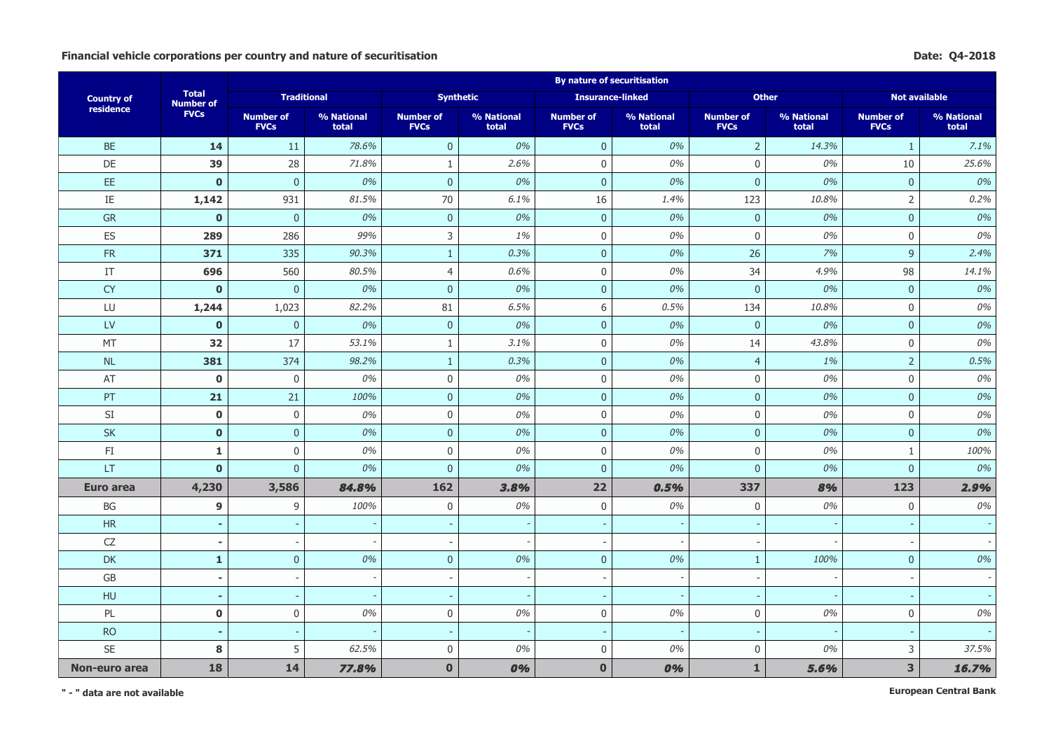**Financial vehicle corporations per country and nature of securitisation**

**Date: Q4-2018**

| Country of residence | Total Number of FVCs | By nature of securitisation | | | | | | | | | |
|---|---|---|---|---|---|---|---|---|---|---|---|
| | | Traditional | | Synthetic | | Insurance-linked | | Other | | Not available | |
| | | Number of FVCs | % National total | Number of FVCs | % National total | Number of FVCs | % National total | Number of FVCs | % National total | Number of FVCs | % National total |
| BE | **14** | 11 | *78.6%* | 0 | *0%* | 0 | *0%* | 2 | *14.3%* | 1 | *7.1%* |
| DE | **39** | 28 | *71.8%* | 1 | *2.6%* | 0 | *0%* | 0 | *0%* | 10 | *25.6%* |
| EE | **0** | 0 | *0%* | 0 | *0%* | 0 | *0%* | 0 | *0%* | 0 | *0%* |
| IE | **1,142** | 931 | *81.5%* | 70 | *6.1%* | 16 | *1.4%* | 123 | *10.8%* | 2 | *0.2%* |
| GR | **0** | 0 | *0%* | 0 | *0%* | 0 | *0%* | 0 | *0%* | 0 | *0%* |
| ES | **289** | 286 | *99%* | 3 | *1%* | 0 | *0%* | 0 | *0%* | 0 | *0%* |
| FR | **371** | 335 | *90.3%* | 1 | *0.3%* | 0 | *0%* | 26 | *7%* | 9 | *2.4%* |
| IT | **696** | 560 | *80.5%* | 4 | *0.6%* | 0 | *0%* | 34 | *4.9%* | 98 | *14.1%* |
| CY | **0** | 0 | *0%* | 0 | *0%* | 0 | *0%* | 0 | *0%* | 0 | *0%* |
| LU | **1,244** | 1,023 | *82.2%* | 81 | *6.5%* | 6 | *0.5%* | 134 | *10.8%* | 0 | *0%* |
| LV | **0** | 0 | *0%* | 0 | *0%* | 0 | *0%* | 0 | *0%* | 0 | *0%* |
| MT | **32** | 17 | *53.1%* | 1 | *3.1%* | 0 | *0%* | 14 | *43.8%* | 0 | *0%* |
| NL | **381** | 374 | *98.2%* | 1 | *0.3%* | 0 | *0%* | 4 | *1%* | 2 | *0.5%* |
| AT | **0** | 0 | *0%* | 0 | *0%* | 0 | *0%* | 0 | *0%* | 0 | *0%* |
| PT | **21** | 21 | *100%* | 0 | *0%* | 0 | *0%* | 0 | *0%* | 0 | *0%* |
| SI | **0** | 0 | *0%* | 0 | *0%* | 0 | *0%* | 0 | *0%* | 0 | *0%* |
| SK | **0** | 0 | *0%* | 0 | *0%* | 0 | *0%* | 0 | *0%* | 0 | *0%* |
| FI | **1** | 0 | *0%* | 0 | *0%* | 0 | *0%* | 0 | *0%* | 1 | *100%* |
| LT | **0** | 0 | *0%* | 0 | *0%* | 0 | *0%* | 0 | *0%* | 0 | *0%* |
| **Euro area** | **4,230** | **3,586** | ***84.8%*** | **162** | ***3.8%*** | **22** | ***0.5%*** | **337** | ***8%*** | **123** | ***2.9%*** |
| BG | **9** | 9 | *100%* | 0 | *0%* | 0 | *0%* | 0 | *0%* | 0 | *0%* |
| HR | **-** | - | - | - | - | - | - | - | - | - | - |
| CZ | **-** | - | - | - | - | - | - | - | - | - | - |
| DK | **1** | 0 | *0%* | 0 | *0%* | 0 | *0%* | 1 | *100%* | 0 | *0%* |
| GB | **-** | - | - | - | - | - | - | - | - | - | - |
| HU | **-** | - | - | - | - | - | - | - | - | - | - |
| PL | **0** | 0 | *0%* | 0 | *0%* | 0 | *0%* | 0 | *0%* | 0 | *0%* |
| RO | **-** | - | - | - | - | - | - | - | - | - | - |
| SE | **8** | 5 | *62.5%* | 0 | *0%* | 0 | *0%* | 0 | *0%* | 3 | *37.5%* |
| **Non-euro area** | **18** | **14** | ***77.8%*** | **0** | ***0%*** | **0** | ***0%*** | **1** | ***5.6%*** | **3** | ***16.7%*** |

**" - " data are not available**

**European Central Bank**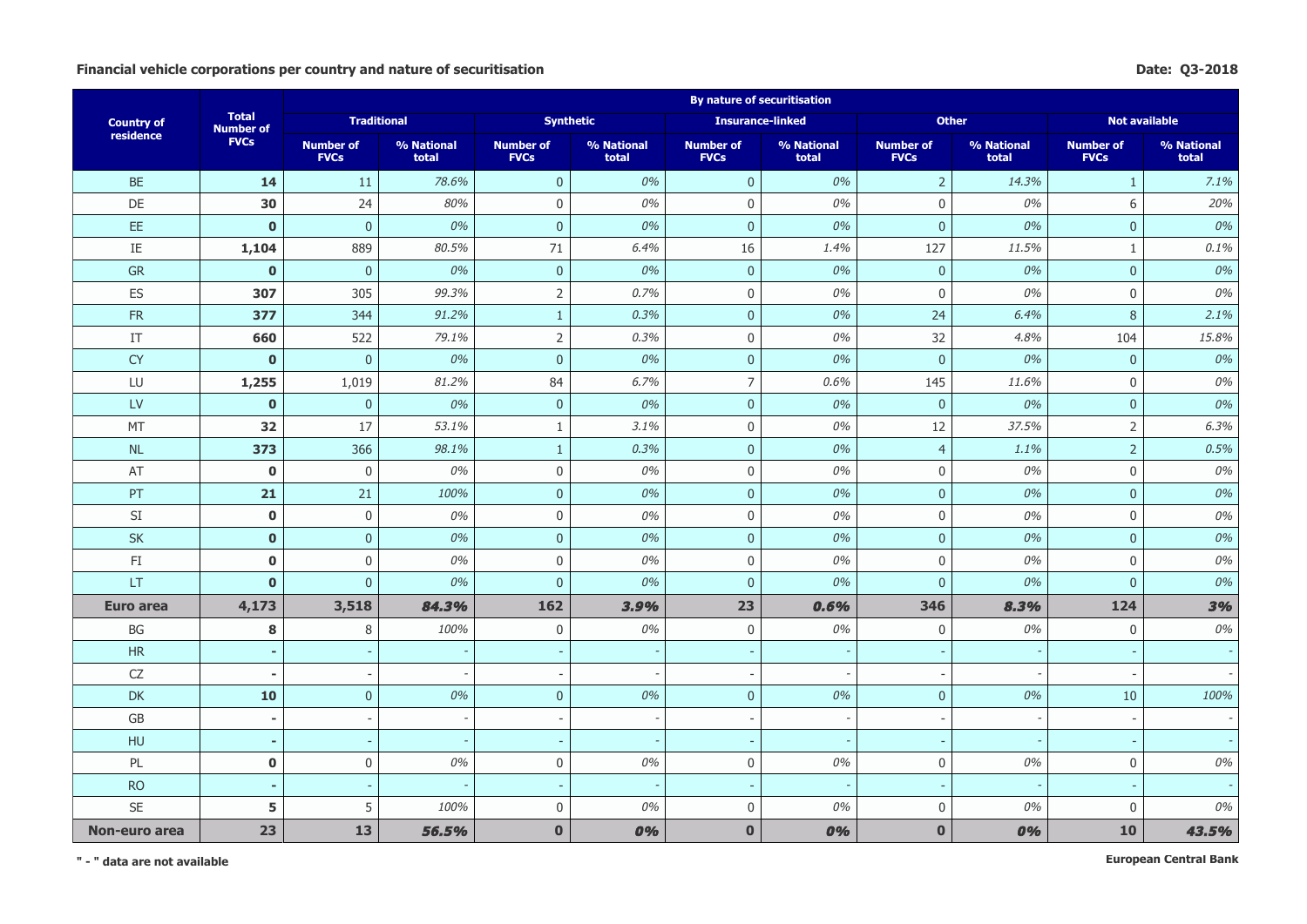**Financial vehicle corporations per country and nature of securitisation**

**Date: Q3-2018**

| Country of residence | Total Number of FVCs | By nature of securitisation | | | | | | | | | |
|---|---|---|---|---|---|---|---|---|---|---|---|
| | | Traditional | | Synthetic | | Insurance-linked | | Other | | Not available | |
| | | Number of FVCs | % National total | Number of FVCs | % National total | Number of FVCs | % National total | Number of FVCs | % National total | Number of FVCs | % National total |
| BE | **14** | 11 | *78.6%* | 0 | *0%* | 0 | *0%* | 2 | *14.3%* | 1 | *7.1%* |
| DE | **30** | 24 | *80%* | 0 | *0%* | 0 | *0%* | 0 | *0%* | 6 | *20%* |
| EE | **0** | 0 | *0%* | 0 | *0%* | 0 | *0%* | 0 | *0%* | 0 | *0%* |
| IE | **1,104** | 889 | *80.5%* | 71 | *6.4%* | 16 | *1.4%* | 127 | *11.5%* | 1 | *0.1%* |
| GR | **0** | 0 | *0%* | 0 | *0%* | 0 | *0%* | 0 | *0%* | 0 | *0%* |
| ES | **307** | 305 | *99.3%* | 2 | *0.7%* | 0 | *0%* | 0 | *0%* | 0 | *0%* |
| FR | **377** | 344 | *91.2%* | 1 | *0.3%* | 0 | *0%* | 24 | *6.4%* | 8 | *2.1%* |
| IT | **660** | 522 | *79.1%* | 2 | *0.3%* | 0 | *0%* | 32 | *4.8%* | 104 | *15.8%* |
| CY | **0** | 0 | *0%* | 0 | *0%* | 0 | *0%* | 0 | *0%* | 0 | *0%* |
| LU | **1,255** | 1,019 | *81.2%* | 84 | *6.7%* | 7 | *0.6%* | 145 | *11.6%* | 0 | *0%* |
| LV | **0** | 0 | *0%* | 0 | *0%* | 0 | *0%* | 0 | *0%* | 0 | *0%* |
| MT | **32** | 17 | *53.1%* | 1 | *3.1%* | 0 | *0%* | 12 | *37.5%* | 2 | *6.3%* |
| NL | **373** | 366 | *98.1%* | 1 | *0.3%* | 0 | *0%* | 4 | *1.1%* | 2 | *0.5%* |
| AT | **0** | 0 | *0%* | 0 | *0%* | 0 | *0%* | 0 | *0%* | 0 | *0%* |
| PT | **21** | 21 | *100%* | 0 | *0%* | 0 | *0%* | 0 | *0%* | 0 | *0%* |
| SI | **0** | 0 | *0%* | 0 | *0%* | 0 | *0%* | 0 | *0%* | 0 | *0%* |
| SK | **0** | 0 | *0%* | 0 | *0%* | 0 | *0%* | 0 | *0%* | 0 | *0%* |
| FI | **0** | 0 | *0%* | 0 | *0%* | 0 | *0%* | 0 | *0%* | 0 | *0%* |
| LT | **0** | 0 | *0%* | 0 | *0%* | 0 | *0%* | 0 | *0%* | 0 | *0%* |
| **Euro area** | **4,173** | **3,518** | ***84.3%*** | **162** | ***3.9%*** | **23** | ***0.6%*** | **346** | ***8.3%*** | **124** | ***3%*** |
| BG | **8** | 8 | *100%* | 0 | *0%* | 0 | *0%* | 0 | *0%* | 0 | *0%* |
| HR | **-** | - | - | - | - | - | - | - | - | - | - |
| CZ | **-** | - | - | - | - | - | - | - | - | - | - |
| DK | **10** | 0 | *0%* | 0 | *0%* | 0 | *0%* | 0 | *0%* | 10 | *100%* |
| GB | **-** | - | - | - | - | - | - | - | - | - | - |
| HU | **-** | - | - | - | - | - | - | - | - | - | - |
| PL | **0** | 0 | *0%* | 0 | *0%* | 0 | *0%* | 0 | *0%* | 0 | *0%* |
| RO | **-** | - | - | - | - | - | - | - | - | - | - |
| SE | **5** | 5 | *100%* | 0 | *0%* | 0 | *0%* | 0 | *0%* | 0 | *0%* |
| **Non-euro area** | **23** | **13** | ***56.5%*** | **0** | ***0%*** | **0** | ***0%*** | **0** | ***0%*** | **10** | ***43.5%*** |

**" - " data are not available**

**European Central Bank**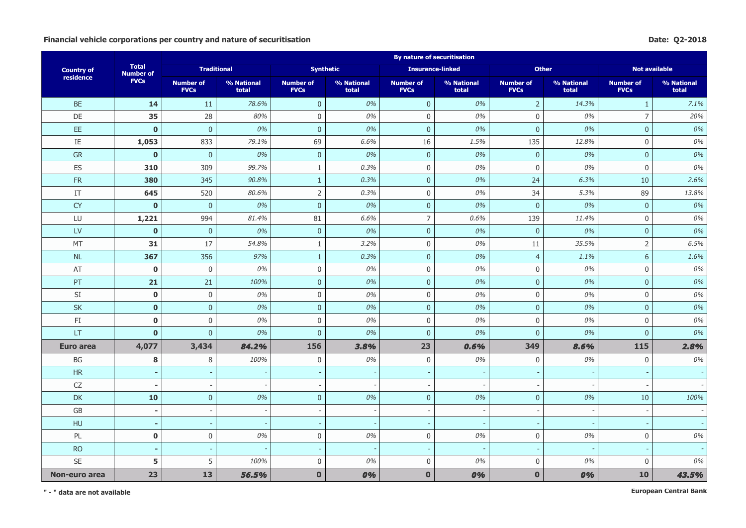**Financial vehicle corporations per country and nature of securitisation**

**Date: Q2-2018**

| Country of residence | Total Number of FVCs | By nature of securitisation | | | | | | | | | |
|---|---|---|---|---|---|---|---|---|---|---|---|
| | | Traditional | | Synthetic | | Insurance-linked | | Other | | Not available | |
| | | Number of FVCs | % National total | Number of FVCs | % National total | Number of FVCs | % National total | Number of FVCs | % National total | Number of FVCs | % National total |
| BE | **14** | 11 | *78.6%* | 0 | *0%* | 0 | *0%* | 2 | *14.3%* | 1 | *7.1%* |
| DE | **35** | 28 | *80%* | 0 | *0%* | 0 | *0%* | 0 | *0%* | 7 | *20%* |
| EE | **0** | 0 | *0%* | 0 | *0%* | 0 | *0%* | 0 | *0%* | 0 | *0%* |
| IE | **1,053** | 833 | *79.1%* | 69 | *6.6%* | 16 | *1.5%* | 135 | *12.8%* | 0 | *0%* |
| GR | **0** | 0 | *0%* | 0 | *0%* | 0 | *0%* | 0 | *0%* | 0 | *0%* |
| ES | **310** | 309 | *99.7%* | 1 | *0.3%* | 0 | *0%* | 0 | *0%* | 0 | *0%* |
| FR | **380** | 345 | *90.8%* | 1 | *0.3%* | 0 | *0%* | 24 | *6.3%* | 10 | *2.6%* |
| IT | **645** | 520 | *80.6%* | 2 | *0.3%* | 0 | *0%* | 34 | *5.3%* | 89 | *13.8%* |
| CY | **0** | 0 | *0%* | 0 | *0%* | 0 | *0%* | 0 | *0%* | 0 | *0%* |
| LU | **1,221** | 994 | *81.4%* | 81 | *6.6%* | 7 | *0.6%* | 139 | *11.4%* | 0 | *0%* |
| LV | **0** | 0 | *0%* | 0 | *0%* | 0 | *0%* | 0 | *0%* | 0 | *0%* |
| MT | **31** | 17 | *54.8%* | 1 | *3.2%* | 0 | *0%* | 11 | *35.5%* | 2 | *6.5%* |
| NL | **367** | 356 | *97%* | 1 | *0.3%* | 0 | *0%* | 4 | *1.1%* | 6 | *1.6%* |
| AT | **0** | 0 | *0%* | 0 | *0%* | 0 | *0%* | 0 | *0%* | 0 | *0%* |
| PT | **21** | 21 | *100%* | 0 | *0%* | 0 | *0%* | 0 | *0%* | 0 | *0%* |
| SI | **0** | 0 | *0%* | 0 | *0%* | 0 | *0%* | 0 | *0%* | 0 | *0%* |
| SK | **0** | 0 | *0%* | 0 | *0%* | 0 | *0%* | 0 | *0%* | 0 | *0%* |
| FI | **0** | 0 | *0%* | 0 | *0%* | 0 | *0%* | 0 | *0%* | 0 | *0%* |
| LT | **0** | 0 | *0%* | 0 | *0%* | 0 | *0%* | 0 | *0%* | 0 | *0%* |
| **Euro area** | **4,077** | **3,434** | ***84.2%*** | **156** | ***3.8%*** | **23** | ***0.6%*** | **349** | ***8.6%*** | **115** | ***2.8%*** |
| BG | **8** | 8 | *100%* | 0 | *0%* | 0 | *0%* | 0 | *0%* | 0 | *0%* |
| HR | **-** | - | - | - | - | - | - | - | - | - | - |
| CZ | **-** | - | - | - | - | - | - | - | - | - | - |
| DK | **10** | 0 | *0%* | 0 | *0%* | 0 | *0%* | 0 | *0%* | 10 | *100%* |
| GB | **-** | - | - | - | - | - | - | - | - | - | - |
| HU | **-** | - | - | - | - | - | - | - | - | - | - |
| PL | **0** | 0 | *0%* | 0 | *0%* | 0 | *0%* | 0 | *0%* | 0 | *0%* |
| RO | **-** | - | - | - | - | - | - | - | - | - | - |
| SE | **5** | 5 | *100%* | 0 | *0%* | 0 | *0%* | 0 | *0%* | 0 | *0%* |
| **Non-euro area** | **23** | **13** | ***56.5%*** | **0** | ***0%*** | **0** | ***0%*** | **0** | ***0%*** | **10** | ***43.5%*** |

**" - " data are not available**

**European Central Bank**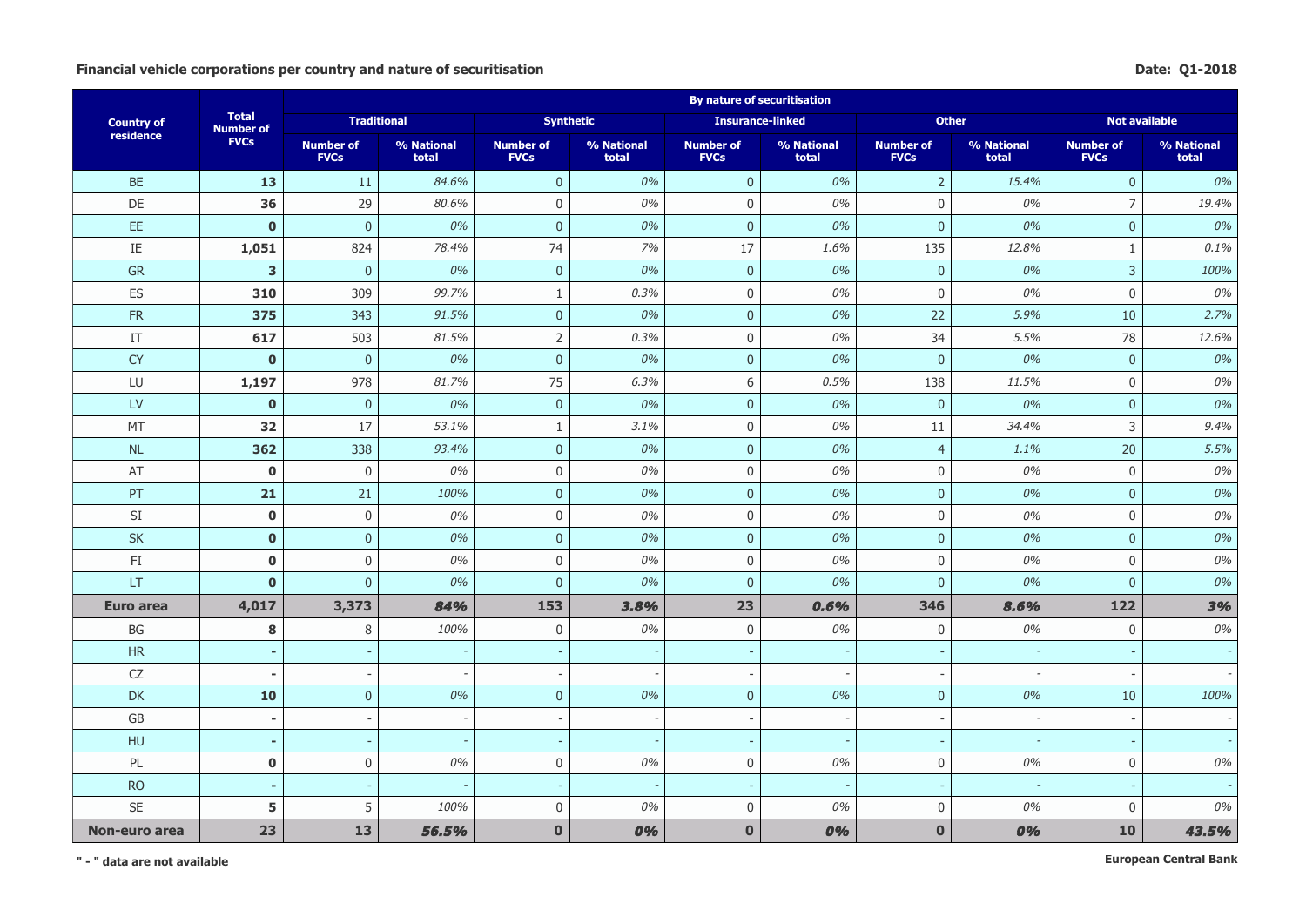**Financial vehicle corporations per country and nature of securitisation**

**Date: Q1-2018**

| Country of residence | Total Number of FVCs | By nature of securitisation | | | | | | | | | |
|---|---|---|---|---|---|---|---|---|---|---|---|
| | | Traditional | | Synthetic | | Insurance-linked | | Other | | Not available | |
| | | Number of FVCs | % National total | Number of FVCs | % National total | Number of FVCs | % National total | Number of FVCs | % National total | Number of FVCs | % National total |
| BE | **13** | 11 | *84.6%* | 0 | *0%* | 0 | *0%* | 2 | *15.4%* | 0 | *0%* |
| DE | **36** | 29 | *80.6%* | 0 | *0%* | 0 | *0%* | 0 | *0%* | 7 | *19.4%* |
| EE | **0** | 0 | *0%* | 0 | *0%* | 0 | *0%* | 0 | *0%* | 0 | *0%* |
| IE | **1,051** | 824 | *78.4%* | 74 | *7%* | 17 | *1.6%* | 135 | *12.8%* | 1 | *0.1%* |
| GR | **3** | 0 | *0%* | 0 | *0%* | 0 | *0%* | 0 | *0%* | 3 | *100%* |
| ES | **310** | 309 | *99.7%* | 1 | *0.3%* | 0 | *0%* | 0 | *0%* | 0 | *0%* |
| FR | **375** | 343 | *91.5%* | 0 | *0%* | 0 | *0%* | 22 | *5.9%* | 10 | *2.7%* |
| IT | **617** | 503 | *81.5%* | 2 | *0.3%* | 0 | *0%* | 34 | *5.5%* | 78 | *12.6%* |
| CY | **0** | 0 | *0%* | 0 | *0%* | 0 | *0%* | 0 | *0%* | 0 | *0%* |
| LU | **1,197** | 978 | *81.7%* | 75 | *6.3%* | 6 | *0.5%* | 138 | *11.5%* | 0 | *0%* |
| LV | **0** | 0 | *0%* | 0 | *0%* | 0 | *0%* | 0 | *0%* | 0 | *0%* |
| MT | **32** | 17 | *53.1%* | 1 | *3.1%* | 0 | *0%* | 11 | *34.4%* | 3 | *9.4%* |
| NL | **362** | 338 | *93.4%* | 0 | *0%* | 0 | *0%* | 4 | *1.1%* | 20 | *5.5%* |
| AT | **0** | 0 | *0%* | 0 | *0%* | 0 | *0%* | 0 | *0%* | 0 | *0%* |
| PT | **21** | 21 | *100%* | 0 | *0%* | 0 | *0%* | 0 | *0%* | 0 | *0%* |
| SI | **0** | 0 | *0%* | 0 | *0%* | 0 | *0%* | 0 | *0%* | 0 | *0%* |
| SK | **0** | 0 | *0%* | 0 | *0%* | 0 | *0%* | 0 | *0%* | 0 | *0%* |
| FI | **0** | 0 | *0%* | 0 | *0%* | 0 | *0%* | 0 | *0%* | 0 | *0%* |
| LT | **0** | 0 | *0%* | 0 | *0%* | 0 | *0%* | 0 | *0%* | 0 | *0%* |
| **Euro area** | **4,017** | **3,373** | ***84%*** | **153** | ***3.8%*** | **23** | ***0.6%*** | **346** | ***8.6%*** | **122** | ***3%*** |
| BG | **8** | 8 | *100%* | 0 | *0%* | 0 | *0%* | 0 | *0%* | 0 | *0%* |
| HR | **-** | - | - | - | - | - | - | - | - | - | - |
| CZ | **-** | - | - | - | - | - | - | - | - | - | - |
| DK | **10** | 0 | *0%* | 0 | *0%* | 0 | *0%* | 0 | *0%* | 10 | *100%* |
| GB | **-** | - | - | - | - | - | - | - | - | - | - |
| HU | **-** | - | - | - | - | - | - | - | - | - | - |
| PL | **0** | 0 | *0%* | 0 | *0%* | 0 | *0%* | 0 | *0%* | 0 | *0%* |
| RO | **-** | - | - | - | - | - | - | - | - | - | - |
| SE | **5** | 5 | *100%* | 0 | *0%* | 0 | *0%* | 0 | *0%* | 0 | *0%* |
| **Non-euro area** | **23** | **13** | ***56.5%*** | **0** | ***0%*** | **0** | ***0%*** | **0** | ***0%*** | **10** | ***43.5%*** |

**" - " data are not available**

**European Central Bank**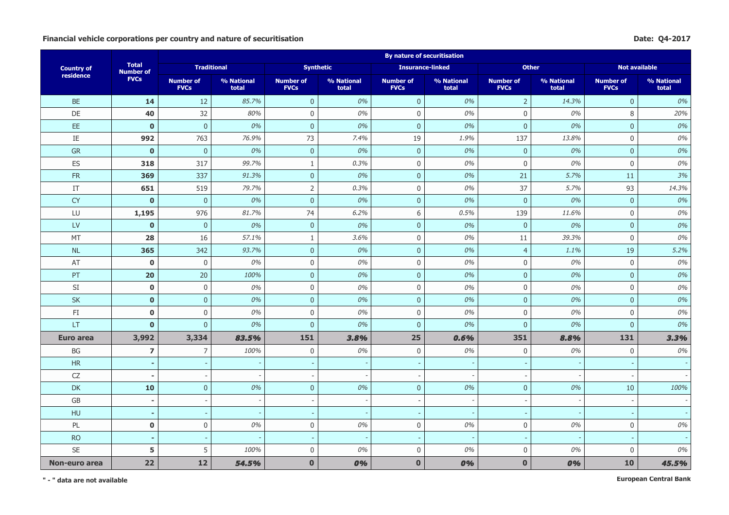**Financial vehicle corporations per country and nature of securitisation**

**Date: Q4-2017**

| Country of residence | Total Number of FVCs | By nature of securitisation | | | | | | | | | |
|---|---|---|---|---|---|---|---|---|---|---|---|
| | | Traditional | | Synthetic | | Insurance-linked | | Other | | Not available | |
| | | Number of FVCs | % National total | Number of FVCs | % National total | Number of FVCs | % National total | Number of FVCs | % National total | Number of FVCs | % National total |
| BE | **14** | 12 | *85.7%* | 0 | *0%* | 0 | *0%* | 2 | *14.3%* | 0 | *0%* |
| DE | **40** | 32 | *80%* | 0 | *0%* | 0 | *0%* | 0 | *0%* | 8 | *20%* |
| EE | **0** | 0 | *0%* | 0 | *0%* | 0 | *0%* | 0 | *0%* | 0 | *0%* |
| IE | **992** | 763 | *76.9%* | 73 | *7.4%* | 19 | *1.9%* | 137 | *13.8%* | 0 | *0%* |
| GR | **0** | 0 | *0%* | 0 | *0%* | 0 | *0%* | 0 | *0%* | 0 | *0%* |
| ES | **318** | 317 | *99.7%* | 1 | *0.3%* | 0 | *0%* | 0 | *0%* | 0 | *0%* |
| FR | **369** | 337 | *91.3%* | 0 | *0%* | 0 | *0%* | 21 | *5.7%* | 11 | *3%* |
| IT | **651** | 519 | *79.7%* | 2 | *0.3%* | 0 | *0%* | 37 | *5.7%* | 93 | *14.3%* |
| CY | **0** | 0 | *0%* | 0 | *0%* | 0 | *0%* | 0 | *0%* | 0 | *0%* |
| LU | **1,195** | 976 | *81.7%* | 74 | *6.2%* | 6 | *0.5%* | 139 | *11.6%* | 0 | *0%* |
| LV | **0** | 0 | *0%* | 0 | *0%* | 0 | *0%* | 0 | *0%* | 0 | *0%* |
| MT | **28** | 16 | *57.1%* | 1 | *3.6%* | 0 | *0%* | 11 | *39.3%* | 0 | *0%* |
| NL | **365** | 342 | *93.7%* | 0 | *0%* | 0 | *0%* | 4 | *1.1%* | 19 | *5.2%* |
| AT | **0** | 0 | *0%* | 0 | *0%* | 0 | *0%* | 0 | *0%* | 0 | *0%* |
| PT | **20** | 20 | *100%* | 0 | *0%* | 0 | *0%* | 0 | *0%* | 0 | *0%* |
| SI | **0** | 0 | *0%* | 0 | *0%* | 0 | *0%* | 0 | *0%* | 0 | *0%* |
| SK | **0** | 0 | *0%* | 0 | *0%* | 0 | *0%* | 0 | *0%* | 0 | *0%* |
| FI | **0** | 0 | *0%* | 0 | *0%* | 0 | *0%* | 0 | *0%* | 0 | *0%* |
| LT | **0** | 0 | *0%* | 0 | *0%* | 0 | *0%* | 0 | *0%* | 0 | *0%* |
| **Euro area** | **3,992** | **3,334** | ***83.5%*** | **151** | ***3.8%*** | **25** | ***0.6%*** | **351** | ***8.8%*** | **131** | ***3.3%*** |
| BG | **7** | 7 | *100%* | 0 | *0%* | 0 | *0%* | 0 | *0%* | 0 | *0%* |
| HR | **-** | - | - | - | - | - | - | - | - | - | - |
| CZ | **-** | - | - | - | - | - | - | - | - | - | - |
| DK | **10** | 0 | *0%* | 0 | *0%* | 0 | *0%* | 0 | *0%* | 10 | *100%* |
| GB | **-** | - | - | - | - | - | - | - | - | - | - |
| HU | **-** | - | - | - | - | - | - | - | - | - | - |
| PL | **0** | 0 | *0%* | 0 | *0%* | 0 | *0%* | 0 | *0%* | 0 | *0%* |
| RO | **-** | - | - | - | - | - | - | - | - | - | - |
| SE | **5** | 5 | *100%* | 0 | *0%* | 0 | *0%* | 0 | *0%* | 0 | *0%* |
| **Non-euro area** | **22** | **12** | ***54.5%*** | **0** | ***0%*** | **0** | ***0%*** | **0** | ***0%*** | **10** | ***45.5%*** |

**" - " data are not available**

**European Central Bank**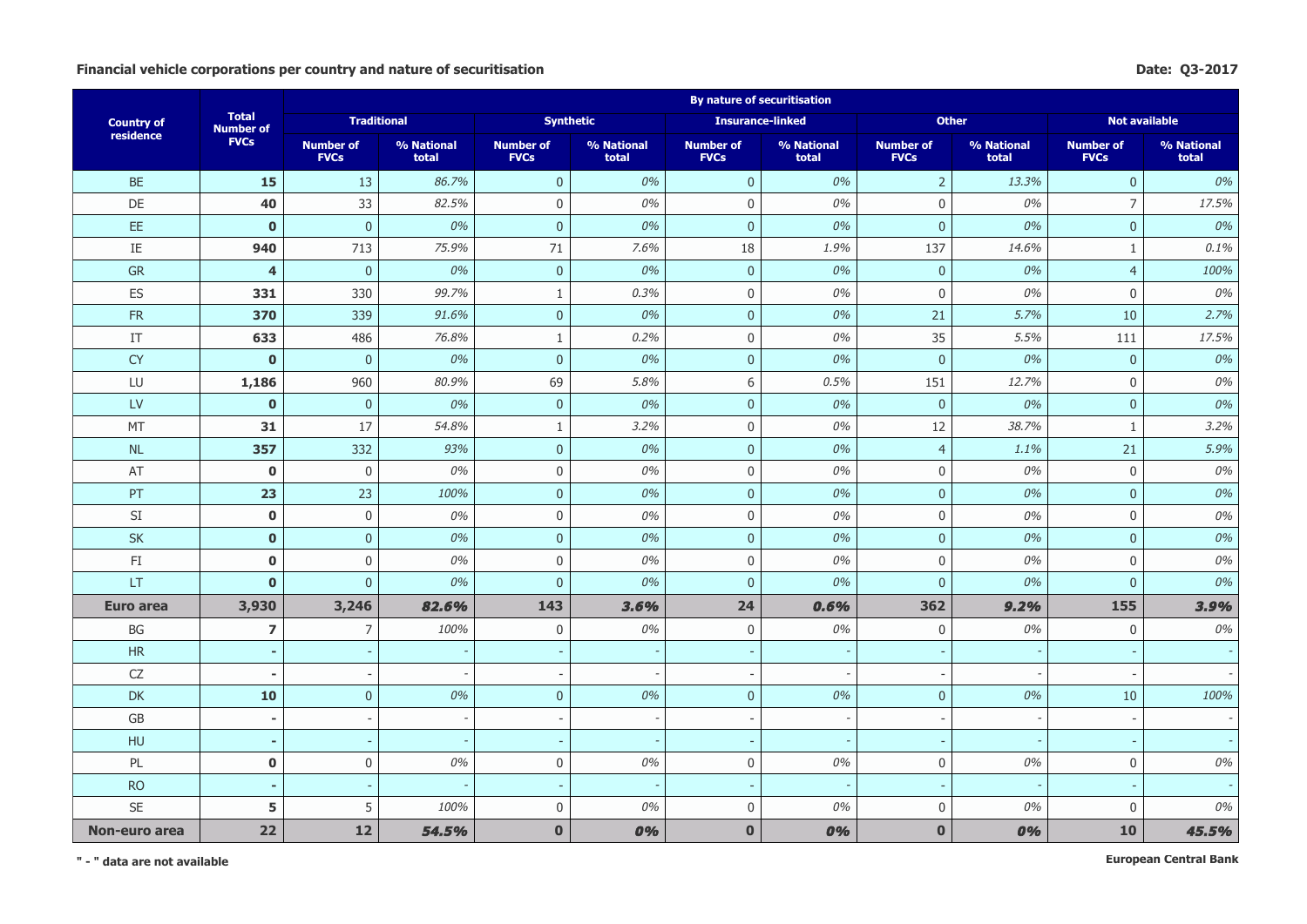**Financial vehicle corporations per country and nature of securitisation**

**Date: Q3-2017**

| Country of residence | Total Number of FVCs | By nature of securitisation | | | | | | | | | |
|---|---|---|---|---|---|---|---|---|---|---|---|
| | | Traditional | | Synthetic | | Insurance-linked | | Other | | Not available | |
| | | Number of FVCs | % National total | Number of FVCs | % National total | Number of FVCs | % National total | Number of FVCs | % National total | Number of FVCs | % National total |
| BE | **15** | 13 | *86.7%* | 0 | *0%* | 0 | *0%* | 2 | *13.3%* | 0 | *0%* |
| DE | **40** | 33 | *82.5%* | 0 | *0%* | 0 | *0%* | 0 | *0%* | 7 | *17.5%* |
| EE | **0** | 0 | *0%* | 0 | *0%* | 0 | *0%* | 0 | *0%* | 0 | *0%* |
| IE | **940** | 713 | *75.9%* | 71 | *7.6%* | 18 | *1.9%* | 137 | *14.6%* | 1 | *0.1%* |
| GR | **4** | 0 | *0%* | 0 | *0%* | 0 | *0%* | 0 | *0%* | 4 | *100%* |
| ES | **331** | 330 | *99.7%* | 1 | *0.3%* | 0 | *0%* | 0 | *0%* | 0 | *0%* |
| FR | **370** | 339 | *91.6%* | 0 | *0%* | 0 | *0%* | 21 | *5.7%* | 10 | *2.7%* |
| IT | **633** | 486 | *76.8%* | 1 | *0.2%* | 0 | *0%* | 35 | *5.5%* | 111 | *17.5%* |
| CY | **0** | 0 | *0%* | 0 | *0%* | 0 | *0%* | 0 | *0%* | 0 | *0%* |
| LU | **1,186** | 960 | *80.9%* | 69 | *5.8%* | 6 | *0.5%* | 151 | *12.7%* | 0 | *0%* |
| LV | **0** | 0 | *0%* | 0 | *0%* | 0 | *0%* | 0 | *0%* | 0 | *0%* |
| MT | **31** | 17 | *54.8%* | 1 | *3.2%* | 0 | *0%* | 12 | *38.7%* | 1 | *3.2%* |
| NL | **357** | 332 | *93%* | 0 | *0%* | 0 | *0%* | 4 | *1.1%* | 21 | *5.9%* |
| AT | **0** | 0 | *0%* | 0 | *0%* | 0 | *0%* | 0 | *0%* | 0 | *0%* |
| PT | **23** | 23 | *100%* | 0 | *0%* | 0 | *0%* | 0 | *0%* | 0 | *0%* |
| SI | **0** | 0 | *0%* | 0 | *0%* | 0 | *0%* | 0 | *0%* | 0 | *0%* |
| SK | **0** | 0 | *0%* | 0 | *0%* | 0 | *0%* | 0 | *0%* | 0 | *0%* |
| FI | **0** | 0 | *0%* | 0 | *0%* | 0 | *0%* | 0 | *0%* | 0 | *0%* |
| LT | **0** | 0 | *0%* | 0 | *0%* | 0 | *0%* | 0 | *0%* | 0 | *0%* |
| **Euro area** | **3,930** | **3,246** | ***82.6%*** | **143** | ***3.6%*** | **24** | ***0.6%*** | **362** | ***9.2%*** | **155** | ***3.9%*** |
| BG | **7** | 7 | *100%* | 0 | *0%* | 0 | *0%* | 0 | *0%* | 0 | *0%* |
| HR | **-** | - | - | - | - | - | - | - | - | - | - |
| CZ | **-** | - | - | - | - | - | - | - | - | - | - |
| DK | **10** | 0 | *0%* | 0 | *0%* | 0 | *0%* | 0 | *0%* | 10 | *100%* |
| GB | **-** | - | - | - | - | - | - | - | - | - | - |
| HU | **-** | - | - | - | - | - | - | - | - | - | - |
| PL | **0** | 0 | *0%* | 0 | *0%* | 0 | *0%* | 0 | *0%* | 0 | *0%* |
| RO | **-** | - | - | - | - | - | - | - | - | - | - |
| SE | **5** | 5 | *100%* | 0 | *0%* | 0 | *0%* | 0 | *0%* | 0 | *0%* |
| **Non-euro area** | **22** | **12** | ***54.5%*** | **0** | ***0%*** | **0** | ***0%*** | **0** | ***0%*** | **10** | ***45.5%*** |

**" - " data are not available**

**European Central Bank**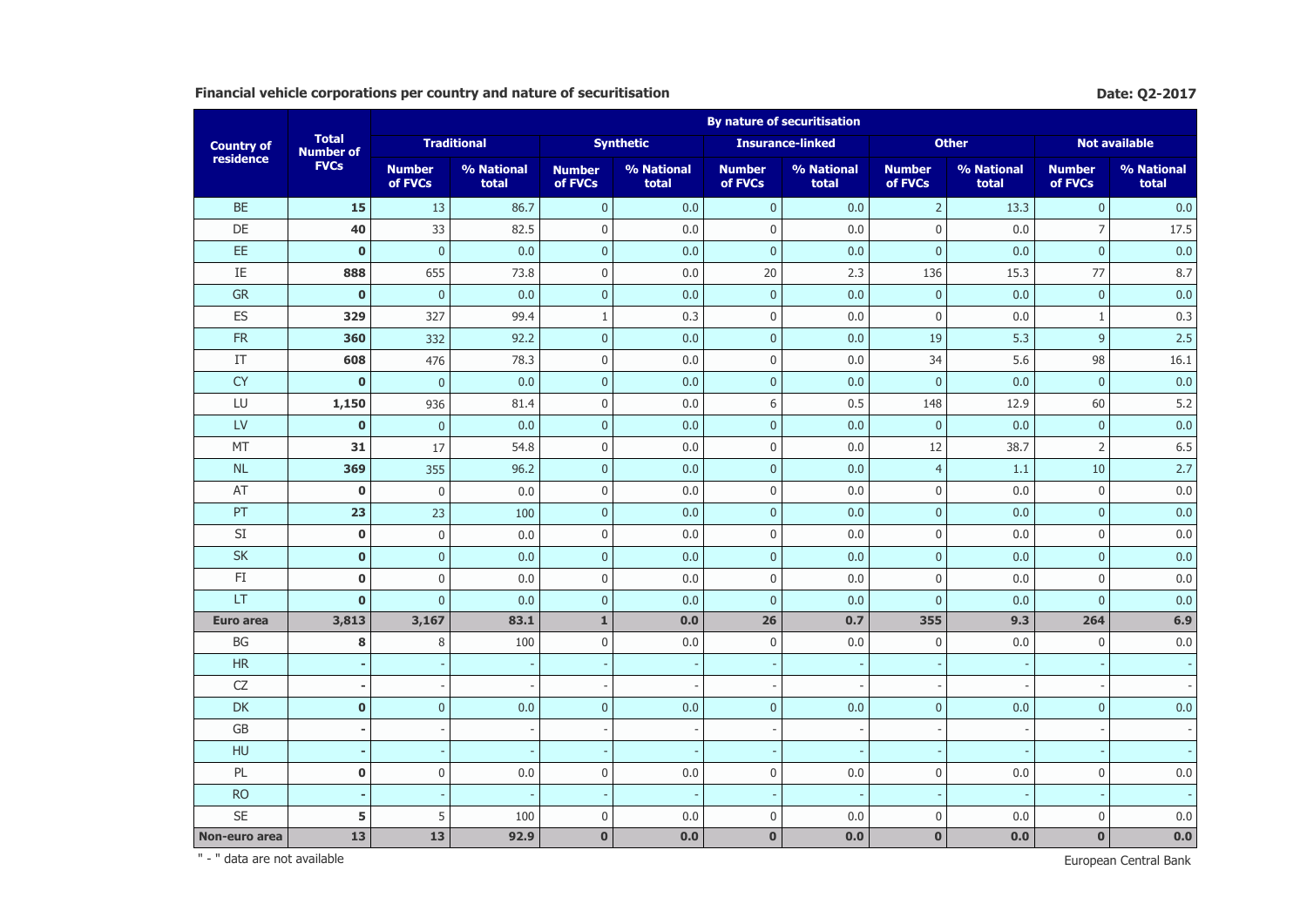**Financial vehicle corporations per country and nature of securitisation**

**Date: Q2-2017**

| Country of residence | Total Number of FVCs | By nature of securitisation | | | | | | | | | |
|---|---|---|---|---|---|---|---|---|---|---|---|
| | | Traditional | | Synthetic | | Insurance-linked | | Other | | Not available | |
| | | Number of FVCs | % National total | Number of FVCs | % National total | Number of FVCs | % National total | Number of FVCs | % National total | Number of FVCs | % National total |
| BE | **15** | 13 | 86.7 | 0 | 0.0 | 0 | 0.0 | 2 | 13.3 | 0 | 0.0 |
| DE | **40** | 33 | 82.5 | 0 | 0.0 | 0 | 0.0 | 0 | 0.0 | 7 | 17.5 |
| EE | **0** | 0 | 0.0 | 0 | 0.0 | 0 | 0.0 | 0 | 0.0 | 0 | 0.0 |
| IE | **888** | 655 | 73.8 | 0 | 0.0 | 20 | 2.3 | 136 | 15.3 | 77 | 8.7 |
| GR | **0** | 0 | 0.0 | 0 | 0.0 | 0 | 0.0 | 0 | 0.0 | 0 | 0.0 |
| ES | **329** | 327 | 99.4 | 1 | 0.3 | 0 | 0.0 | 0 | 0.0 | 1 | 0.3 |
| FR | **360** | 332 | 92.2 | 0 | 0.0 | 0 | 0.0 | 19 | 5.3 | 9 | 2.5 |
| IT | **608** | 476 | 78.3 | 0 | 0.0 | 0 | 0.0 | 34 | 5.6 | 98 | 16.1 |
| CY | **0** | 0 | 0.0 | 0 | 0.0 | 0 | 0.0 | 0 | 0.0 | 0 | 0.0 |
| LU | **1,150** | 936 | 81.4 | 0 | 0.0 | 6 | 0.5 | 148 | 12.9 | 60 | 5.2 |
| LV | **0** | 0 | 0.0 | 0 | 0.0 | 0 | 0.0 | 0 | 0.0 | 0 | 0.0 |
| MT | **31** | 17 | 54.8 | 0 | 0.0 | 0 | 0.0 | 12 | 38.7 | 2 | 6.5 |
| NL | **369** | 355 | 96.2 | 0 | 0.0 | 0 | 0.0 | 4 | 1.1 | 10 | 2.7 |
| AT | **0** | 0 | 0.0 | 0 | 0.0 | 0 | 0.0 | 0 | 0.0 | 0 | 0.0 |
| PT | **23** | 23 | 100 | 0 | 0.0 | 0 | 0.0 | 0 | 0.0 | 0 | 0.0 |
| SI | **0** | 0 | 0.0 | 0 | 0.0 | 0 | 0.0 | 0 | 0.0 | 0 | 0.0 |
| SK | **0** | 0 | 0.0 | 0 | 0.0 | 0 | 0.0 | 0 | 0.0 | 0 | 0.0 |
| FI | **0** | 0 | 0.0 | 0 | 0.0 | 0 | 0.0 | 0 | 0.0 | 0 | 0.0 |
| LT | **0** | 0 | 0.0 | 0 | 0.0 | 0 | 0.0 | 0 | 0.0 | 0 | 0.0 |
| **Euro area** | **3,813** | **3,167** | **83.1** | **1** | **0.0** | **26** | **0.7** | **355** | **9.3** | **264** | **6.9** |
| BG | **8** | 8 | 100 | 0 | 0.0 | 0 | 0.0 | 0 | 0.0 | 0 | 0.0 |
| HR | **-** | - | - | - | - | - | - | - | - | - | - |
| CZ | **-** | - | - | - | - | - | - | - | - | - | - |
| DK | **0** | 0 | 0.0 | 0 | 0.0 | 0 | 0.0 | 0 | 0.0 | 0 | 0.0 |
| GB | **-** | - | - | - | - | - | - | - | - | - | - |
| HU | **-** | - | - | - | - | - | - | - | - | - | - |
| PL | **0** | 0 | 0.0 | 0 | 0.0 | 0 | 0.0 | 0 | 0.0 | 0 | 0.0 |
| RO | **-** | - | - | - | - | - | - | - | - | - | - |
| SE | **5** | 5 | 100 | 0 | 0.0 | 0 | 0.0 | 0 | 0.0 | 0 | 0.0 |
| **Non-euro area** | **13** | **13** | **92.9** | **0** | **0.0** | **0** | **0.0** | **0** | **0.0** | **0** | **0.0** |

" - " data are not available

European Central Bank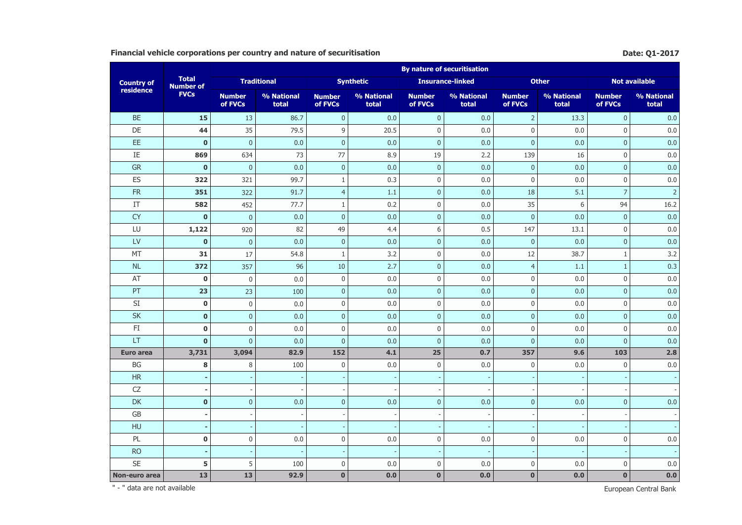**Financial vehicle corporations per country and nature of securitisation**

**Date: Q1-2017**

| Country of residence | Total Number of FVCs | By nature of securitisation | | | | | | | | | |
|---|---|---|---|---|---|---|---|---|---|---|---|
| | | Traditional | | Synthetic | | Insurance-linked | | Other | | Not available | |
| | | Number of FVCs | % National total | Number of FVCs | % National total | Number of FVCs | % National total | Number of FVCs | % National total | Number of FVCs | % National total |
| BE | **15** | 13 | 86.7 | 0 | 0.0 | 0 | 0.0 | 2 | 13.3 | 0 | 0.0 |
| DE | **44** | 35 | 79.5 | 9 | 20.5 | 0 | 0.0 | 0 | 0.0 | 0 | 0.0 |
| EE | **0** | 0 | 0.0 | 0 | 0.0 | 0 | 0.0 | 0 | 0.0 | 0 | 0.0 |
| IE | **869** | 634 | 73 | 77 | 8.9 | 19 | 2.2 | 139 | 16 | 0 | 0.0 |
| GR | **0** | 0 | 0.0 | 0 | 0.0 | 0 | 0.0 | 0 | 0.0 | 0 | 0.0 |
| ES | **322** | 321 | 99.7 | 1 | 0.3 | 0 | 0.0 | 0 | 0.0 | 0 | 0.0 |
| FR | **351** | 322 | 91.7 | 4 | 1.1 | 0 | 0.0 | 18 | 5.1 | 7 | 2 |
| IT | **582** | 452 | 77.7 | 1 | 0.2 | 0 | 0.0 | 35 | 6 | 94 | 16.2 |
| CY | **0** | 0 | 0.0 | 0 | 0.0 | 0 | 0.0 | 0 | 0.0 | 0 | 0.0 |
| LU | **1,122** | 920 | 82 | 49 | 4.4 | 6 | 0.5 | 147 | 13.1 | 0 | 0.0 |
| LV | **0** | 0 | 0.0 | 0 | 0.0 | 0 | 0.0 | 0 | 0.0 | 0 | 0.0 |
| MT | **31** | 17 | 54.8 | 1 | 3.2 | 0 | 0.0 | 12 | 38.7 | 1 | 3.2 |
| NL | **372** | 357 | 96 | 10 | 2.7 | 0 | 0.0 | 4 | 1.1 | 1 | 0.3 |
| AT | **0** | 0 | 0.0 | 0 | 0.0 | 0 | 0.0 | 0 | 0.0 | 0 | 0.0 |
| PT | **23** | 23 | 100 | 0 | 0.0 | 0 | 0.0 | 0 | 0.0 | 0 | 0.0 |
| SI | **0** | 0 | 0.0 | 0 | 0.0 | 0 | 0.0 | 0 | 0.0 | 0 | 0.0 |
| SK | **0** | 0 | 0.0 | 0 | 0.0 | 0 | 0.0 | 0 | 0.0 | 0 | 0.0 |
| FI | **0** | 0 | 0.0 | 0 | 0.0 | 0 | 0.0 | 0 | 0.0 | 0 | 0.0 |
| LT | **0** | 0 | 0.0 | 0 | 0.0 | 0 | 0.0 | 0 | 0.0 | 0 | 0.0 |
| **Euro area** | **3,731** | **3,094** | **82.9** | **152** | **4.1** | **25** | **0.7** | **357** | **9.6** | **103** | **2.8** |
| BG | **8** | 8 | 100 | 0 | 0.0 | 0 | 0.0 | 0 | 0.0 | 0 | 0.0 |
| HR | **-** | - | - | - | - | - | - | - | - | - | - |
| CZ | **-** | - | - | - | - | - | - | - | - | - | - |
| DK | **0** | 0 | 0.0 | 0 | 0.0 | 0 | 0.0 | 0 | 0.0 | 0 | 0.0 |
| GB | **-** | - | - | - | - | - | - | - | - | - | - |
| HU | **-** | - | - | - | - | - | - | - | - | - | - |
| PL | **0** | 0 | 0.0 | 0 | 0.0 | 0 | 0.0 | 0 | 0.0 | 0 | 0.0 |
| RO | **-** | - | - | - | - | - | - | - | - | - | - |
| SE | **5** | 5 | 100 | 0 | 0.0 | 0 | 0.0 | 0 | 0.0 | 0 | 0.0 |
| **Non-euro area** | **13** | **13** | **92.9** | **0** | **0.0** | **0** | **0.0** | **0** | **0.0** | **0** | **0.0** |

" - " data are not available

European Central Bank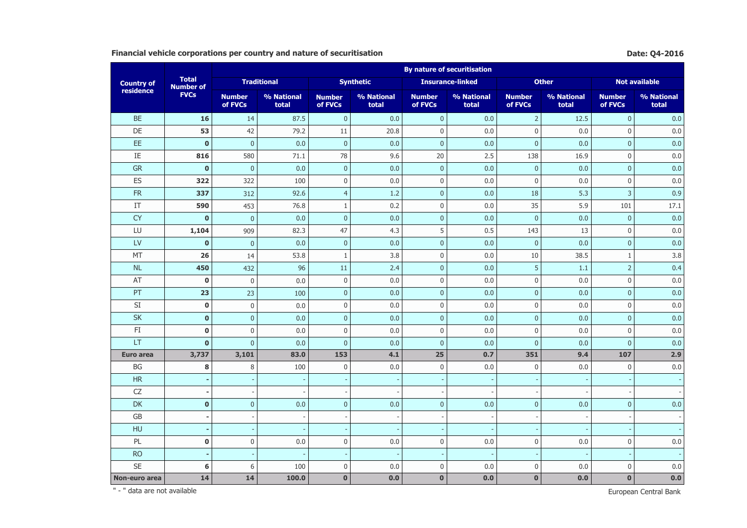**Financial vehicle corporations per country and nature of securitisation**

**Date: Q4-2016**

| Country of residence | Total Number of FVCs | By nature of securitisation | | | | | | | | | |
|---|---|---|---|---|---|---|---|---|---|---|---|
| | | Traditional | | Synthetic | | Insurance-linked | | Other | | Not available | |
| | | Number of FVCs | % National total | Number of FVCs | % National total | Number of FVCs | % National total | Number of FVCs | % National total | Number of FVCs | % National total |
| BE | **16** | 14 | 87.5 | 0 | 0.0 | 0 | 0.0 | 2 | 12.5 | 0 | 0.0 |
| DE | **53** | 42 | 79.2 | 11 | 20.8 | 0 | 0.0 | 0 | 0.0 | 0 | 0.0 |
| EE | **0** | 0 | 0.0 | 0 | 0.0 | 0 | 0.0 | 0 | 0.0 | 0 | 0.0 |
| IE | **816** | 580 | 71.1 | 78 | 9.6 | 20 | 2.5 | 138 | 16.9 | 0 | 0.0 |
| GR | **0** | 0 | 0.0 | 0 | 0.0 | 0 | 0.0 | 0 | 0.0 | 0 | 0.0 |
| ES | **322** | 322 | 100 | 0 | 0.0 | 0 | 0.0 | 0 | 0.0 | 0 | 0.0 |
| FR | **337** | 312 | 92.6 | 4 | 1.2 | 0 | 0.0 | 18 | 5.3 | 3 | 0.9 |
| IT | **590** | 453 | 76.8 | 1 | 0.2 | 0 | 0.0 | 35 | 5.9 | 101 | 17.1 |
| CY | **0** | 0 | 0.0 | 0 | 0.0 | 0 | 0.0 | 0 | 0.0 | 0 | 0.0 |
| LU | **1,104** | 909 | 82.3 | 47 | 4.3 | 5 | 0.5 | 143 | 13 | 0 | 0.0 |
| LV | **0** | 0 | 0.0 | 0 | 0.0 | 0 | 0.0 | 0 | 0.0 | 0 | 0.0 |
| MT | **26** | 14 | 53.8 | 1 | 3.8 | 0 | 0.0 | 10 | 38.5 | 1 | 3.8 |
| NL | **450** | 432 | 96 | 11 | 2.4 | 0 | 0.0 | 5 | 1.1 | 2 | 0.4 |
| AT | **0** | 0 | 0.0 | 0 | 0.0 | 0 | 0.0 | 0 | 0.0 | 0 | 0.0 |
| PT | **23** | 23 | 100 | 0 | 0.0 | 0 | 0.0 | 0 | 0.0 | 0 | 0.0 |
| SI | **0** | 0 | 0.0 | 0 | 0.0 | 0 | 0.0 | 0 | 0.0 | 0 | 0.0 |
| SK | **0** | 0 | 0.0 | 0 | 0.0 | 0 | 0.0 | 0 | 0.0 | 0 | 0.0 |
| FI | **0** | 0 | 0.0 | 0 | 0.0 | 0 | 0.0 | 0 | 0.0 | 0 | 0.0 |
| LT | **0** | 0 | 0.0 | 0 | 0.0 | 0 | 0.0 | 0 | 0.0 | 0 | 0.0 |
| **Euro area** | **3,737** | **3,101** | **83.0** | **153** | **4.1** | **25** | **0.7** | **351** | **9.4** | **107** | **2.9** |
| BG | **8** | 8 | 100 | 0 | 0.0 | 0 | 0.0 | 0 | 0.0 | 0 | 0.0 |
| HR | **-** | - | - | - | - | - | - | - | - | - | - |
| CZ | **-** | - | - | - | - | - | - | - | - | - | - |
| DK | **0** | 0 | 0.0 | 0 | 0.0 | 0 | 0.0 | 0 | 0.0 | 0 | 0.0 |
| GB | **-** | - | - | - | - | - | - | - | - | - | - |
| HU | **-** | - | - | - | - | - | - | - | - | - | - |
| PL | **0** | 0 | 0.0 | 0 | 0.0 | 0 | 0.0 | 0 | 0.0 | 0 | 0.0 |
| RO | **-** | - | - | - | - | - | - | - | - | - | - |
| SE | **6** | 6 | 100 | 0 | 0.0 | 0 | 0.0 | 0 | 0.0 | 0 | 0.0 |
| **Non-euro area** | **14** | **14** | **100.0** | **0** | **0.0** | **0** | **0.0** | **0** | **0.0** | **0** | **0.0** |

" - " data are not available

European Central Bank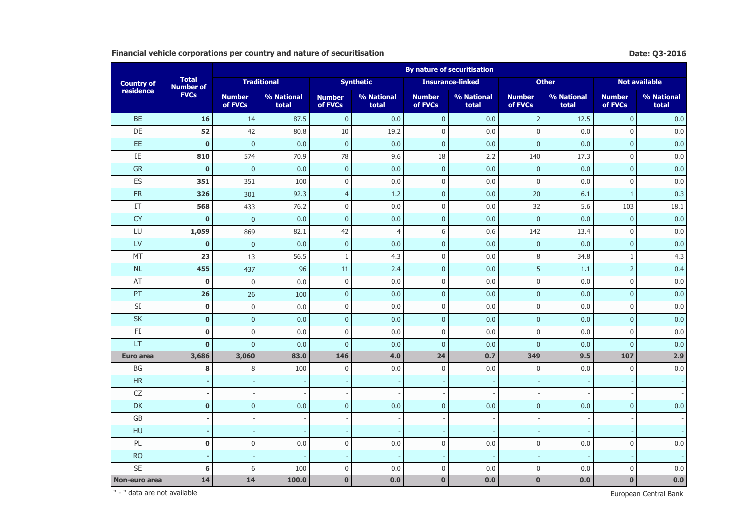**Financial vehicle corporations per country and nature of securitisation**

**Date: Q3-2016**

| Country of residence | Total Number of FVCs | By nature of securitisation | | | | | | | | | |
|---|---|---|---|---|---|---|---|---|---|---|---|
| | | Traditional | | Synthetic | | Insurance-linked | | Other | | Not available | |
| | | Number of FVCs | % National total | Number of FVCs | % National total | Number of FVCs | % National total | Number of FVCs | % National total | Number of FVCs | % National total |
| BE | **16** | 14 | 87.5 | 0 | 0.0 | 0 | 0.0 | 2 | 12.5 | 0 | 0.0 |
| DE | **52** | 42 | 80.8 | 10 | 19.2 | 0 | 0.0 | 0 | 0.0 | 0 | 0.0 |
| EE | **0** | 0 | 0.0 | 0 | 0.0 | 0 | 0.0 | 0 | 0.0 | 0 | 0.0 |
| IE | **810** | 574 | 70.9 | 78 | 9.6 | 18 | 2.2 | 140 | 17.3 | 0 | 0.0 |
| GR | **0** | 0 | 0.0 | 0 | 0.0 | 0 | 0.0 | 0 | 0.0 | 0 | 0.0 |
| ES | **351** | 351 | 100 | 0 | 0.0 | 0 | 0.0 | 0 | 0.0 | 0 | 0.0 |
| FR | **326** | 301 | 92.3 | 4 | 1.2 | 0 | 0.0 | 20 | 6.1 | 1 | 0.3 |
| IT | **568** | 433 | 76.2 | 0 | 0.0 | 0 | 0.0 | 32 | 5.6 | 103 | 18.1 |
| CY | **0** | 0 | 0.0 | 0 | 0.0 | 0 | 0.0 | 0 | 0.0 | 0 | 0.0 |
| LU | **1,059** | 869 | 82.1 | 42 | 4 | 6 | 0.6 | 142 | 13.4 | 0 | 0.0 |
| LV | **0** | 0 | 0.0 | 0 | 0.0 | 0 | 0.0 | 0 | 0.0 | 0 | 0.0 |
| MT | **23** | 13 | 56.5 | 1 | 4.3 | 0 | 0.0 | 8 | 34.8 | 1 | 4.3 |
| NL | **455** | 437 | 96 | 11 | 2.4 | 0 | 0.0 | 5 | 1.1 | 2 | 0.4 |
| AT | **0** | 0 | 0.0 | 0 | 0.0 | 0 | 0.0 | 0 | 0.0 | 0 | 0.0 |
| PT | **26** | 26 | 100 | 0 | 0.0 | 0 | 0.0 | 0 | 0.0 | 0 | 0.0 |
| SI | **0** | 0 | 0.0 | 0 | 0.0 | 0 | 0.0 | 0 | 0.0 | 0 | 0.0 |
| SK | **0** | 0 | 0.0 | 0 | 0.0 | 0 | 0.0 | 0 | 0.0 | 0 | 0.0 |
| FI | **0** | 0 | 0.0 | 0 | 0.0 | 0 | 0.0 | 0 | 0.0 | 0 | 0.0 |
| LT | **0** | 0 | 0.0 | 0 | 0.0 | 0 | 0.0 | 0 | 0.0 | 0 | 0.0 |
| **Euro area** | **3,686** | **3,060** | **83.0** | **146** | **4.0** | **24** | **0.7** | **349** | **9.5** | **107** | **2.9** |
| BG | **8** | 8 | 100 | 0 | 0.0 | 0 | 0.0 | 0 | 0.0 | 0 | 0.0 |
| HR | **-** | - | - | - | - | - | - | - | - | - | - |
| CZ | **-** | - | - | - | - | - | - | - | - | - | - |
| DK | **0** | 0 | 0.0 | 0 | 0.0 | 0 | 0.0 | 0 | 0.0 | 0 | 0.0 |
| GB | **-** | - | - | - | - | - | - | - | - | - | - |
| HU | **-** | - | - | - | - | - | - | - | - | - | - |
| PL | **0** | 0 | 0.0 | 0 | 0.0 | 0 | 0.0 | 0 | 0.0 | 0 | 0.0 |
| RO | **-** | - | - | - | - | - | - | - | - | - | - |
| SE | **6** | 6 | 100 | 0 | 0.0 | 0 | 0.0 | 0 | 0.0 | 0 | 0.0 |
| **Non-euro area** | **14** | **14** | **100.0** | **0** | **0.0** | **0** | **0.0** | **0** | **0.0** | **0** | **0.0** |

" - " data are not available

European Central Bank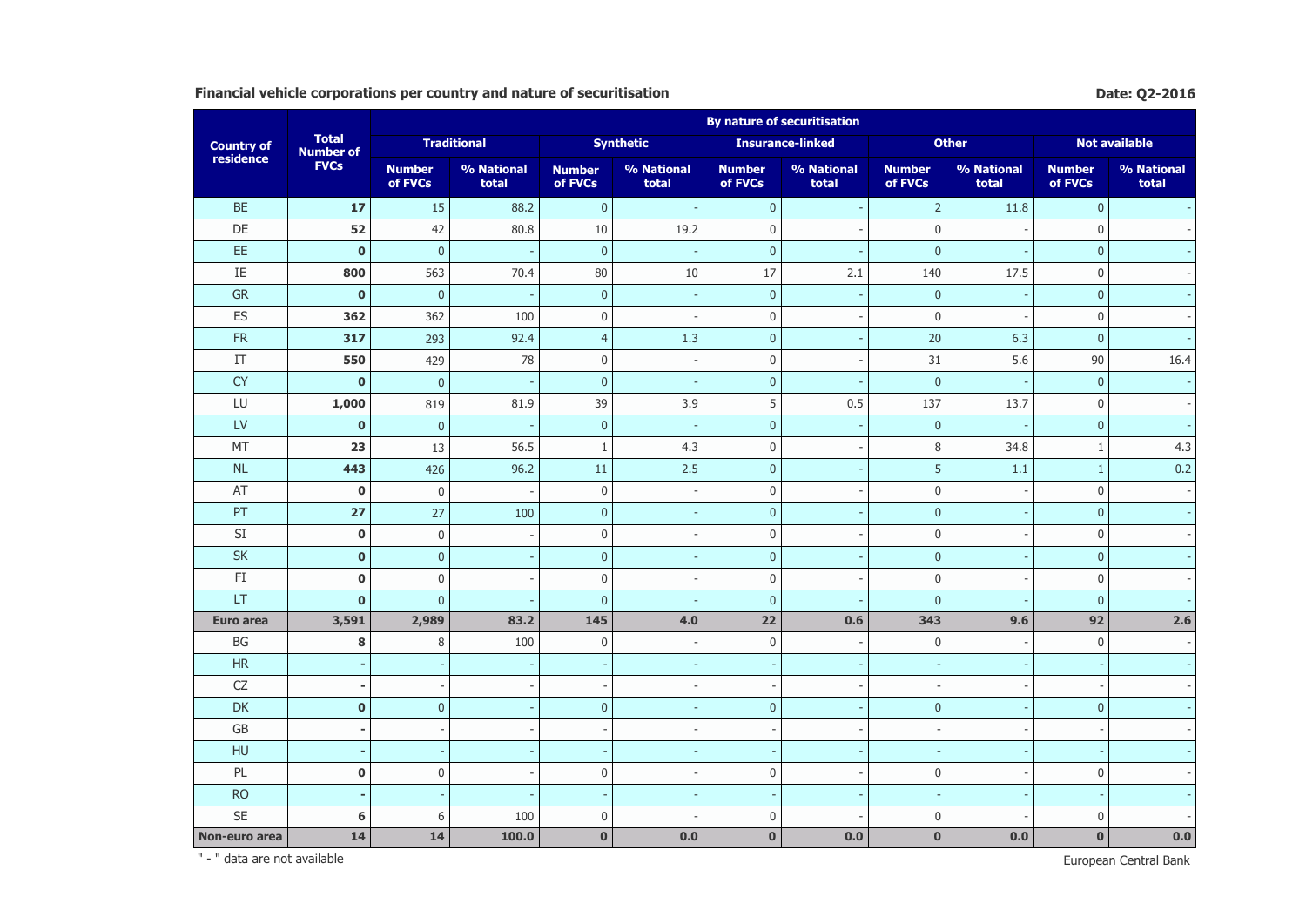**Financial vehicle corporations per country and nature of securitisation**

**Date: Q2-2016**

| Country of residence | Total Number of FVCs | By nature of securitisation | | | | | | | | | |
|---|---|---|---|---|---|---|---|---|---|---|---|
| | | Traditional | | Synthetic | | Insurance-linked | | Other | | Not available | |
| | | Number of FVCs | % National total | Number of FVCs | % National total | Number of FVCs | % National total | Number of FVCs | % National total | Number of FVCs | % National total |
| BE | **17** | 15 | 88.2 | 0 | - | 0 | - | 2 | 11.8 | 0 | - |
| DE | **52** | 42 | 80.8 | 10 | 19.2 | 0 | - | 0 | - | 0 | - |
| EE | **0** | 0 | - | 0 | - | 0 | - | 0 | - | 0 | - |
| IE | **800** | 563 | 70.4 | 80 | 10 | 17 | 2.1 | 140 | 17.5 | 0 | - |
| GR | **0** | 0 | - | 0 | - | 0 | - | 0 | - | 0 | - |
| ES | **362** | 362 | 100 | 0 | - | 0 | - | 0 | - | 0 | - |
| FR | **317** | 293 | 92.4 | 4 | 1.3 | 0 | - | 20 | 6.3 | 0 | - |
| IT | **550** | 429 | 78 | 0 | - | 0 | - | 31 | 5.6 | 90 | 16.4 |
| CY | **0** | 0 | - | 0 | - | 0 | - | 0 | - | 0 | - |
| LU | **1,000** | 819 | 81.9 | 39 | 3.9 | 5 | 0.5 | 137 | 13.7 | 0 | - |
| LV | **0** | 0 | - | 0 | - | 0 | - | 0 | - | 0 | - |
| MT | **23** | 13 | 56.5 | 1 | 4.3 | 0 | - | 8 | 34.8 | 1 | 4.3 |
| NL | **443** | 426 | 96.2 | 11 | 2.5 | 0 | - | 5 | 1.1 | 1 | 0.2 |
| AT | **0** | 0 | - | 0 | - | 0 | - | 0 | - | 0 | - |
| PT | **27** | 27 | 100 | 0 | - | 0 | - | 0 | - | 0 | - |
| SI | **0** | 0 | - | 0 | - | 0 | - | 0 | - | 0 | - |
| SK | **0** | 0 | - | 0 | - | 0 | - | 0 | - | 0 | - |
| FI | **0** | 0 | - | 0 | - | 0 | - | 0 | - | 0 | - |
| LT | **0** | 0 | - | 0 | - | 0 | - | 0 | - | 0 | - |
| **Euro area** | **3,591** | **2,989** | **83.2** | **145** | **4.0** | **22** | **0.6** | **343** | **9.6** | **92** | **2.6** |
| BG | **8** | 8 | 100 | 0 | - | 0 | - | 0 | - | 0 | - |
| HR | **-** | - | - | - | - | - | - | - | - | - | - |
| CZ | **-** | - | - | - | - | - | - | - | - | - | - |
| DK | **0** | 0 | - | 0 | - | 0 | - | 0 | - | 0 | - |
| GB | **-** | - | - | - | - | - | - | - | - | - | - |
| HU | **-** | - | - | - | - | - | - | - | - | - | - |
| PL | **0** | 0 | - | 0 | - | 0 | - | 0 | - | 0 | - |
| RO | **-** | - | - | - | - | - | - | - | - | - | - |
| SE | **6** | 6 | 100 | 0 | - | 0 | - | 0 | - | 0 | - |
| **Non-euro area** | **14** | **14** | **100.0** | **0** | **0.0** | **0** | **0.0** | **0** | **0.0** | **0** | **0.0** |

" - " data are not available

European Central Bank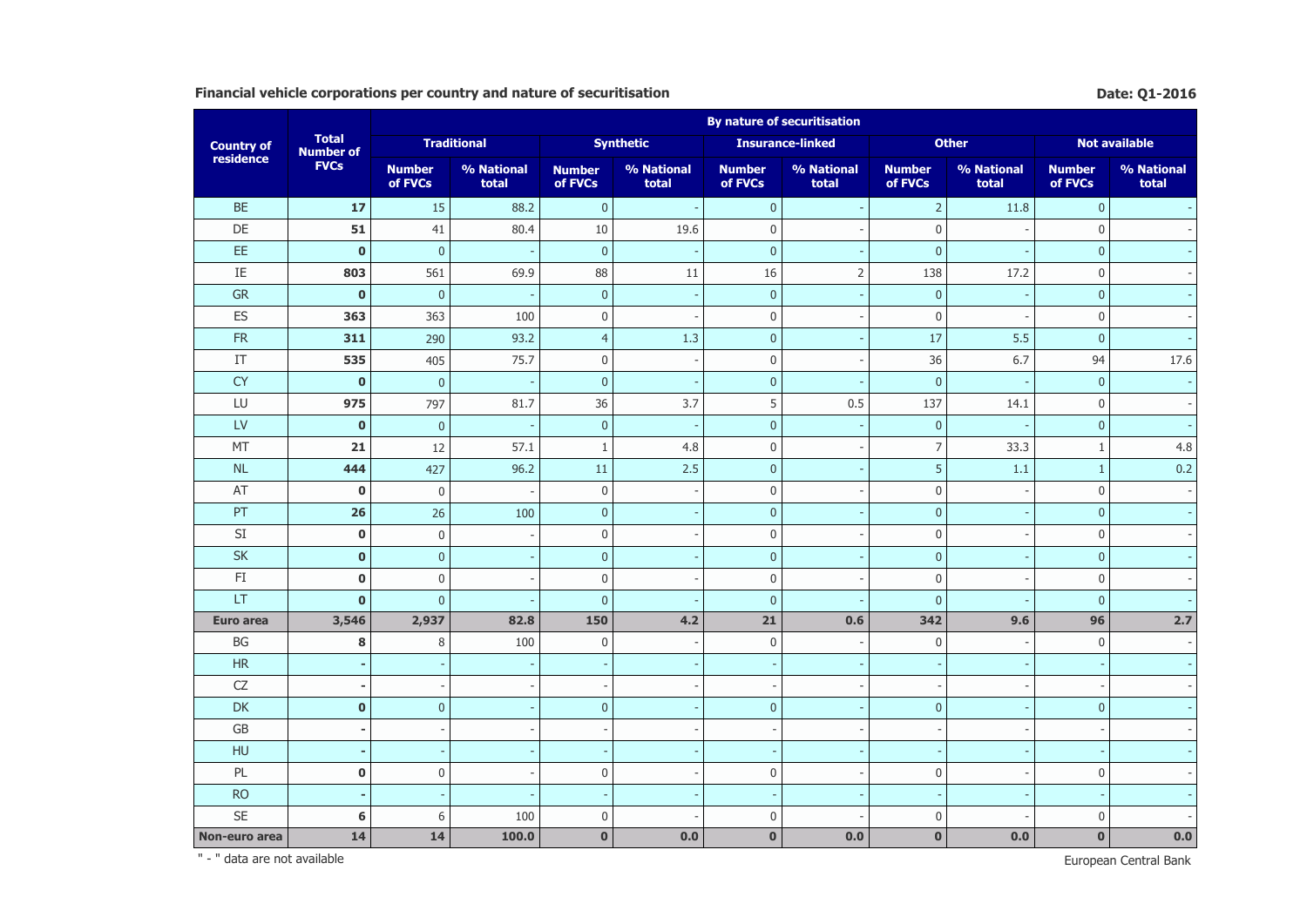**Financial vehicle corporations per country and nature of securitisation**

**Date: Q1-2016**

| Country of residence | Total Number of FVCs | By nature of securitisation | | | | | | | | | |
|---|---|---|---|---|---|---|---|---|---|---|---|
| | | Traditional | | Synthetic | | Insurance-linked | | Other | | Not available | |
| | | Number of FVCs | % National total | Number of FVCs | % National total | Number of FVCs | % National total | Number of FVCs | % National total | Number of FVCs | % National total |
| BE | **17** | 15 | 88.2 | 0 | - | 0 | - | 2 | 11.8 | 0 | - |
| DE | **51** | 41 | 80.4 | 10 | 19.6 | 0 | - | 0 | - | 0 | - |
| EE | **0** | 0 | - | 0 | - | 0 | - | 0 | - | 0 | - |
| IE | **803** | 561 | 69.9 | 88 | 11 | 16 | 2 | 138 | 17.2 | 0 | - |
| GR | **0** | 0 | - | 0 | - | 0 | - | 0 | - | 0 | - |
| ES | **363** | 363 | 100 | 0 | - | 0 | - | 0 | - | 0 | - |
| FR | **311** | 290 | 93.2 | 4 | 1.3 | 0 | - | 17 | 5.5 | 0 | - |
| IT | **535** | 405 | 75.7 | 0 | - | 0 | - | 36 | 6.7 | 94 | 17.6 |
| CY | **0** | 0 | - | 0 | - | 0 | - | 0 | - | 0 | - |
| LU | **975** | 797 | 81.7 | 36 | 3.7 | 5 | 0.5 | 137 | 14.1 | 0 | - |
| LV | **0** | 0 | - | 0 | - | 0 | - | 0 | - | 0 | - |
| MT | **21** | 12 | 57.1 | 1 | 4.8 | 0 | - | 7 | 33.3 | 1 | 4.8 |
| NL | **444** | 427 | 96.2 | 11 | 2.5 | 0 | - | 5 | 1.1 | 1 | 0.2 |
| AT | **0** | 0 | - | 0 | - | 0 | - | 0 | - | 0 | - |
| PT | **26** | 26 | 100 | 0 | - | 0 | - | 0 | - | 0 | - |
| SI | **0** | 0 | - | 0 | - | 0 | - | 0 | - | 0 | - |
| SK | **0** | 0 | - | 0 | - | 0 | - | 0 | - | 0 | - |
| FI | **0** | 0 | - | 0 | - | 0 | - | 0 | - | 0 | - |
| LT | **0** | 0 | - | 0 | - | 0 | - | 0 | - | 0 | - |
| **Euro area** | **3,546** | **2,937** | **82.8** | **150** | **4.2** | **21** | **0.6** | **342** | **9.6** | **96** | **2.7** |
| BG | **8** | 8 | 100 | 0 | - | 0 | - | 0 | - | 0 | - |
| HR | **-** | - | - | - | - | - | - | - | - | - | - |
| CZ | **-** | - | - | - | - | - | - | - | - | - | - |
| DK | **0** | 0 | - | 0 | - | 0 | - | 0 | - | 0 | - |
| GB | **-** | - | - | - | - | - | - | - | - | - | - |
| HU | **-** | - | - | - | - | - | - | - | - | - | - |
| PL | **0** | 0 | - | 0 | - | 0 | - | 0 | - | 0 | - |
| RO | **-** | - | - | - | - | - | - | - | - | - | - |
| SE | **6** | 6 | 100 | 0 | - | 0 | - | 0 | - | 0 | - |
| **Non-euro area** | **14** | **14** | **100.0** | **0** | **0.0** | **0** | **0.0** | **0** | **0.0** | **0** | **0.0** |

" - " data are not available

European Central Bank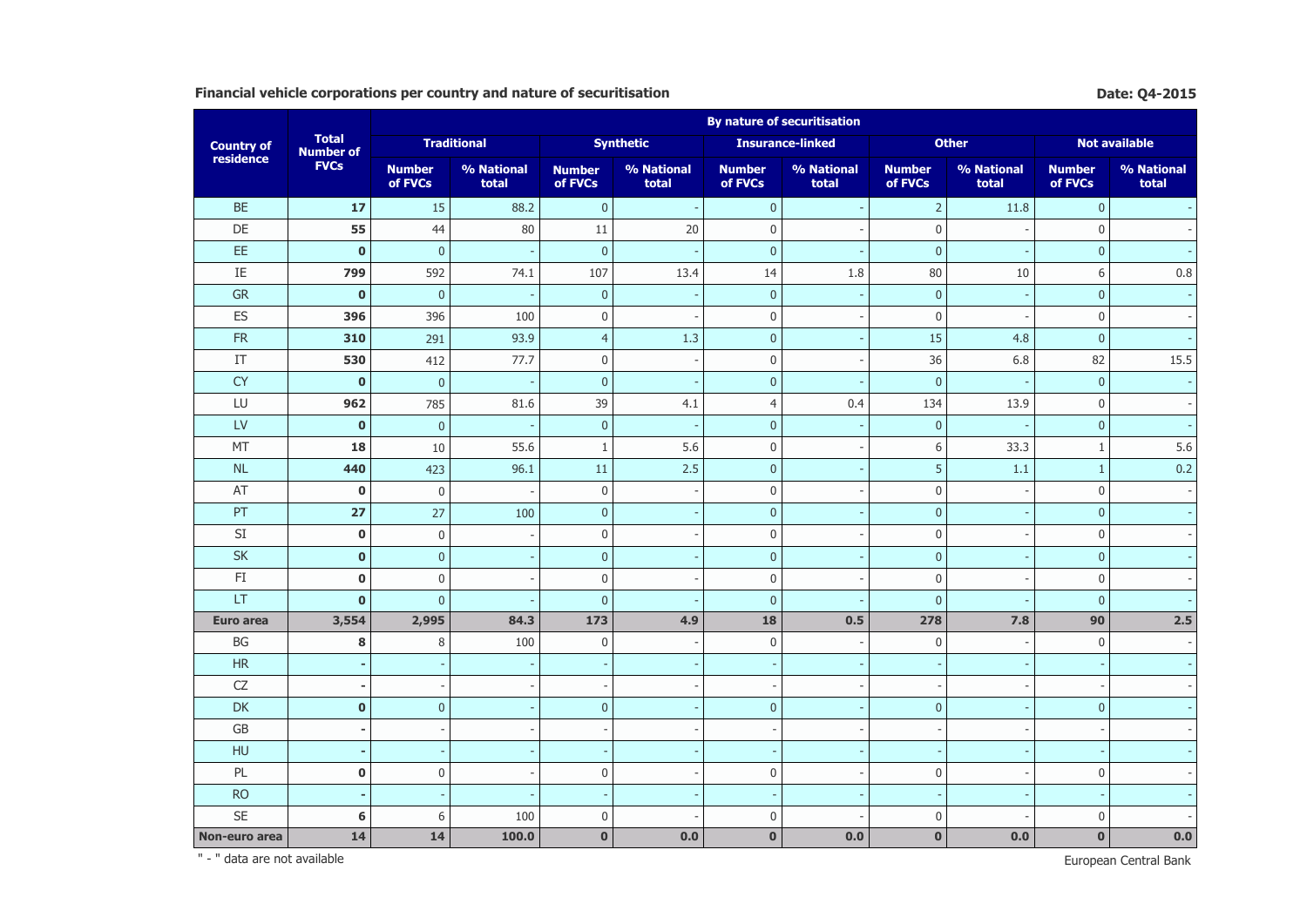**Financial vehicle corporations per country and nature of securitisation**

**Date: Q4-2015**

| Country of residence | Total Number of FVCs | By nature of securitisation | | | | | | | | | |
|---|---|---|---|---|---|---|---|---|---|---|---|
| | | Traditional | | Synthetic | | Insurance-linked | | Other | | Not available | |
| | | Number of FVCs | % National total | Number of FVCs | % National total | Number of FVCs | % National total | Number of FVCs | % National total | Number of FVCs | % National total |
| BE | **17** | 15 | 88.2 | 0 | - | 0 | - | 2 | 11.8 | 0 | - |
| DE | **55** | 44 | 80 | 11 | 20 | 0 | - | 0 | - | 0 | - |
| EE | **0** | 0 | - | 0 | - | 0 | - | 0 | - | 0 | - |
| IE | **799** | 592 | 74.1 | 107 | 13.4 | 14 | 1.8 | 80 | 10 | 6 | 0.8 |
| GR | **0** | 0 | - | 0 | - | 0 | - | 0 | - | 0 | - |
| ES | **396** | 396 | 100 | 0 | - | 0 | - | 0 | - | 0 | - |
| FR | **310** | 291 | 93.9 | 4 | 1.3 | 0 | - | 15 | 4.8 | 0 | - |
| IT | **530** | 412 | 77.7 | 0 | - | 0 | - | 36 | 6.8 | 82 | 15.5 |
| CY | **0** | 0 | - | 0 | - | 0 | - | 0 | - | 0 | - |
| LU | **962** | 785 | 81.6 | 39 | 4.1 | 4 | 0.4 | 134 | 13.9 | 0 | - |
| LV | **0** | 0 | - | 0 | - | 0 | - | 0 | - | 0 | - |
| MT | **18** | 10 | 55.6 | 1 | 5.6 | 0 | - | 6 | 33.3 | 1 | 5.6 |
| NL | **440** | 423 | 96.1 | 11 | 2.5 | 0 | - | 5 | 1.1 | 1 | 0.2 |
| AT | **0** | 0 | - | 0 | - | 0 | - | 0 | - | 0 | - |
| PT | **27** | 27 | 100 | 0 | - | 0 | - | 0 | - | 0 | - |
| SI | **0** | 0 | - | 0 | - | 0 | - | 0 | - | 0 | - |
| SK | **0** | 0 | - | 0 | - | 0 | - | 0 | - | 0 | - |
| FI | **0** | 0 | - | 0 | - | 0 | - | 0 | - | 0 | - |
| LT | **0** | 0 | - | 0 | - | 0 | - | 0 | - | 0 | - |
| **Euro area** | **3,554** | **2,995** | **84.3** | **173** | **4.9** | **18** | **0.5** | **278** | **7.8** | **90** | **2.5** |
| BG | **8** | 8 | 100 | 0 | - | 0 | - | 0 | - | 0 | - |
| HR | **-** | - | - | - | - | - | - | - | - | - | - |
| CZ | **-** | - | - | - | - | - | - | - | - | - | - |
| DK | **0** | 0 | - | 0 | - | 0 | - | 0 | - | 0 | - |
| GB | **-** | - | - | - | - | - | - | - | - | - | - |
| HU | **-** | - | - | - | - | - | - | - | - | - | - |
| PL | **0** | 0 | - | 0 | - | 0 | - | 0 | - | 0 | - |
| RO | **-** | - | - | - | - | - | - | - | - | - | - |
| SE | **6** | 6 | 100 | 0 | - | 0 | - | 0 | - | 0 | - |
| **Non-euro area** | **14** | **14** | **100.0** | **0** | **0.0** | **0** | **0.0** | **0** | **0.0** | **0** | **0.0** |

" - " data are not available

European Central Bank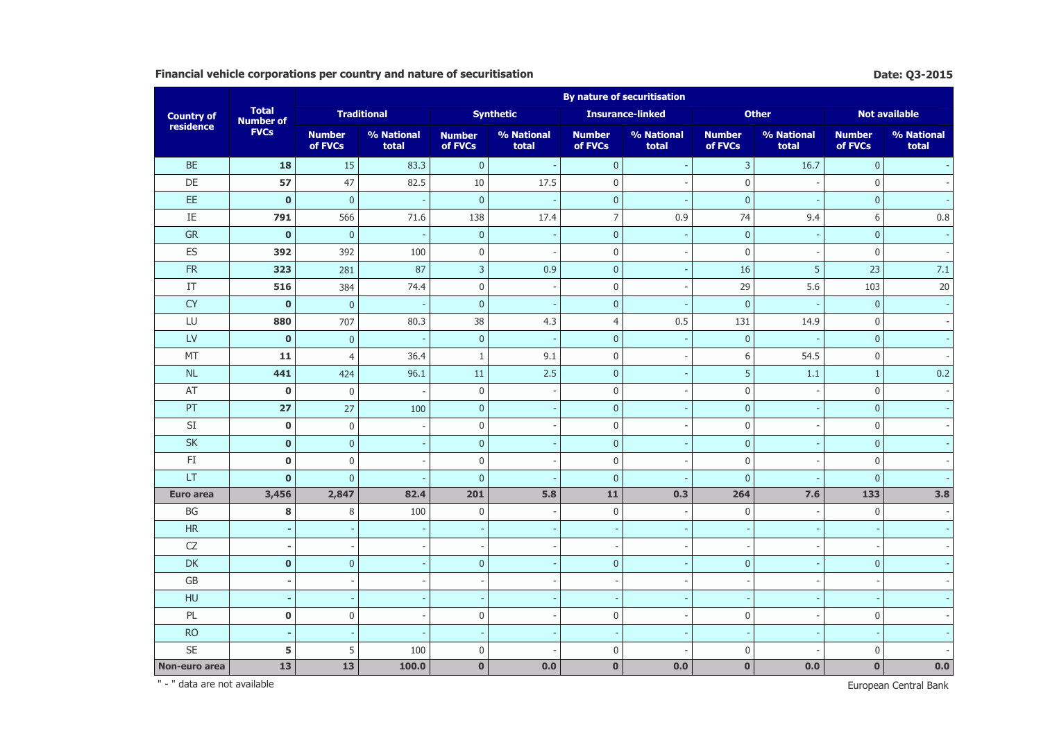**Financial vehicle corporations per country and nature of securitisation**

**Date: Q3-2015**

| Country of residence | Total Number of FVCs | By nature of securitisation | | | | | | | | | |
|---|---|---|---|---|---|---|---|---|---|---|---|
| | | Traditional | | Synthetic | | Insurance-linked | | Other | | Not available | |
| | | Number of FVCs | % National total | Number of FVCs | % National total | Number of FVCs | % National total | Number of FVCs | % National total | Number of FVCs | % National total |
| BE | **18** | 15 | 83.3 | 0 | - | 0 | - | 3 | 16.7 | 0 | - |
| DE | **57** | 47 | 82.5 | 10 | 17.5 | 0 | - | 0 | - | 0 | - |
| EE | **0** | 0 | - | 0 | - | 0 | - | 0 | - | 0 | - |
| IE | **791** | 566 | 71.6 | 138 | 17.4 | 7 | 0.9 | 74 | 9.4 | 6 | 0.8 |
| GR | **0** | 0 | - | 0 | - | 0 | - | 0 | - | 0 | - |
| ES | **392** | 392 | 100 | 0 | - | 0 | - | 0 | - | 0 | - |
| FR | **323** | 281 | 87 | 3 | 0.9 | 0 | - | 16 | 5 | 23 | 7.1 |
| IT | **516** | 384 | 74.4 | 0 | - | 0 | - | 29 | 5.6 | 103 | 20 |
| CY | **0** | 0 | - | 0 | - | 0 | - | 0 | - | 0 | - |
| LU | **880** | 707 | 80.3 | 38 | 4.3 | 4 | 0.5 | 131 | 14.9 | 0 | - |
| LV | **0** | 0 | - | 0 | - | 0 | - | 0 | - | 0 | - |
| MT | **11** | 4 | 36.4 | 1 | 9.1 | 0 | - | 6 | 54.5 | 0 | - |
| NL | **441** | 424 | 96.1 | 11 | 2.5 | 0 | - | 5 | 1.1 | 1 | 0.2 |
| AT | **0** | 0 | - | 0 | - | 0 | - | 0 | - | 0 | - |
| PT | **27** | 27 | 100 | 0 | - | 0 | - | 0 | - | 0 | - |
| SI | **0** | 0 | - | 0 | - | 0 | - | 0 | - | 0 | - |
| SK | **0** | 0 | - | 0 | - | 0 | - | 0 | - | 0 | - |
| FI | **0** | 0 | - | 0 | - | 0 | - | 0 | - | 0 | - |
| LT | **0** | 0 | - | 0 | - | 0 | - | 0 | - | 0 | - |
| **Euro area** | **3,456** | **2,847** | **82.4** | **201** | **5.8** | **11** | **0.3** | **264** | **7.6** | **133** | **3.8** |
| BG | **8** | 8 | 100 | 0 | - | 0 | - | 0 | - | 0 | - |
| HR | **-** | - | - | - | - | - | - | - | - | - | - |
| CZ | **-** | - | - | - | - | - | - | - | - | - | - |
| DK | **0** | 0 | - | 0 | - | 0 | - | 0 | - | 0 | - |
| GB | **-** | - | - | - | - | - | - | - | - | - | - |
| HU | **-** | - | - | - | - | - | - | - | - | - | - |
| PL | **0** | 0 | - | 0 | - | 0 | - | 0 | - | 0 | - |
| RO | **-** | - | - | - | - | - | - | - | - | - | - |
| SE | **5** | 5 | 100 | 0 | - | 0 | - | 0 | - | 0 | - |
| **Non-euro area** | **13** | **13** | **100.0** | **0** | **0.0** | **0** | **0.0** | **0** | **0.0** | **0** | **0.0** |

" - " data are not available

European Central Bank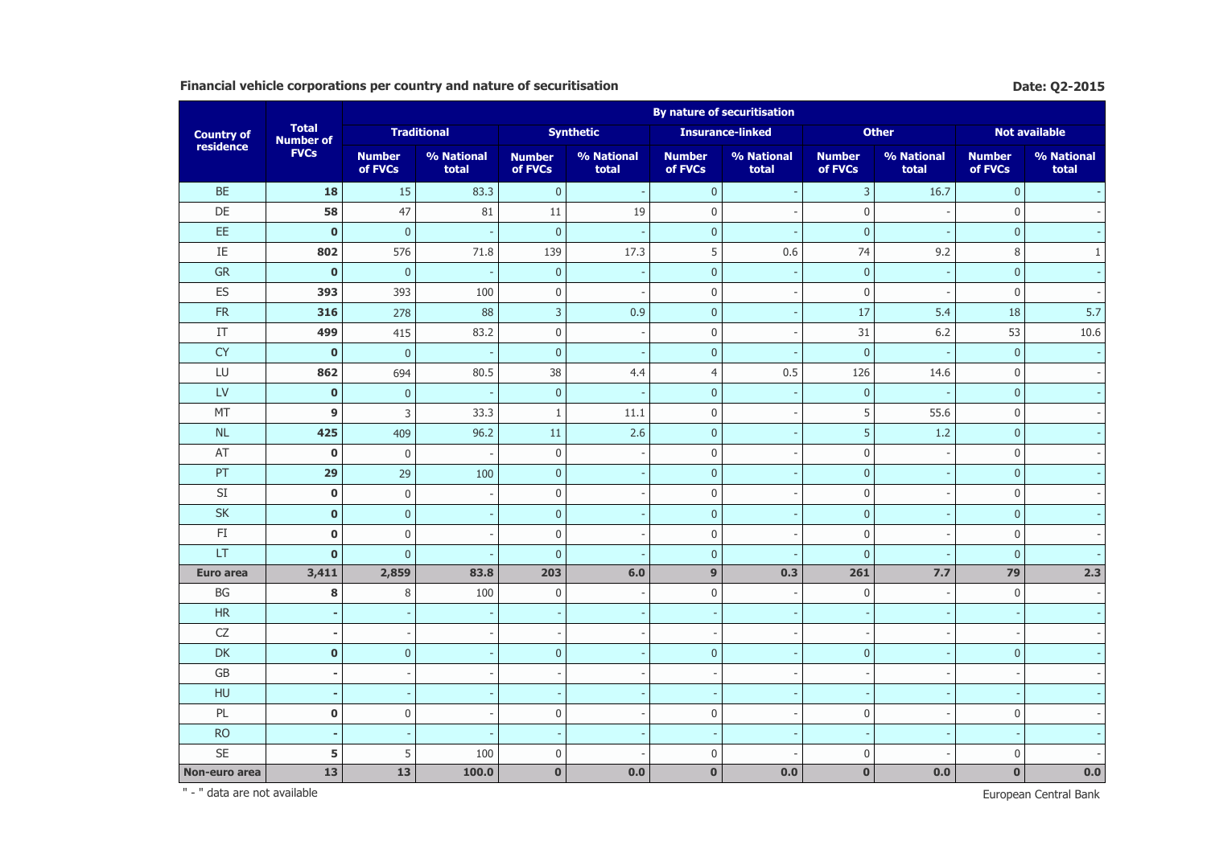**Financial vehicle corporations per country and nature of securitisation**

**Date: Q2-2015**

| Country of residence | Total Number of FVCs | By nature of securitisation | | | | | | | | | |
|---|---|---|---|---|---|---|---|---|---|---|---|
| | | Traditional | | Synthetic | | Insurance-linked | | Other | | Not available | |
| | | Number of FVCs | % National total | Number of FVCs | % National total | Number of FVCs | % National total | Number of FVCs | % National total | Number of FVCs | % National total |
| BE | **18** | 15 | 83.3 | 0 | - | 0 | - | 3 | 16.7 | 0 | - |
| DE | **58** | 47 | 81 | 11 | 19 | 0 | - | 0 | - | 0 | - |
| EE | **0** | 0 | - | 0 | - | 0 | - | 0 | - | 0 | - |
| IE | **802** | 576 | 71.8 | 139 | 17.3 | 5 | 0.6 | 74 | 9.2 | 8 | 1 |
| GR | **0** | 0 | - | 0 | - | 0 | - | 0 | - | 0 | - |
| ES | **393** | 393 | 100 | 0 | - | 0 | - | 0 | - | 0 | - |
| FR | **316** | 278 | 88 | 3 | 0.9 | 0 | - | 17 | 5.4 | 18 | 5.7 |
| IT | **499** | 415 | 83.2 | 0 | - | 0 | - | 31 | 6.2 | 53 | 10.6 |
| CY | **0** | 0 | - | 0 | - | 0 | - | 0 | - | 0 | - |
| LU | **862** | 694 | 80.5 | 38 | 4.4 | 4 | 0.5 | 126 | 14.6 | 0 | - |
| LV | **0** | 0 | - | 0 | - | 0 | - | 0 | - | 0 | - |
| MT | **9** | 3 | 33.3 | 1 | 11.1 | 0 | - | 5 | 55.6 | 0 | - |
| NL | **425** | 409 | 96.2 | 11 | 2.6 | 0 | - | 5 | 1.2 | 0 | - |
| AT | **0** | 0 | - | 0 | - | 0 | - | 0 | - | 0 | - |
| PT | **29** | 29 | 100 | 0 | - | 0 | - | 0 | - | 0 | - |
| SI | **0** | 0 | - | 0 | - | 0 | - | 0 | - | 0 | - |
| SK | **0** | 0 | - | 0 | - | 0 | - | 0 | - | 0 | - |
| FI | **0** | 0 | - | 0 | - | 0 | - | 0 | - | 0 | - |
| LT | **0** | 0 | - | 0 | - | 0 | - | 0 | - | 0 | - |
| **Euro area** | **3,411** | **2,859** | **83.8** | **203** | **6.0** | **9** | **0.3** | **261** | **7.7** | **79** | **2.3** |
| BG | **8** | 8 | 100 | 0 | - | 0 | - | 0 | - | 0 | - |
| HR | **-** | - | - | - | - | - | - | - | - | - | - |
| CZ | **-** | - | - | - | - | - | - | - | - | - | - |
| DK | **0** | 0 | - | 0 | - | 0 | - | 0 | - | 0 | - |
| GB | **-** | - | - | - | - | - | - | - | - | - | - |
| HU | **-** | - | - | - | - | - | - | - | - | - | - |
| PL | **0** | 0 | - | 0 | - | 0 | - | 0 | - | 0 | - |
| RO | **-** | - | - | - | - | - | - | - | - | - | - |
| SE | **5** | 5 | 100 | 0 | - | 0 | - | 0 | - | 0 | - |
| **Non-euro area** | **13** | **13** | **100.0** | **0** | **0.0** | **0** | **0.0** | **0** | **0.0** | **0** | **0.0** |

" - " data are not available

European Central Bank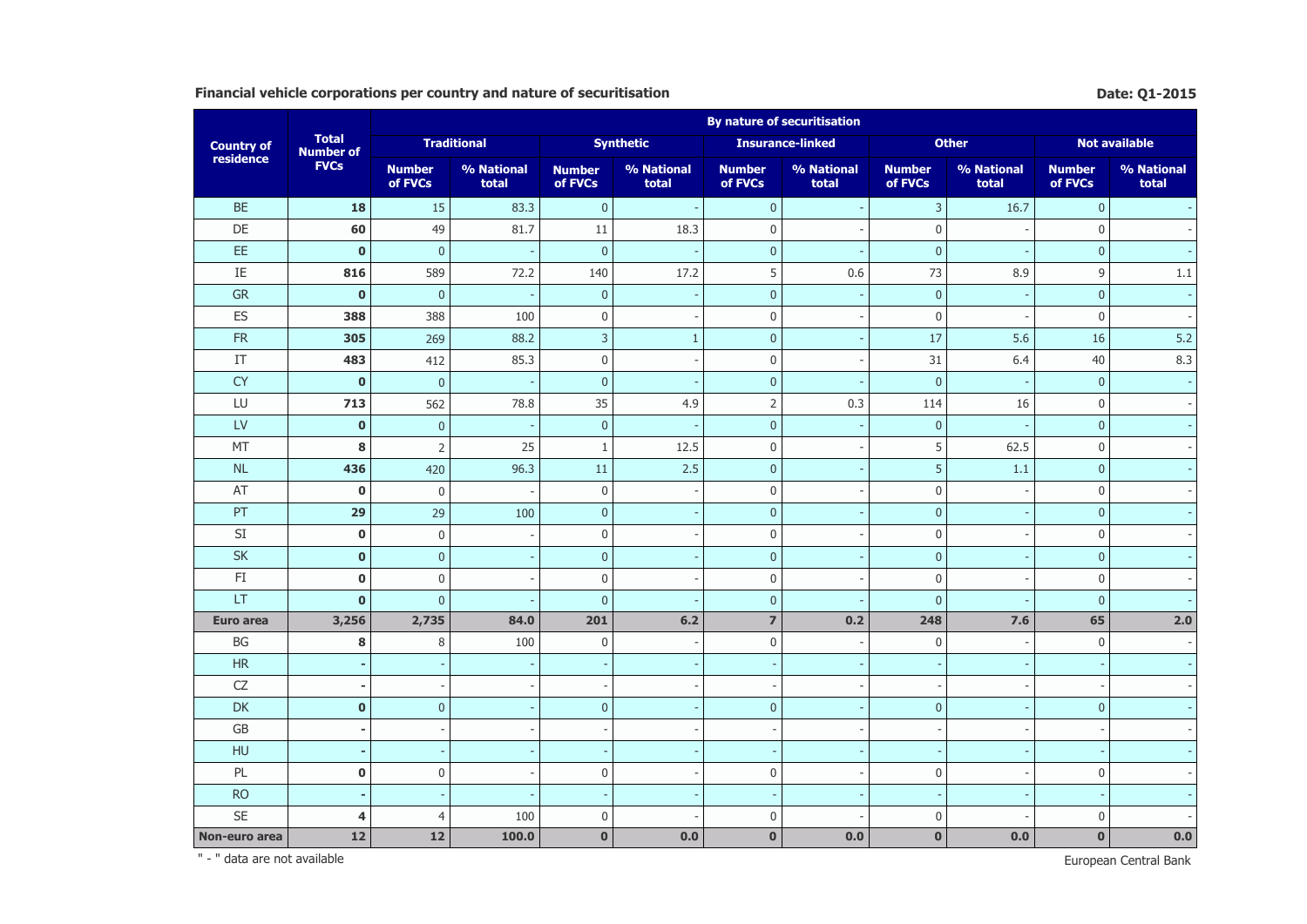**Financial vehicle corporations per country and nature of securitisation**

**Date: Q1-2015**

| Country of residence | Total Number of FVCs | By nature of securitisation | | | | | | | | | |
|---|---|---|---|---|---|---|---|---|---|---|---|
| | | Traditional | | Synthetic | | Insurance-linked | | Other | | Not available | |
| | | Number of FVCs | % National total | Number of FVCs | % National total | Number of FVCs | % National total | Number of FVCs | % National total | Number of FVCs | % National total |
| BE | **18** | 15 | 83.3 | 0 | - | 0 | - | 3 | 16.7 | 0 | - |
| DE | **60** | 49 | 81.7 | 11 | 18.3 | 0 | - | 0 | - | 0 | - |
| EE | **0** | 0 | - | 0 | - | 0 | - | 0 | - | 0 | - |
| IE | **816** | 589 | 72.2 | 140 | 17.2 | 5 | 0.6 | 73 | 8.9 | 9 | 1.1 |
| GR | **0** | 0 | - | 0 | - | 0 | - | 0 | - | 0 | - |
| ES | **388** | 388 | 100 | 0 | - | 0 | - | 0 | - | 0 | - |
| FR | **305** | 269 | 88.2 | 3 | 1 | 0 | - | 17 | 5.6 | 16 | 5.2 |
| IT | **483** | 412 | 85.3 | 0 | - | 0 | - | 31 | 6.4 | 40 | 8.3 |
| CY | **0** | 0 | - | 0 | - | 0 | - | 0 | - | 0 | - |
| LU | **713** | 562 | 78.8 | 35 | 4.9 | 2 | 0.3 | 114 | 16 | 0 | - |
| LV | **0** | 0 | - | 0 | - | 0 | - | 0 | - | 0 | - |
| MT | **8** | 2 | 25 | 1 | 12.5 | 0 | - | 5 | 62.5 | 0 | - |
| NL | **436** | 420 | 96.3 | 11 | 2.5 | 0 | - | 5 | 1.1 | 0 | - |
| AT | **0** | 0 | - | 0 | - | 0 | - | 0 | - | 0 | - |
| PT | **29** | 29 | 100 | 0 | - | 0 | - | 0 | - | 0 | - |
| SI | **0** | 0 | - | 0 | - | 0 | - | 0 | - | 0 | - |
| SK | **0** | 0 | - | 0 | - | 0 | - | 0 | - | 0 | - |
| FI | **0** | 0 | - | 0 | - | 0 | - | 0 | - | 0 | - |
| LT | **0** | 0 | - | 0 | - | 0 | - | 0 | - | 0 | - |
| **Euro area** | **3,256** | **2,735** | **84.0** | **201** | **6.2** | **7** | **0.2** | **248** | **7.6** | **65** | **2.0** |
| BG | **8** | 8 | 100 | 0 | - | 0 | - | 0 | - | 0 | - |
| HR | **-** | - | - | - | - | - | - | - | - | - | - |
| CZ | **-** | - | - | - | - | - | - | - | - | - | - |
| DK | **0** | 0 | - | 0 | - | 0 | - | 0 | - | 0 | - |
| GB | **-** | - | - | - | - | - | - | - | - | - | - |
| HU | **-** | - | - | - | - | - | - | - | - | - | - |
| PL | **0** | 0 | - | 0 | - | 0 | - | 0 | - | 0 | - |
| RO | **-** | - | - | - | - | - | - | - | - | - | - |
| SE | **4** | 4 | 100 | 0 | - | 0 | - | 0 | - | 0 | - |
| **Non-euro area** | **12** | **12** | **100.0** | **0** | **0.0** | **0** | **0.0** | **0** | **0.0** | **0** | **0.0** |

" - " data are not available

European Central Bank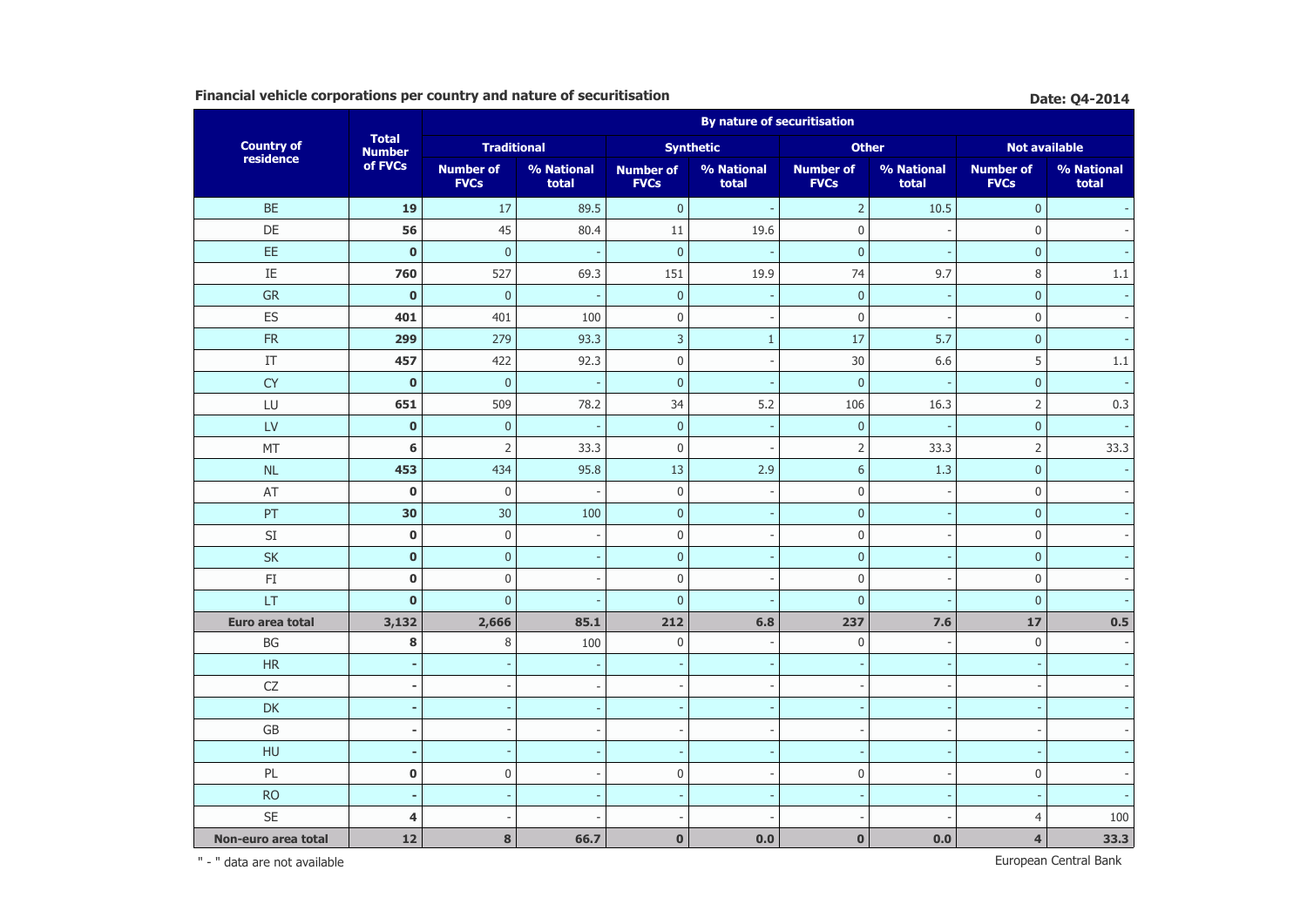**Financial vehicle corporations per country and nature of securitisation**

**Date: Q4-2014**

| Country of residence | Total Number of FVCs | By nature of securitisation | | | | | | | |
|---|---|---|---|---|---|---|---|---|---|
| | | Traditional | | Synthetic | | Other | | Not available | |
| | | Number of FVCs | % National total | Number of FVCs | % National total | Number of FVCs | % National total | Number of FVCs | % National total |
| BE | **19** | 17 | 89.5 | 0 | - | 2 | 10.5 | 0 | - |
| DE | **56** | 45 | 80.4 | 11 | 19.6 | 0 | - | 0 | - |
| EE | **0** | 0 | - | 0 | - | 0 | - | 0 | - |
| IE | **760** | 527 | 69.3 | 151 | 19.9 | 74 | 9.7 | 8 | 1.1 |
| GR | **0** | 0 | - | 0 | - | 0 | - | 0 | - |
| ES | **401** | 401 | 100 | 0 | - | 0 | - | 0 | - |
| FR | **299** | 279 | 93.3 | 3 | 1 | 17 | 5.7 | 0 | - |
| IT | **457** | 422 | 92.3 | 0 | - | 30 | 6.6 | 5 | 1.1 |
| CY | **0** | 0 | - | 0 | - | 0 | - | 0 | - |
| LU | **651** | 509 | 78.2 | 34 | 5.2 | 106 | 16.3 | 2 | 0.3 |
| LV | **0** | 0 | - | 0 | - | 0 | - | 0 | - |
| MT | **6** | 2 | 33.3 | 0 | - | 2 | 33.3 | 2 | 33.3 |
| NL | **453** | 434 | 95.8 | 13 | 2.9 | 6 | 1.3 | 0 | - |
| AT | **0** | 0 | - | 0 | - | 0 | - | 0 | - |
| PT | **30** | 30 | 100 | 0 | - | 0 | - | 0 | - |
| SI | **0** | 0 | - | 0 | - | 0 | - | 0 | - |
| SK | **0** | 0 | - | 0 | - | 0 | - | 0 | - |
| FI | **0** | 0 | - | 0 | - | 0 | - | 0 | - |
| LT | **0** | 0 | - | 0 | - | 0 | - | 0 | - |
| **Euro area total** | **3,132** | **2,666** | **85.1** | **212** | **6.8** | **237** | **7.6** | **17** | **0.5** |
| BG | **8** | 8 | 100 | 0 | - | 0 | - | 0 | - |
| HR | **-** | - | - | - | - | - | - | - | - |
| CZ | **-** | - | - | - | - | - | - | - | - |
| DK | **-** | - | - | - | - | - | - | - | - |
| GB | **-** | - | - | - | - | - | - | - | - |
| HU | **-** | - | - | - | - | - | - | - | - |
| PL | **0** | 0 | - | 0 | - | 0 | - | 0 | - |
| RO | **-** | - | - | - | - | - | - | - | - |
| SE | **4** | - | - | - | - | - | - | 4 | 100 |
| **Non-euro area total** | **12** | **8** | **66.7** | **0** | **0.0** | **0** | **0.0** | **4** | **33.3** |

" - " data are not available

European Central Bank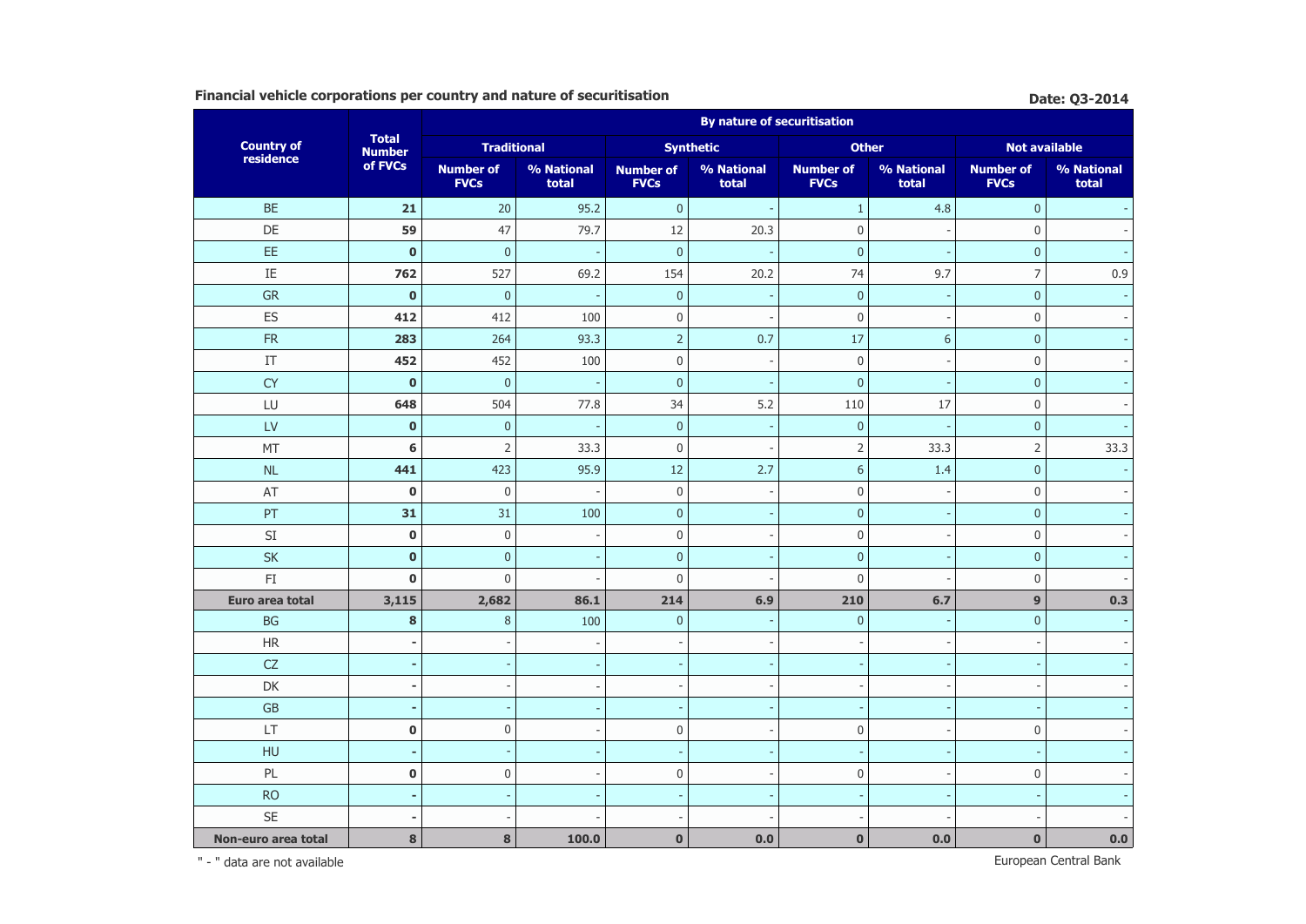**Financial vehicle corporations per country and nature of securitisation**

**Date: Q3-2014**

| Country of residence | Total Number of FVCs | By nature of securitisation | | | | | | | |
|---|---|---|---|---|---|---|---|---|---|
| | | Traditional | | Synthetic | | Other | | Not available | |
| | | Number of FVCs | % National total | Number of FVCs | % National total | Number of FVCs | % National total | Number of FVCs | % National total |
| BE | **21** | 20 | 95.2 | 0 | - | 1 | 4.8 | 0 | - |
| DE | **59** | 47 | 79.7 | 12 | 20.3 | 0 | - | 0 | - |
| EE | **0** | 0 | - | 0 | - | 0 | - | 0 | - |
| IE | **762** | 527 | 69.2 | 154 | 20.2 | 74 | 9.7 | 7 | 0.9 |
| GR | **0** | 0 | - | 0 | - | 0 | - | 0 | - |
| ES | **412** | 412 | 100 | 0 | - | 0 | - | 0 | - |
| FR | **283** | 264 | 93.3 | 2 | 0.7 | 17 | 6 | 0 | - |
| IT | **452** | 452 | 100 | 0 | - | 0 | - | 0 | - |
| CY | **0** | 0 | - | 0 | - | 0 | - | 0 | - |
| LU | **648** | 504 | 77.8 | 34 | 5.2 | 110 | 17 | 0 | - |
| LV | **0** | 0 | - | 0 | - | 0 | - | 0 | - |
| MT | **6** | 2 | 33.3 | 0 | - | 2 | 33.3 | 2 | 33.3 |
| NL | **441** | 423 | 95.9 | 12 | 2.7 | 6 | 1.4 | 0 | - |
| AT | **0** | 0 | - | 0 | - | 0 | - | 0 | - |
| PT | **31** | 31 | 100 | 0 | - | 0 | - | 0 | - |
| SI | **0** | 0 | - | 0 | - | 0 | - | 0 | - |
| SK | **0** | 0 | - | 0 | - | 0 | - | 0 | - |
| FI | **0** | 0 | - | 0 | - | 0 | - | 0 | - |
| **Euro area total** | **3,115** | **2,682** | **86.1** | **214** | **6.9** | **210** | **6.7** | **9** | **0.3** |
| BG | **8** | 8 | 100 | 0 | - | 0 | - | 0 | - |
| HR | **-** | - | - | - | - | - | - | - | - |
| CZ | **-** | - | - | - | - | - | - | - | - |
| DK | **-** | - | - | - | - | - | - | - | - |
| GB | **-** | - | - | - | - | - | - | - | - |
| LT | **0** | 0 | - | 0 | - | 0 | - | 0 | - |
| HU | **-** | - | - | - | - | - | - | - | - |
| PL | **0** | 0 | - | 0 | - | 0 | - | 0 | - |
| RO | **-** | - | - | - | - | - | - | - | - |
| SE | **-** | - | - | - | - | - | - | - | - |
| **Non-euro area total** | **8** | **8** | **100.0** | **0** | **0.0** | **0** | **0.0** | **0** | **0.0** |

" - " data are not available

European Central Bank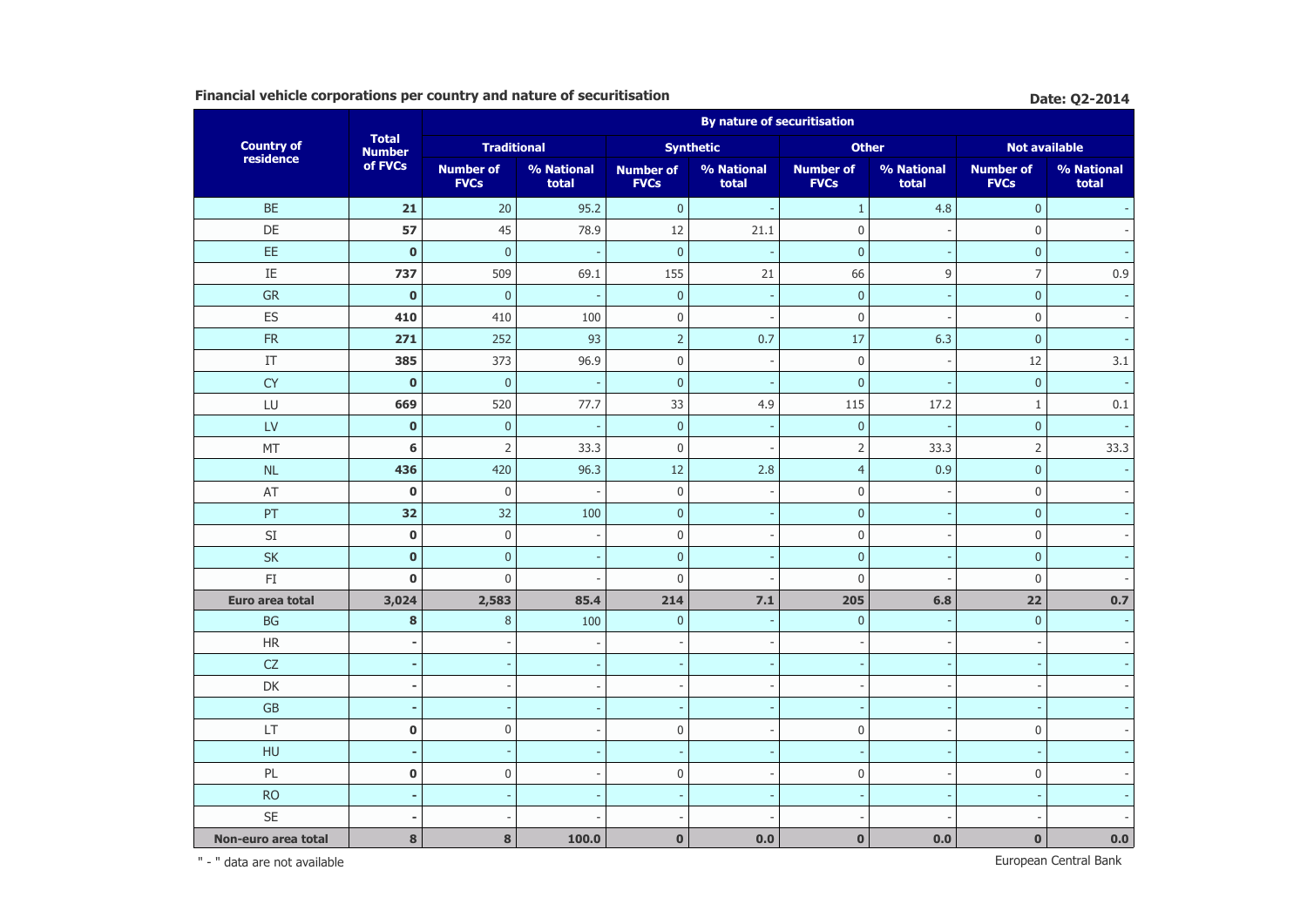**Financial vehicle corporations per country and nature of securitisation**

**Date: Q2-2014**

| Country of residence | Total Number of FVCs | By nature of securitisation | | | | | | | |
|---|---|---|---|---|---|---|---|---|---|
| | | Traditional | | Synthetic | | Other | | Not available | |
| | | Number of FVCs | % National total | Number of FVCs | % National total | Number of FVCs | % National total | Number of FVCs | % National total |
| BE | **21** | 20 | 95.2 | 0 | - | 1 | 4.8 | 0 | - |
| DE | **57** | 45 | 78.9 | 12 | 21.1 | 0 | - | 0 | - |
| EE | **0** | 0 | - | 0 | - | 0 | - | 0 | - |
| IE | **737** | 509 | 69.1 | 155 | 21 | 66 | 9 | 7 | 0.9 |
| GR | **0** | 0 | - | 0 | - | 0 | - | 0 | - |
| ES | **410** | 410 | 100 | 0 | - | 0 | - | 0 | - |
| FR | **271** | 252 | 93 | 2 | 0.7 | 17 | 6.3 | 0 | - |
| IT | **385** | 373 | 96.9 | 0 | - | 0 | - | 12 | 3.1 |
| CY | **0** | 0 | - | 0 | - | 0 | - | 0 | - |
| LU | **669** | 520 | 77.7 | 33 | 4.9 | 115 | 17.2 | 1 | 0.1 |
| LV | **0** | 0 | - | 0 | - | 0 | - | 0 | - |
| MT | **6** | 2 | 33.3 | 0 | - | 2 | 33.3 | 2 | 33.3 |
| NL | **436** | 420 | 96.3 | 12 | 2.8 | 4 | 0.9 | 0 | - |
| AT | **0** | 0 | - | 0 | - | 0 | - | 0 | - |
| PT | **32** | 32 | 100 | 0 | - | 0 | - | 0 | - |
| SI | **0** | 0 | - | 0 | - | 0 | - | 0 | - |
| SK | **0** | 0 | - | 0 | - | 0 | - | 0 | - |
| FI | **0** | 0 | - | 0 | - | 0 | - | 0 | - |
| **Euro area total** | **3,024** | **2,583** | **85.4** | **214** | **7.1** | **205** | **6.8** | **22** | **0.7** |
| BG | **8** | 8 | 100 | 0 | - | 0 | - | 0 | - |
| HR | **-** | - | - | - | - | - | - | - | - |
| CZ | **-** | - | - | - | - | - | - | - | - |
| DK | **-** | - | - | - | - | - | - | - | - |
| GB | **-** | - | - | - | - | - | - | - | - |
| LT | **0** | 0 | - | 0 | - | 0 | - | 0 | - |
| HU | **-** | - | - | - | - | - | - | - | - |
| PL | **0** | 0 | - | 0 | - | 0 | - | 0 | - |
| RO | **-** | - | - | - | - | - | - | - | - |
| SE | **-** | - | - | - | - | - | - | - | - |
| **Non-euro area total** | **8** | **8** | **100.0** | **0** | **0.0** | **0** | **0.0** | **0** | **0.0** |

" - " data are not available

European Central Bank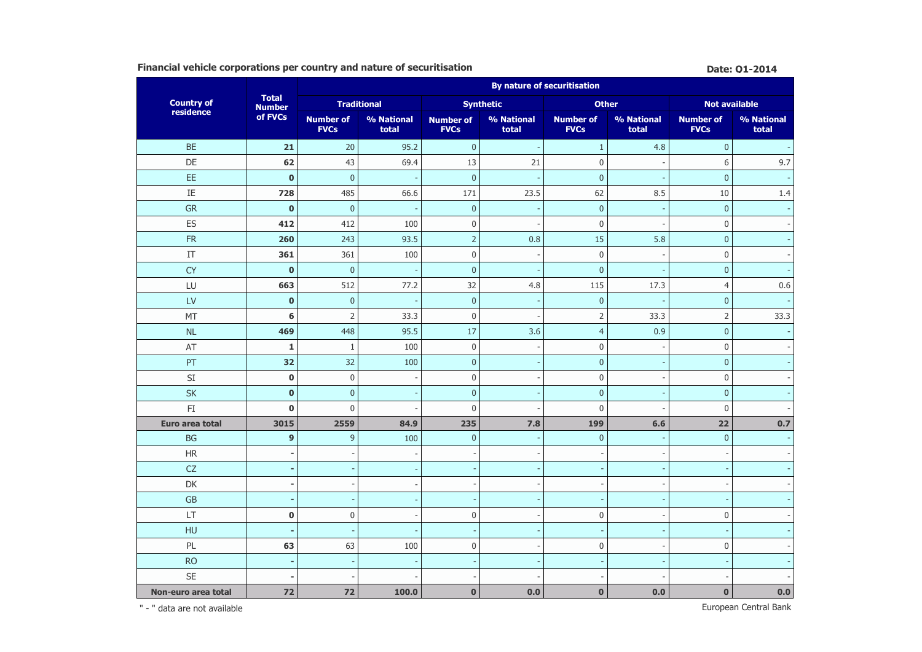**Financial vehicle corporations per country and nature of securitisation**

**Date: Q1-2014**

| Country of residence | Total Number of FVCs | By nature of securitisation | | | | | | | |
|---|---|---|---|---|---|---|---|---|---|
| | | Traditional | | Synthetic | | Other | | Not available | |
| | | Number of FVCs | % National total | Number of FVCs | % National total | Number of FVCs | % National total | Number of FVCs | % National total |
| BE | **21** | 20 | 95.2 | 0 | - | 1 | 4.8 | 0 | - |
| DE | **62** | 43 | 69.4 | 13 | 21 | 0 | - | 6 | 9.7 |
| EE | **0** | 0 | - | 0 | - | 0 | - | 0 | - |
| IE | **728** | 485 | 66.6 | 171 | 23.5 | 62 | 8.5 | 10 | 1.4 |
| GR | **0** | 0 | - | 0 | - | 0 | - | 0 | - |
| ES | **412** | 412 | 100 | 0 | - | 0 | - | 0 | - |
| FR | **260** | 243 | 93.5 | 2 | 0.8 | 15 | 5.8 | 0 | - |
| IT | **361** | 361 | 100 | 0 | - | 0 | - | 0 | - |
| CY | **0** | 0 | - | 0 | - | 0 | - | 0 | - |
| LU | **663** | 512 | 77.2 | 32 | 4.8 | 115 | 17.3 | 4 | 0.6 |
| LV | **0** | 0 | - | 0 | - | 0 | - | 0 | - |
| MT | **6** | 2 | 33.3 | 0 | - | 2 | 33.3 | 2 | 33.3 |
| NL | **469** | 448 | 95.5 | 17 | 3.6 | 4 | 0.9 | 0 | - |
| AT | **1** | 1 | 100 | 0 | - | 0 | - | 0 | - |
| PT | **32** | 32 | 100 | 0 | - | 0 | - | 0 | - |
| SI | **0** | 0 | - | 0 | - | 0 | - | 0 | - |
| SK | **0** | 0 | - | 0 | - | 0 | - | 0 | - |
| FI | **0** | 0 | - | 0 | - | 0 | - | 0 | - |
| **Euro area total** | **3015** | **2559** | **84.9** | **235** | **7.8** | **199** | **6.6** | **22** | **0.7** |
| BG | **9** | 9 | 100 | 0 | - | 0 | - | 0 | - |
| HR | **-** | - | - | - | - | - | - | - | - |
| CZ | **-** | - | - | - | - | - | - | - | - |
| DK | **-** | - | - | - | - | - | - | - | - |
| GB | **-** | - | - | - | - | - | - | - | - |
| LT | **0** | 0 | - | 0 | - | 0 | - | 0 | - |
| HU | **-** | - | - | - | - | - | - | - | - |
| PL | **63** | 63 | 100 | 0 | - | 0 | - | 0 | - |
| RO | **-** | - | - | - | - | - | - | - | - |
| SE | **-** | - | - | - | - | - | - | - | - |
| **Non-euro area total** | **72** | **72** | **100.0** | **0** | **0.0** | **0** | **0.0** | **0** | **0.0** |

" - " data are not available

European Central Bank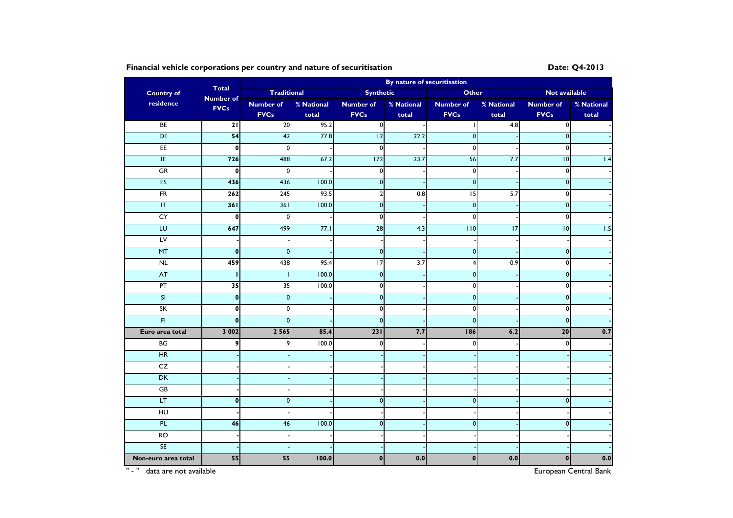**Financial vehicle corporations per country and nature of securitisation** 

**Date: Q4-2013**

| Country of residence | Total Number of FVCs | By nature of securitisation | | | | | | | |
|---|---|---|---|---|---|---|---|---|---|
| | | Traditional | | Synthetic | | Other | | Not available | |
| | | Number of FVCs | % National total | Number of FVCs | % National total | Number of FVCs | % National total | Number of FVCs | % National total |
| BE | 21 | 20 | 95.2 | 0 | - | 1 | 4.8 | 0 | - |
| DE | 54 | 42 | 77.8 | 12 | 22.2 | 0 | - | 0 | - |
| EE | 0 | 0 | - | 0 | - | 0 | - | 0 | - |
| IE | 726 | 488 | 67.2 | 172 | 23.7 | 56 | 7.7 | 10 | 1.4 |
| GR | 0 | 0 | - | 0 | - | 0 | - | 0 | - |
| ES | 436 | 436 | 100.0 | 0 | - | 0 | - | 0 | - |
| FR | 262 | 245 | 93.5 | 2 | 0.8 | 15 | 5.7 | 0 | - |
| IT | 361 | 361 | 100.0 | 0 | - | 0 | - | 0 | - |
| CY | 0 | 0 | - | 0 | - | 0 | - | 0 | - |
| LU | 647 | 499 | 77.1 | 28 | 4.3 | 110 | 17 | 10 | 1.5 |
| LV | - | - | - | - | - | - | - | - | - |
| MT | 0 | 0 | - | 0 | - | 0 | - | 0 | - |
| NL | 459 | 438 | 95.4 | 17 | 3.7 | 4 | 0.9 | 0 | - |
| AT | 1 | 1 | 100.0 | 0 | - | 0 | - | 0 | - |
| PT | 35 | 35 | 100.0 | 0 | - | 0 | - | 0 | - |
| SI | 0 | 0 | - | 0 | - | 0 | - | 0 | - |
| SK | 0 | 0 | - | 0 | - | 0 | - | 0 | - |
| FI | 0 | 0 | - | 0 | - | 0 | - | 0 | - |
| **Euro area total** | **3 002** | **2 565** | **85.4** | **231** | **7.7** | **186** | **6.2** | **20** | **0.7** |
| BG | 9 | 9 | 100.0 | 0 | - | 0 | - | 0 | - |
| HR | - | - | - | - | - | - | - | - | - |
| CZ | - | - | - | - | - | - | - | - | - |
| DK | - | - | - | - | - | - | - | - | - |
| GB | - | - | - | - | - | - | - | - | - |
| LT | 0 | 0 | - | 0 | - | 0 | - | 0 | - |
| HU | - | - | - | - | - | - | - | - | - |
| PL | 46 | 46 | 100.0 | 0 | - | 0 | - | 0 | - |
| RO | - | - | - | - | - | - | - | - | - |
| SE | - | - | - | - | - | - | - | - | - |
| **Non-euro area total** | **55** | **55** | **100.0** | **0** | **0.0** | **0** | **0.0** | **0** | **0.0** |

" - " data are not available

European Central Bank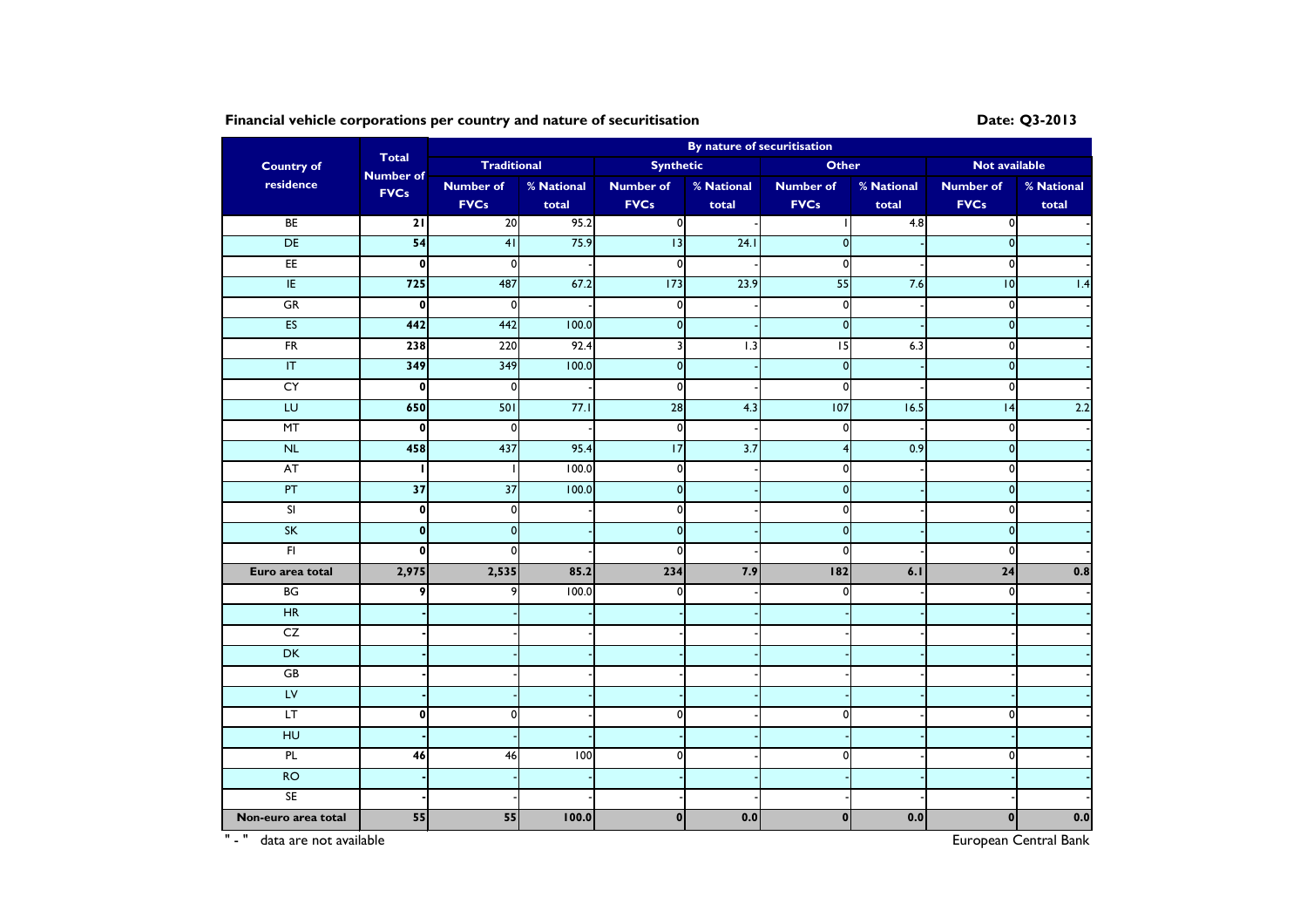**Financial vehicle corporations per country and nature of securitisation** **Date: Q3-2013**

| Country of residence | Total Number of FVCs | By nature of securitisation | | | | | | | |
|---|---|---|---|---|---|---|---|---|---|
| | | Traditional | | Synthetic | | Other | | Not available | |
| | | Number of FVCs | % National total | Number of FVCs | % National total | Number of FVCs | % National total | Number of FVCs | % National total |
| BE | **21** | 20 | 95.2 | 0 | - | 1 | 4.8 | 0 | - |
| DE | **54** | 41 | 75.9 | 13 | 24.1 | 0 | - | 0 | - |
| EE | **0** | 0 | - | 0 | - | 0 | - | 0 | - |
| IE | **725** | 487 | 67.2 | 173 | 23.9 | 55 | 7.6 | 10 | 1.4 |
| GR | **0** | 0 | - | 0 | - | 0 | - | 0 | - |
| ES | **442** | 442 | 100.0 | 0 | - | 0 | - | 0 | - |
| FR | **238** | 220 | 92.4 | 3 | 1.3 | 15 | 6.3 | 0 | - |
| IT | **349** | 349 | 100.0 | 0 | - | 0 | - | 0 | - |
| CY | **0** | 0 | - | 0 | - | 0 | - | 0 | - |
| LU | **650** | 501 | 77.1 | 28 | 4.3 | 107 | 16.5 | 14 | 2.2 |
| MT | **0** | 0 | - | 0 | - | 0 | - | 0 | - |
| NL | **458** | 437 | 95.4 | 17 | 3.7 | 4 | 0.9 | 0 | - |
| AT | **1** | 1 | 100.0 | 0 | - | 0 | - | 0 | - |
| PT | **37** | 37 | 100.0 | 0 | - | 0 | - | 0 | - |
| SI | **0** | 0 | - | 0 | - | 0 | - | 0 | - |
| SK | **0** | 0 | - | 0 | - | 0 | - | 0 | - |
| FI | **0** | 0 | - | 0 | - | 0 | - | 0 | - |
| **Euro area total** | **2,975** | **2,535** | **85.2** | **234** | **7.9** | **182** | **6.1** | **24** | **0.8** |
| BG | **9** | 9 | 100.0 | 0 | - | 0 | - | 0 | - |
| HR | **-** | - | - | - | - | - | - | - | - |
| CZ | **-** | - | - | - | - | - | - | - | - |
| DK | **-** | - | - | - | - | - | - | - | - |
| GB | **-** | - | - | - | - | - | - | - | - |
| LV | **-** | - | - | - | - | - | - | - | - |
| LT | **0** | 0 | - | 0 | - | 0 | - | 0 | - |
| HU | **-** | - | - | - | - | - | - | - | - |
| PL | **46** | 46 | 100 | 0 | - | 0 | - | 0 | - |
| RO | **-** | - | - | - | - | - | - | - | - |
| SE | **-** | - | - | - | - | - | - | - | - |
| **Non-euro area total** | **55** | **55** | **100.0** | **0** | **0.0** | **0** | **0.0** | **0** | **0.0** |

" - " data are not available

European Central Bank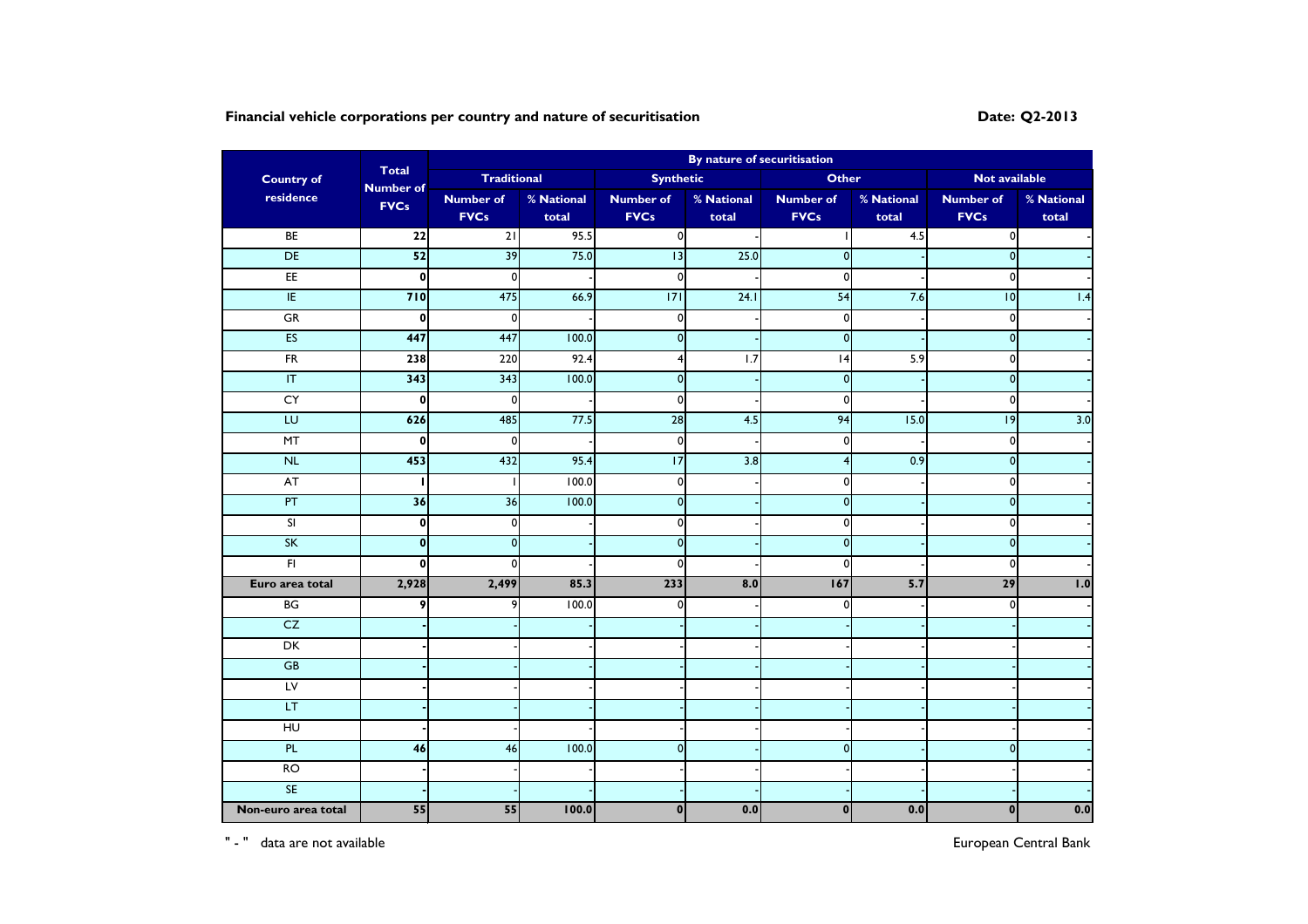**Financial vehicle corporations per country and nature of securitisation**

**Date: Q2-2013**

| Country of residence | Total Number of FVCs | By nature of securitisation | | | | | | | |
|---|---|---|---|---|---|---|---|---|---|
| | | Traditional | | Synthetic | | Other | | Not available | |
| | | Number of FVCs | % National total | Number of FVCs | % National total | Number of FVCs | % National total | Number of FVCs | % National total |
| BE | 22 | 21 | 95.5 | 0 | - | 1 | 4.5 | 0 | - |
| DE | 52 | 39 | 75.0 | 13 | 25.0 | 0 | - | 0 | - |
| EE | 0 | 0 | - | 0 | - | 0 | - | 0 | - |
| IE | 710 | 475 | 66.9 | 171 | 24.1 | 54 | 7.6 | 10 | 1.4 |
| GR | 0 | 0 | - | 0 | - | 0 | - | 0 | - |
| ES | 447 | 447 | 100.0 | 0 | - | 0 | - | 0 | - |
| FR | 238 | 220 | 92.4 | 4 | 1.7 | 14 | 5.9 | 0 | - |
| IT | 343 | 343 | 100.0 | 0 | - | 0 | - | 0 | - |
| CY | 0 | 0 | - | 0 | - | 0 | - | 0 | - |
| LU | 626 | 485 | 77.5 | 28 | 4.5 | 94 | 15.0 | 19 | 3.0 |
| MT | 0 | 0 | - | 0 | - | 0 | - | 0 | - |
| NL | 453 | 432 | 95.4 | 17 | 3.8 | 4 | 0.9 | 0 | - |
| AT | 1 | 1 | 100.0 | 0 | - | 0 | - | 0 | - |
| PT | 36 | 36 | 100.0 | 0 | - | 0 | - | 0 | - |
| SI | 0 | 0 | - | 0 | - | 0 | - | 0 | - |
| SK | 0 | 0 | - | 0 | - | 0 | - | 0 | - |
| FI | 0 | 0 | - | 0 | - | 0 | - | 0 | - |
| **Euro area total** | **2,928** | **2,499** | **85.3** | **233** | **8.0** | **167** | **5.7** | **29** | **1.0** |
| BG | 9 | 9 | 100.0 | 0 | - | 0 | - | 0 | - |
| CZ | - | - | - | - | - | - | - | - | - |
| DK | - | - | - | - | - | - | - | - | - |
| GB | - | - | - | - | - | - | - | - | - |
| LV | - | - | - | - | - | - | - | - | - |
| LT | - | - | - | - | - | - | - | - | - |
| HU | - | - | - | - | - | - | - | - | - |
| PL | 46 | 46 | 100.0 | 0 | - | 0 | - | 0 | - |
| RO | - | - | - | - | - | - | - | - | - |
| SE | - | - | - | - | - | - | - | - | - |
| **Non-euro area total** | **55** | **55** | **100.0** | **0** | **0.0** | **0** | **0.0** | **0** | **0.0** |

" - " data are not available

European Central Bank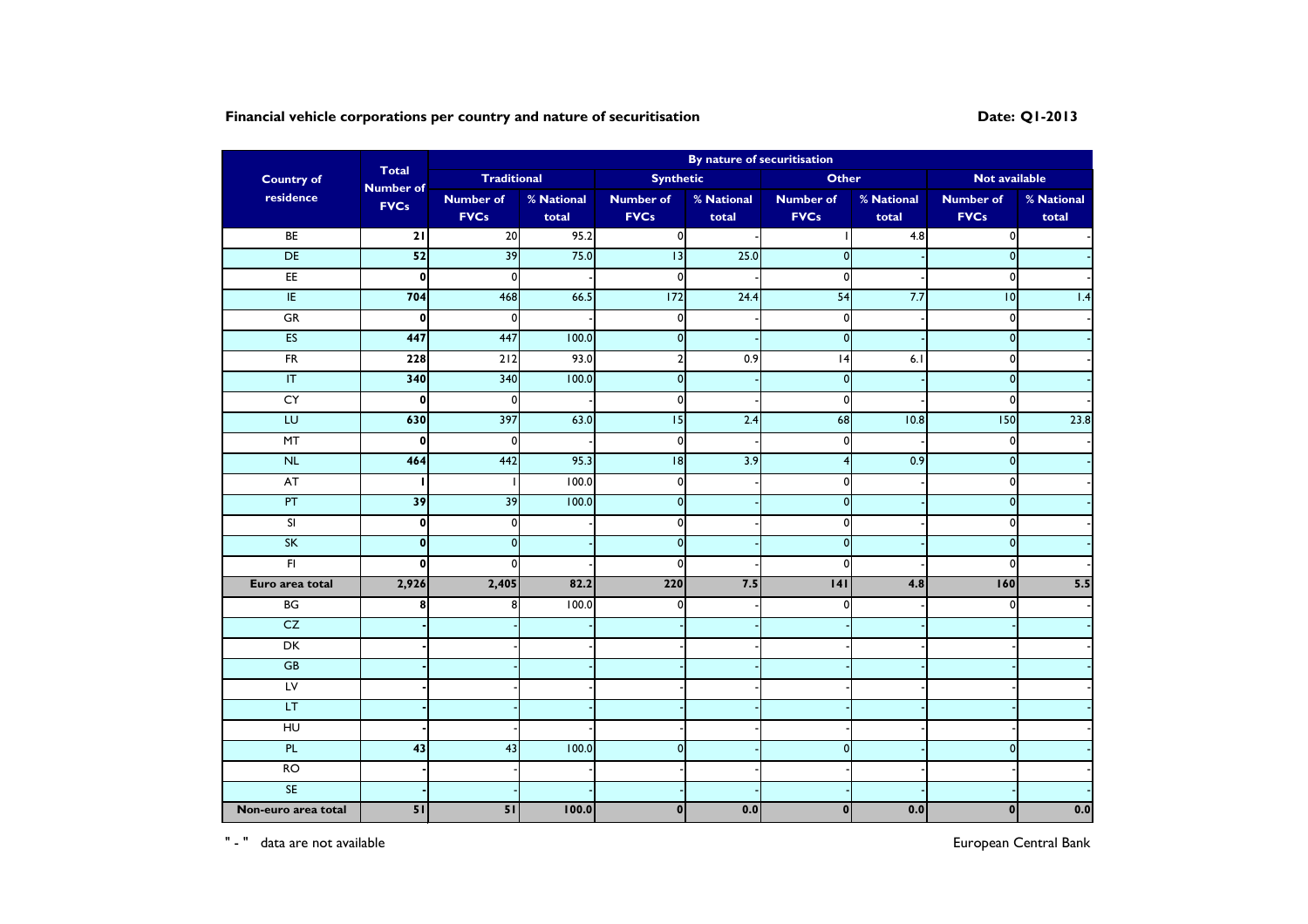**Financial vehicle corporations per country and nature of securitisation**

**Date: Q1-2013**

| Country of residence | Total Number of FVCs | By nature of securitisation | | | | | | | |
|---|---|---|---|---|---|---|---|---|---|
| | | Traditional | | Synthetic | | Other | | Not available | |
| | | Number of FVCs | % National total | Number of FVCs | % National total | Number of FVCs | % National total | Number of FVCs | % National total |
| BE | **21** | 20 | 95.2 | 0 | - | 1 | 4.8 | 0 | - |
| DE | **52** | 39 | 75.0 | 13 | 25.0 | 0 | - | 0 | - |
| EE | **0** | 0 | - | 0 | - | 0 | - | 0 | - |
| IE | **704** | 468 | 66.5 | 172 | 24.4 | 54 | 7.7 | 10 | 1.4 |
| GR | **0** | 0 | - | 0 | - | 0 | - | 0 | - |
| ES | **447** | 447 | 100.0 | 0 | - | 0 | - | 0 | - |
| FR | **228** | 212 | 93.0 | 2 | 0.9 | 14 | 6.1 | 0 | - |
| IT | **340** | 340 | 100.0 | 0 | - | 0 | - | 0 | - |
| CY | **0** | 0 | - | 0 | - | 0 | - | 0 | - |
| LU | **630** | 397 | 63.0 | 15 | 2.4 | 68 | 10.8 | 150 | 23.8 |
| MT | **0** | 0 | - | 0 | - | 0 | - | 0 | - |
| NL | **464** | 442 | 95.3 | 18 | 3.9 | 4 | 0.9 | 0 | - |
| AT | **1** | 1 | 100.0 | 0 | - | 0 | - | 0 | - |
| PT | **39** | 39 | 100.0 | 0 | - | 0 | - | 0 | - |
| SI | **0** | 0 | - | 0 | - | 0 | - | 0 | - |
| SK | **0** | 0 | - | 0 | - | 0 | - | 0 | - |
| FI | **0** | 0 | - | 0 | - | 0 | - | 0 | - |
| **Euro area total** | **2,926** | **2,405** | **82.2** | **220** | **7.5** | **141** | **4.8** | **160** | **5.5** |
| BG | **8** | 8 | 100.0 | 0 | - | 0 | - | 0 | - |
| CZ | **-** | - | - | - | - | - | - | - | - |
| DK | **-** | - | - | - | - | - | - | - | - |
| GB | **-** | - | - | - | - | - | - | - | - |
| LV | **-** | - | - | - | - | - | - | - | - |
| LT | **-** | - | - | - | - | - | - | - | - |
| HU | **-** | - | - | - | - | - | - | - | - |
| PL | **43** | 43 | 100.0 | 0 | - | 0 | - | 0 | - |
| RO | **-** | - | - | - | - | - | - | - | - |
| SE | **-** | - | - | - | - | - | - | - | - |
| **Non-euro area total** | **51** | **51** | **100.0** | **0** | **0.0** | **0** | **0.0** | **0** | **0.0** |

" - " data are not available

European Central Bank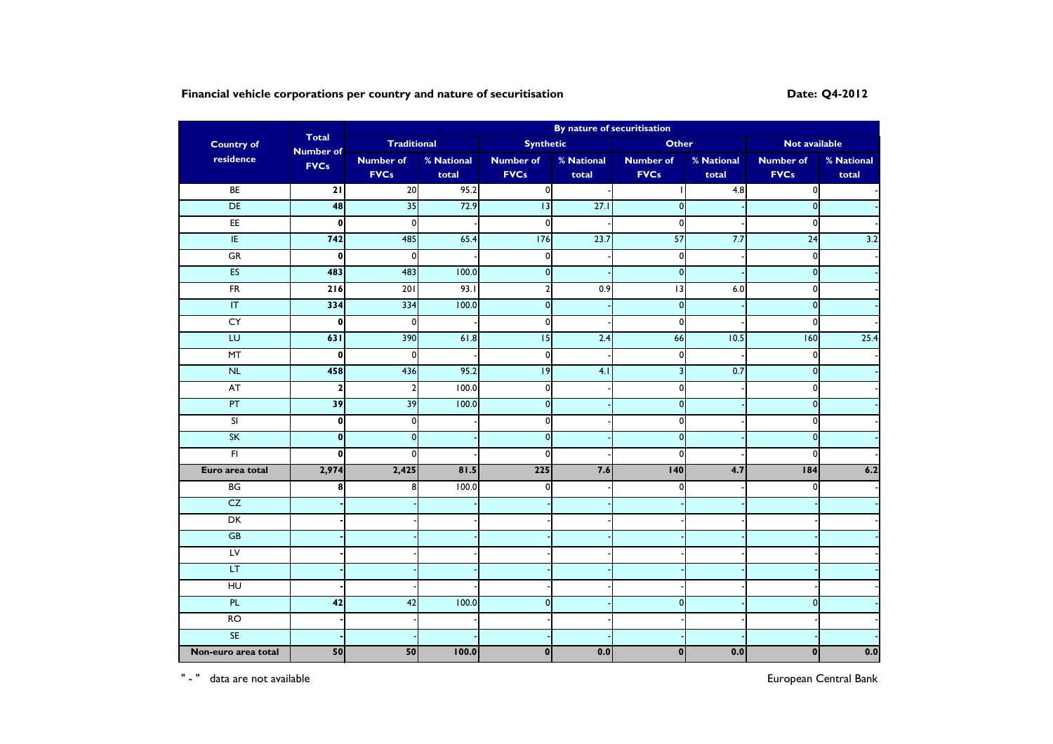**Financial vehicle corporations per country and nature of securitisation** **Date: Q4-2012**

| Country of residence | Total Number of FVCs | By nature of securitisation | | | | | | | |
|---|---|---|---|---|---|---|---|---|---|
| | | Traditional | | Synthetic | | Other | | Not available | |
| | | Number of FVCs | % National total | Number of FVCs | % National total | Number of FVCs | % National total | Number of FVCs | % National total |
| BE | 21 | 20 | 95.2 | 0 | - | 1 | 4.8 | 0 | - |
| DE | 48 | 35 | 72.9 | 13 | 27.1 | 0 | - | 0 | - |
| EE | 0 | 0 | - | 0 | - | 0 | - | 0 | - |
| IE | 742 | 485 | 65.4 | 176 | 23.7 | 57 | 7.7 | 24 | 3.2 |
| GR | 0 | 0 | - | 0 | - | 0 | - | 0 | - |
| ES | 483 | 483 | 100.0 | 0 | - | 0 | - | 0 | - |
| FR | 216 | 201 | 93.1 | 2 | 0.9 | 13 | 6.0 | 0 | - |
| IT | 334 | 334 | 100.0 | 0 | - | 0 | - | 0 | - |
| CY | 0 | 0 | - | 0 | - | 0 | - | 0 | - |
| LU | 631 | 390 | 61.8 | 15 | 2.4 | 66 | 10.5 | 160 | 25.4 |
| MT | 0 | 0 | - | 0 | - | 0 | - | 0 | - |
| NL | 458 | 436 | 95.2 | 19 | 4.1 | 3 | 0.7 | 0 | - |
| AT | 2 | 2 | 100.0 | 0 | - | 0 | - | 0 | - |
| PT | 39 | 39 | 100.0 | 0 | - | 0 | - | 0 | - |
| SI | 0 | 0 | - | 0 | - | 0 | - | 0 | - |
| SK | 0 | 0 | - | 0 | - | 0 | - | 0 | - |
| FI | 0 | 0 | - | 0 | - | 0 | - | 0 | - |
| **Euro area total** | **2,974** | **2,425** | **81.5** | **225** | **7.6** | **140** | **4.7** | **184** | **6.2** |
| BG | 8 | 8 | 100.0 | 0 | - | 0 | - | 0 | - |
| CZ | - | - | - | - | - | - | - | - | - |
| DK | - | - | - | - | - | - | - | - | - |
| GB | - | - | - | - | - | - | - | - | - |
| LV | - | - | - | - | - | - | - | - | - |
| LT | - | - | - | - | - | - | - | - | - |
| HU | - | - | - | - | - | - | - | - | - |
| PL | 42 | 42 | 100.0 | 0 | - | 0 | - | 0 | - |
| RO | - | - | - | - | - | - | - | - | - |
| SE | - | - | - | - | - | - | - | - | - |
| **Non-euro area total** | **50** | **50** | **100.0** | **0** | **0.0** | **0** | **0.0** | **0** | **0.0** |

" - " data are not available

European Central Bank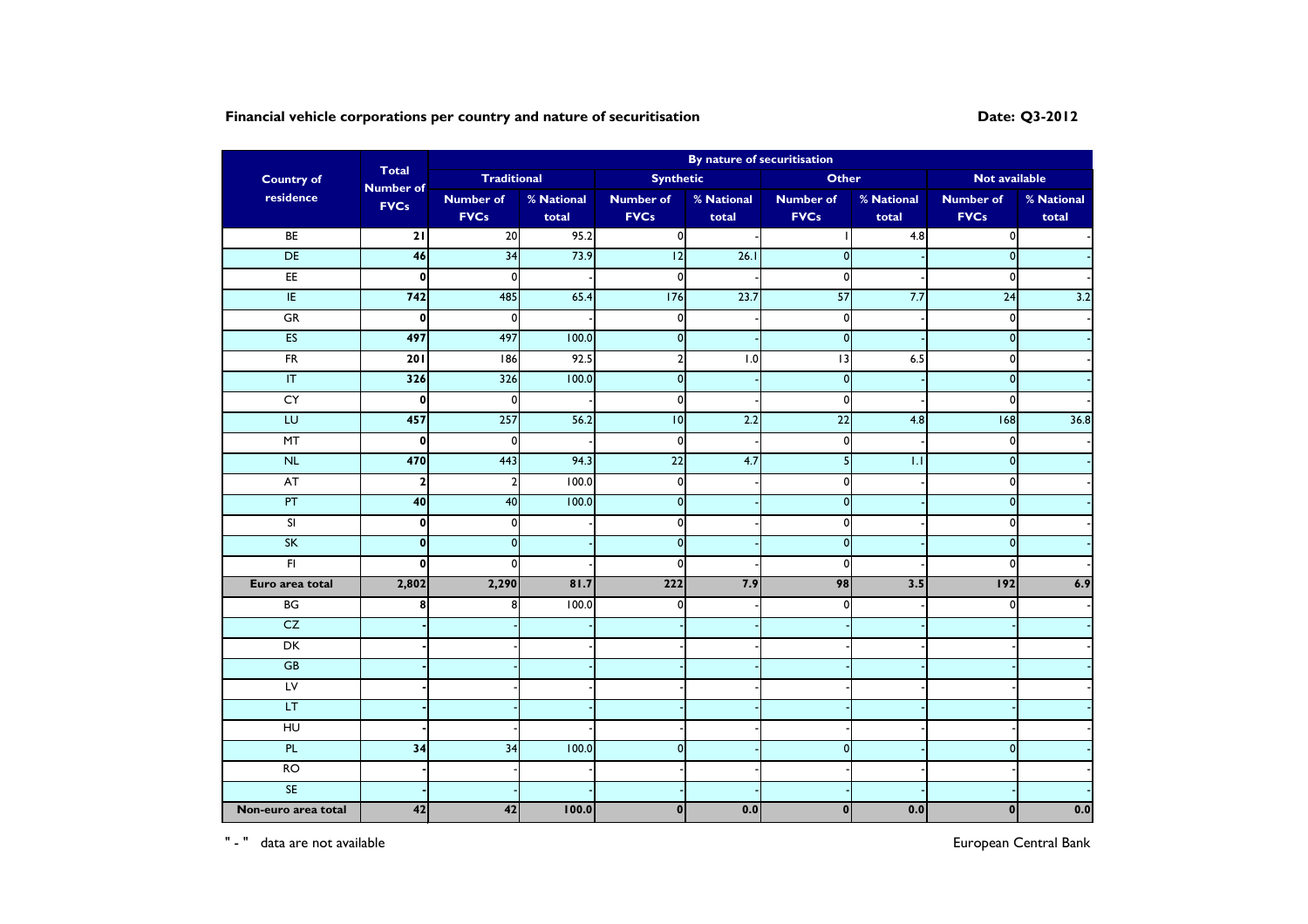**Financial vehicle corporations per country and nature of securitisation**

**Date: Q3-2012**

| Country of residence | Total Number of FVCs | By nature of securitisation | | | | | | | |
|---|---|---|---|---|---|---|---|---|---|
| | | Traditional | | Synthetic | | Other | | Not available | |
| | | Number of FVCs | % National total | Number of FVCs | % National total | Number of FVCs | % National total | Number of FVCs | % National total |
| BE | **21** | 20 | 95.2 | 0 | - | 1 | 4.8 | 0 | - |
| DE | **46** | 34 | 73.9 | 12 | 26.1 | 0 | - | 0 | - |
| EE | **0** | 0 | - | 0 | - | 0 | - | 0 | - |
| IE | **742** | 485 | 65.4 | 176 | 23.7 | 57 | 7.7 | 24 | 3.2 |
| GR | **0** | 0 | - | 0 | - | 0 | - | 0 | - |
| ES | **497** | 497 | 100.0 | 0 | - | 0 | - | 0 | - |
| FR | **201** | 186 | 92.5 | 2 | 1.0 | 13 | 6.5 | 0 | - |
| IT | **326** | 326 | 100.0 | 0 | - | 0 | - | 0 | - |
| CY | **0** | 0 | - | 0 | - | 0 | - | 0 | - |
| LU | **457** | 257 | 56.2 | 10 | 2.2 | 22 | 4.8 | 168 | 36.8 |
| MT | **0** | 0 | - | 0 | - | 0 | - | 0 | - |
| NL | **470** | 443 | 94.3 | 22 | 4.7 | 5 | 1.1 | 0 | - |
| AT | **2** | 2 | 100.0 | 0 | - | 0 | - | 0 | - |
| PT | **40** | 40 | 100.0 | 0 | - | 0 | - | 0 | - |
| SI | **0** | 0 | - | 0 | - | 0 | - | 0 | - |
| SK | **0** | 0 | - | 0 | - | 0 | - | 0 | - |
| FI | **0** | 0 | - | 0 | - | 0 | - | 0 | - |
| **Euro area total** | **2,802** | **2,290** | **81.7** | **222** | **7.9** | **98** | **3.5** | **192** | **6.9** |
| BG | **8** | 8 | 100.0 | 0 | - | 0 | - | 0 | - |
| CZ | **-** | - | - | - | - | - | - | - | - |
| DK | **-** | - | - | - | - | - | - | - | - |
| GB | **-** | - | - | - | - | - | - | - | - |
| LV | **-** | - | - | - | - | - | - | - | - |
| LT | **-** | - | - | - | - | - | - | - | - |
| HU | **-** | - | - | - | - | - | - | - | - |
| PL | **34** | 34 | 100.0 | 0 | - | 0 | - | 0 | - |
| RO | **-** | - | - | - | - | - | - | - | - |
| SE | **-** | - | - | - | - | - | - | - | - |
| **Non-euro area total** | **42** | **42** | **100.0** | **0** | **0.0** | **0** | **0.0** | **0** | **0.0** |

" - " data are not available

European Central Bank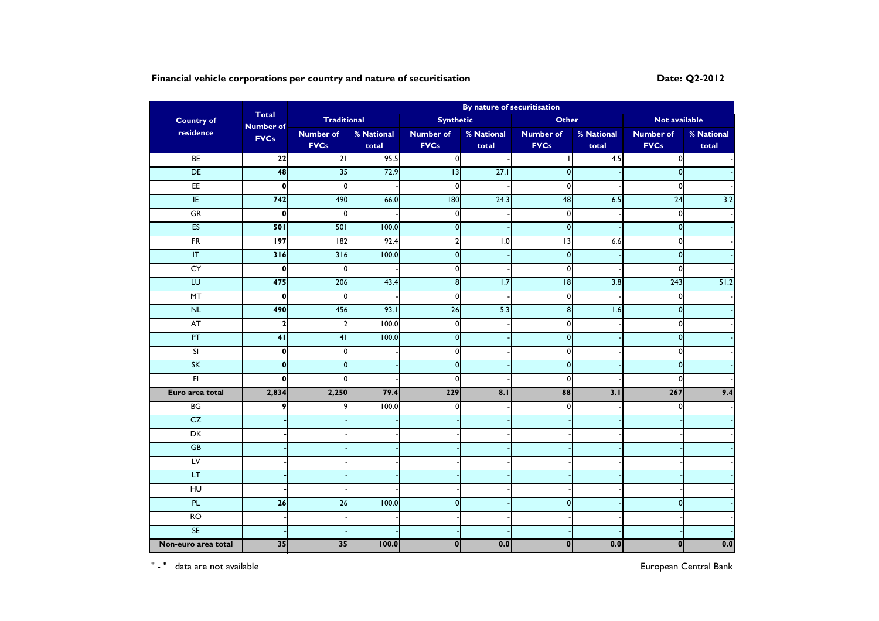**Financial vehicle corporations per country and nature of securitisation**

**Date: Q2-2012**

| Country of residence | Total Number of FVCs | By nature of securitisation | | | | | | | |
|---|---|---|---|---|---|---|---|---|---|
| | | Traditional | | Synthetic | | Other | | Not available | |
| | | Number of FVCs | % National total | Number of FVCs | % National total | Number of FVCs | % National total | Number of FVCs | % National total |
| BE | **22** | 21 | 95.5 | 0 | - | 1 | 4.5 | 0 | - |
| DE | **48** | 35 | 72.9 | 13 | 27.1 | 0 | - | 0 | - |
| EE | **0** | 0 | - | 0 | - | 0 | - | 0 | - |
| IE | **742** | 490 | 66.0 | 180 | 24.3 | 48 | 6.5 | 24 | 3.2 |
| GR | **0** | 0 | - | 0 | - | 0 | - | 0 | - |
| ES | **501** | 501 | 100.0 | 0 | - | 0 | - | 0 | - |
| FR | **197** | 182 | 92.4 | 2 | 1.0 | 13 | 6.6 | 0 | - |
| IT | **316** | 316 | 100.0 | 0 | - | 0 | - | 0 | - |
| CY | **0** | 0 | - | 0 | - | 0 | - | 0 | - |
| LU | **475** | 206 | 43.4 | 8 | 1.7 | 18 | 3.8 | 243 | 51.2 |
| MT | **0** | 0 | - | 0 | - | 0 | - | 0 | - |
| NL | **490** | 456 | 93.1 | 26 | 5.3 | 8 | 1.6 | 0 | - |
| AT | **2** | 2 | 100.0 | 0 | - | 0 | - | 0 | - |
| PT | **41** | 41 | 100.0 | 0 | - | 0 | - | 0 | - |
| SI | **0** | 0 | - | 0 | - | 0 | - | 0 | - |
| SK | **0** | 0 | - | 0 | - | 0 | - | 0 | - |
| FI | **0** | 0 | - | 0 | - | 0 | - | 0 | - |
| **Euro area total** | **2,834** | **2,250** | **79.4** | **229** | **8.1** | **88** | **3.1** | **267** | **9.4** |
| BG | **9** | 9 | 100.0 | 0 | - | 0 | - | 0 | - |
| CZ | - | - | - | - | - | - | - | - | - |
| DK | - | - | - | - | - | - | - | - | - |
| GB | - | - | - | - | - | - | - | - | - |
| LV | - | - | - | - | - | - | - | - | - |
| LT | - | - | - | - | - | - | - | - | - |
| HU | - | - | - | - | - | - | - | - | - |
| PL | **26** | 26 | 100.0 | 0 | - | 0 | - | 0 | - |
| RO | - | - | - | - | - | - | - | - | - |
| SE | - | - | - | - | - | - | - | - | - |
| **Non-euro area total** | **35** | **35** | **100.0** | **0** | **0.0** | **0** | **0.0** | **0** | **0.0** |

" - " data are not available

European Central Bank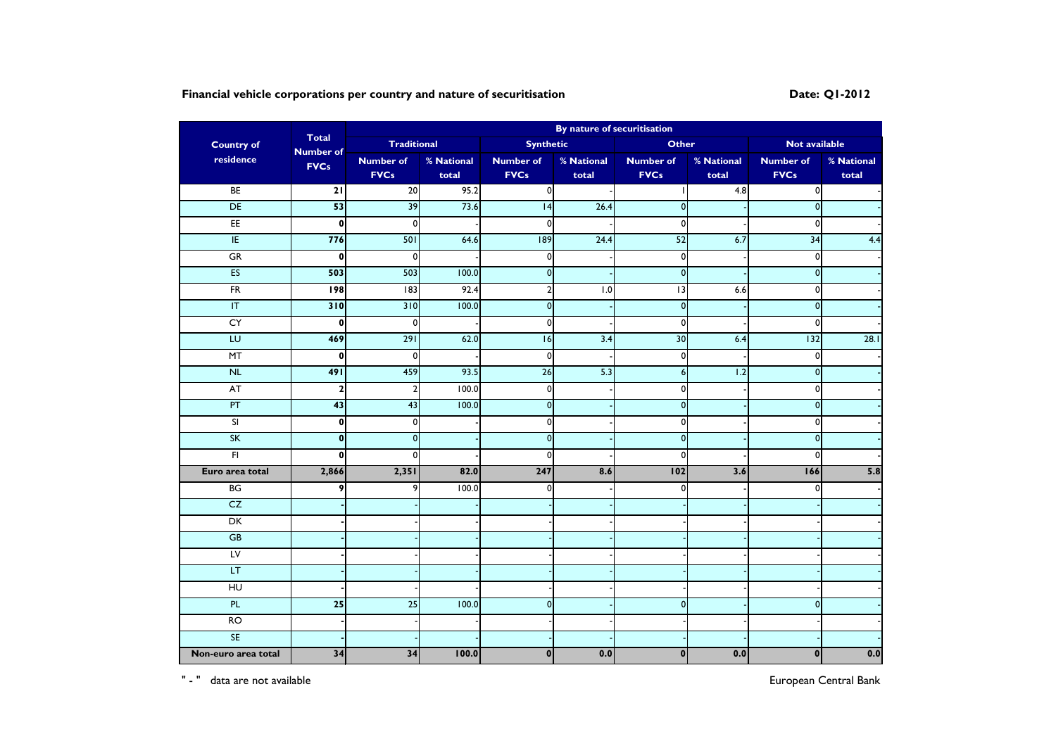**Financial vehicle corporations per country and nature of securitisation**

**Date: Q1-2012**

| Country of residence | Total Number of FVCs | By nature of securitisation | | | | | | | |
|---|---|---|---|---|---|---|---|---|---|
| | | Traditional | | Synthetic | | Other | | Not available | |
| | | Number of FVCs | % National total | Number of FVCs | % National total | Number of FVCs | % National total | Number of FVCs | % National total |
| BE | 21 | 20 | 95.2 | 0 | - | 1 | 4.8 | 0 | - |
| DE | 53 | 39 | 73.6 | 14 | 26.4 | 0 | - | 0 | - |
| EE | 0 | 0 | - | 0 | - | 0 | - | 0 | - |
| IE | 776 | 501 | 64.6 | 189 | 24.4 | 52 | 6.7 | 34 | 4.4 |
| GR | 0 | 0 | - | 0 | - | 0 | - | 0 | - |
| ES | 503 | 503 | 100.0 | 0 | - | 0 | - | 0 | - |
| FR | 198 | 183 | 92.4 | 2 | 1.0 | 13 | 6.6 | 0 | - |
| IT | 310 | 310 | 100.0 | 0 | - | 0 | - | 0 | - |
| CY | 0 | 0 | - | 0 | - | 0 | - | 0 | - |
| LU | 469 | 291 | 62.0 | 16 | 3.4 | 30 | 6.4 | 132 | 28.1 |
| MT | 0 | 0 | - | 0 | - | 0 | - | 0 | - |
| NL | 491 | 459 | 93.5 | 26 | 5.3 | 6 | 1.2 | 0 | - |
| AT | 2 | 2 | 100.0 | 0 | - | 0 | - | 0 | - |
| PT | 43 | 43 | 100.0 | 0 | - | 0 | - | 0 | - |
| SI | 0 | 0 | - | 0 | - | 0 | - | 0 | - |
| SK | 0 | 0 | - | 0 | - | 0 | - | 0 | - |
| FI | 0 | 0 | - | 0 | - | 0 | - | 0 | - |
| **Euro area total** | **2,866** | **2,351** | **82.0** | **247** | **8.6** | **102** | **3.6** | **166** | **5.8** |
| BG | 9 | 9 | 100.0 | 0 | - | 0 | - | 0 | - |
| CZ | - | - | - | - | - | - | - | - | - |
| DK | - | - | - | - | - | - | - | - | - |
| GB | - | - | - | - | - | - | - | - | - |
| LV | - | - | - | - | - | - | - | - | - |
| LT | - | - | - | - | - | - | - | - | - |
| HU | - | - | - | - | - | - | - | - | - |
| PL | 25 | 25 | 100.0 | 0 | - | 0 | - | 0 | - |
| RO | - | - | - | - | - | - | - | - | - |
| SE | - | - | - | - | - | - | - | - | - |
| **Non-euro area total** | **34** | **34** | **100.0** | **0** | **0.0** | **0** | **0.0** | **0** | **0.0** |

" - " data are not available

European Central Bank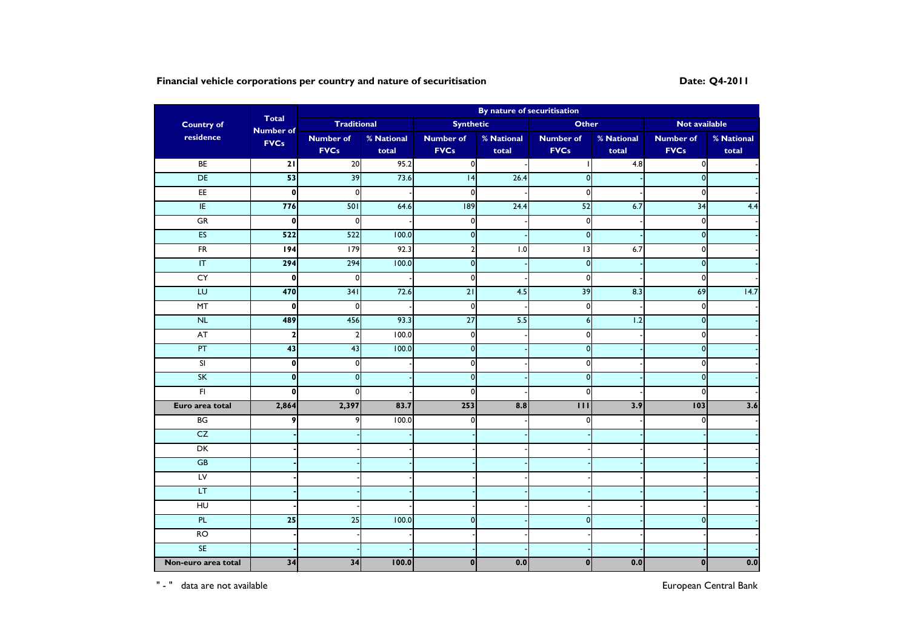**Financial vehicle corporations per country and nature of securitisation** **Date: Q4-2011**

| Country of residence | Total Number of FVCs | By nature of securitisation | | | | | | | |
|---|---|---|---|---|---|---|---|---|---|
| | | Traditional | | Synthetic | | Other | | Not available | |
| | | Number of FVCs | % National total | Number of FVCs | % National total | Number of FVCs | % National total | Number of FVCs | % National total |
| BE | 21 | 20 | 95.2 | 0 | - | 1 | 4.8 | 0 | - |
| DE | 53 | 39 | 73.6 | 14 | 26.4 | 0 | - | 0 | - |
| EE | 0 | 0 | - | 0 | - | 0 | - | 0 | - |
| IE | 776 | 501 | 64.6 | 189 | 24.4 | 52 | 6.7 | 34 | 4.4 |
| GR | 0 | 0 | - | 0 | - | 0 | - | 0 | - |
| ES | 522 | 522 | 100.0 | 0 | - | 0 | - | 0 | - |
| FR | 194 | 179 | 92.3 | 2 | 1.0 | 13 | 6.7 | 0 | - |
| IT | 294 | 294 | 100.0 | 0 | - | 0 | - | 0 | - |
| CY | 0 | 0 | - | 0 | - | 0 | - | 0 | - |
| LU | 470 | 341 | 72.6 | 21 | 4.5 | 39 | 8.3 | 69 | 14.7 |
| MT | 0 | 0 | - | 0 | - | 0 | - | 0 | - |
| NL | 489 | 456 | 93.3 | 27 | 5.5 | 6 | 1.2 | 0 | - |
| AT | 2 | 2 | 100.0 | 0 | - | 0 | - | 0 | - |
| PT | 43 | 43 | 100.0 | 0 | - | 0 | - | 0 | - |
| SI | 0 | 0 | - | 0 | - | 0 | - | 0 | - |
| SK | 0 | 0 | - | 0 | - | 0 | - | 0 | - |
| FI | 0 | 0 | - | 0 | - | 0 | - | 0 | - |
| **Euro area total** | **2,864** | **2,397** | **83.7** | **253** | **8.8** | **111** | **3.9** | **103** | **3.6** |
| BG | 9 | 9 | 100.0 | 0 | - | 0 | - | 0 | - |
| CZ | - | - | - | - | - | - | - | - | - |
| DK | - | - | - | - | - | - | - | - | - |
| GB | - | - | - | - | - | - | - | - | - |
| LV | - | - | - | - | - | - | - | - | - |
| LT | - | - | - | - | - | - | - | - | - |
| HU | - | - | - | - | - | - | - | - | - |
| PL | 25 | 25 | 100.0 | 0 | - | 0 | - | 0 | - |
| RO | - | - | - | - | - | - | - | - | - |
| SE | - | - | - | - | - | - | - | - | - |
| **Non-euro area total** | **34** | **34** | **100.0** | **0** | **0.0** | **0** | **0.0** | **0** | **0.0** |

" - " data are not available

European Central Bank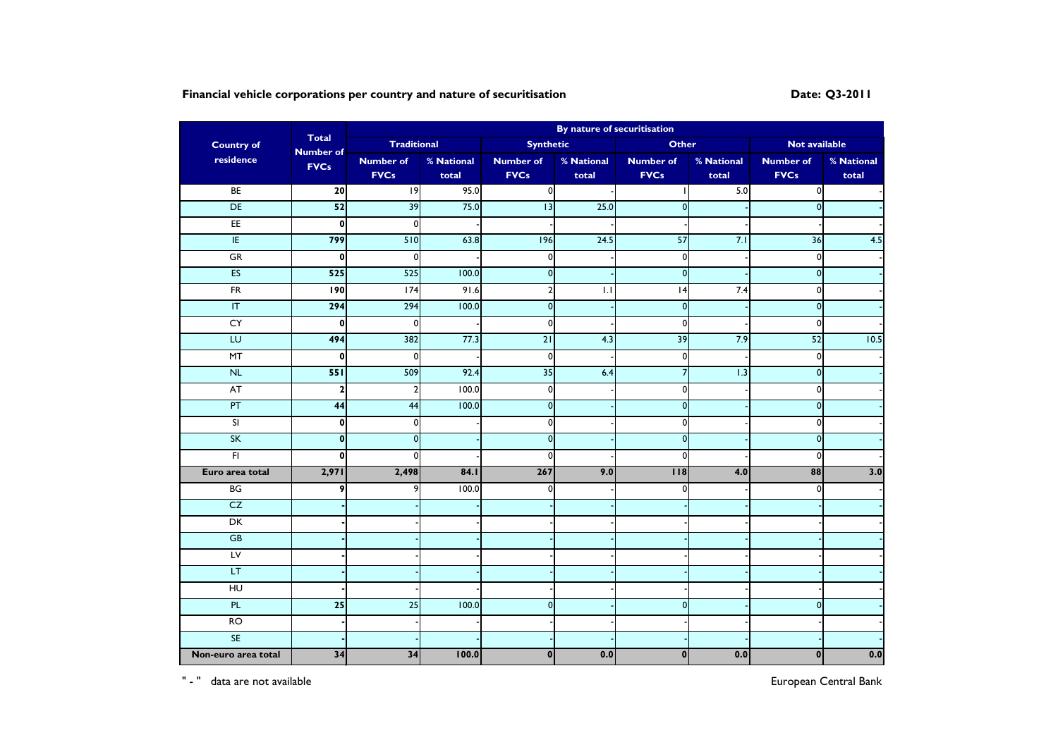**Financial vehicle corporations per country and nature of securitisation**

**Date: Q3-2011**

| Country of residence | Total Number of FVCs | By nature of securitisation | | | | | | | |
|---|---|---|---|---|---|---|---|---|---|
| | | Traditional | | Synthetic | | Other | | Not available | |
| | | Number of FVCs | % National total | Number of FVCs | % National total | Number of FVCs | % National total | Number of FVCs | % National total |
| BE | 20 | 19 | 95.0 | 0 | - | 1 | 5.0 | 0 | - |
| DE | 52 | 39 | 75.0 | 13 | 25.0 | 0 | - | 0 | - |
| EE | 0 | 0 | - | - | - | - | - | - | - |
| IE | 799 | 510 | 63.8 | 196 | 24.5 | 57 | 7.1 | 36 | 4.5 |
| GR | 0 | 0 | - | 0 | - | 0 | - | 0 | - |
| ES | 525 | 525 | 100.0 | 0 | - | 0 | - | 0 | - |
| FR | 190 | 174 | 91.6 | 2 | 1.1 | 14 | 7.4 | 0 | - |
| IT | 294 | 294 | 100.0 | 0 | - | 0 | - | 0 | - |
| CY | 0 | 0 | - | 0 | - | 0 | - | 0 | - |
| LU | 494 | 382 | 77.3 | 21 | 4.3 | 39 | 7.9 | 52 | 10.5 |
| MT | 0 | 0 | - | 0 | - | 0 | - | 0 | - |
| NL | 551 | 509 | 92.4 | 35 | 6.4 | 7 | 1.3 | 0 | - |
| AT | 2 | 2 | 100.0 | 0 | - | 0 | - | 0 | - |
| PT | 44 | 44 | 100.0 | 0 | - | 0 | - | 0 | - |
| SI | 0 | 0 | - | 0 | - | 0 | - | 0 | - |
| SK | 0 | 0 | - | 0 | - | 0 | - | 0 | - |
| FI | 0 | 0 | - | 0 | - | 0 | - | 0 | - |
| **Euro area total** | **2,971** | **2,498** | **84.1** | **267** | **9.0** | **118** | **4.0** | **88** | **3.0** |
| BG | 9 | 9 | 100.0 | 0 | - | 0 | - | 0 | - |
| CZ | - | - | - | - | - | - | - | - | - |
| DK | - | - | - | - | - | - | - | - | - |
| GB | - | - | - | - | - | - | - | - | - |
| LV | - | - | - | - | - | - | - | - | - |
| LT | - | - | - | - | - | - | - | - | - |
| HU | - | - | - | - | - | - | - | - | - |
| PL | 25 | 25 | 100.0 | 0 | - | 0 | - | 0 | - |
| RO | - | - | - | - | - | - | - | - | - |
| SE | - | - | - | - | - | - | - | - | - |
| **Non-euro area total** | **34** | **34** | **100.0** | **0** | **0.0** | **0** | **0.0** | **0** | **0.0** |

" - " data are not available

European Central Bank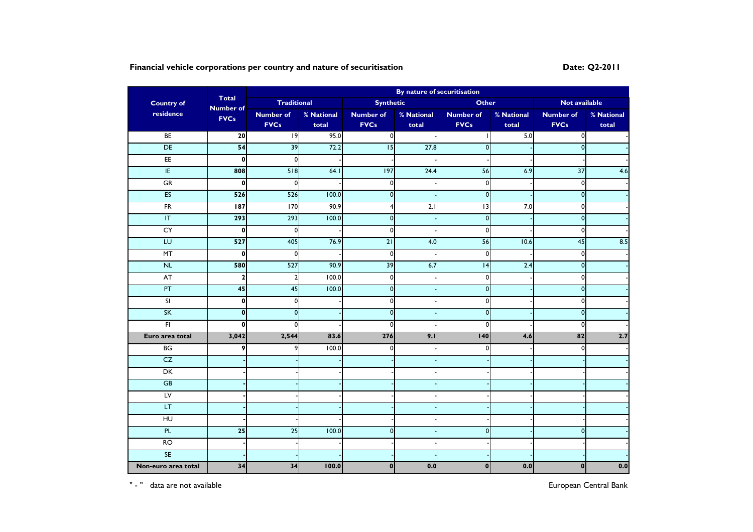**Financial vehicle corporations per country and nature of securitisation** **Date: Q2-2011**

| Country of residence | Total Number of FVCs | By nature of securitisation | | | | | | | |
|---|---|---|---|---|---|---|---|---|---|
| | | Traditional | | Synthetic | | Other | | Not available | |
| | | Number of FVCs | % National total | Number of FVCs | % National total | Number of FVCs | % National total | Number of FVCs | % National total |
| BE | 20 | 19 | 95.0 | 0 | - | 1 | 5.0 | 0 | - |
| DE | 54 | 39 | 72.2 | 15 | 27.8 | 0 | - | 0 | - |
| EE | 0 | 0 | - | - | - | - | - | - | - |
| IE | 808 | 518 | 64.1 | 197 | 24.4 | 56 | 6.9 | 37 | 4.6 |
| GR | 0 | 0 | - | 0 | - | 0 | - | 0 | - |
| ES | 526 | 526 | 100.0 | 0 | - | 0 | - | 0 | - |
| FR | 187 | 170 | 90.9 | 4 | 2.1 | 13 | 7.0 | 0 | - |
| IT | 293 | 293 | 100.0 | 0 | - | 0 | - | 0 | - |
| CY | 0 | 0 | - | 0 | - | 0 | - | 0 | - |
| LU | 527 | 405 | 76.9 | 21 | 4.0 | 56 | 10.6 | 45 | 8.5 |
| MT | 0 | 0 | - | 0 | - | 0 | - | 0 | - |
| NL | 580 | 527 | 90.9 | 39 | 6.7 | 14 | 2.4 | 0 | - |
| AT | 2 | 2 | 100.0 | 0 | - | 0 | - | 0 | - |
| PT | 45 | 45 | 100.0 | 0 | - | 0 | - | 0 | - |
| SI | 0 | 0 | - | 0 | - | 0 | - | 0 | - |
| SK | 0 | 0 | - | 0 | - | 0 | - | 0 | - |
| FI | 0 | 0 | - | 0 | - | 0 | - | 0 | - |
| **Euro area total** | **3,042** | **2,544** | **83.6** | **276** | **9.1** | **140** | **4.6** | **82** | **2.7** |
| BG | 9 | 9 | 100.0 | 0 | - | 0 | - | 0 | - |
| CZ | - | - | - | - | - | - | - | - | - |
| DK | - | - | - | - | - | - | - | - | - |
| GB | - | - | - | - | - | - | - | - | - |
| LV | - | - | - | - | - | - | - | - | - |
| LT | - | - | - | - | - | - | - | - | - |
| HU | - | - | - | - | - | - | - | - | - |
| PL | 25 | 25 | 100.0 | 0 | - | 0 | - | 0 | - |
| RO | - | - | - | - | - | - | - | - | - |
| SE | - | - | - | - | - | - | - | - | - |
| **Non-euro area total** | **34** | **34** | **100.0** | **0** | **0.0** | **0** | **0.0** | **0** | **0.0** |

" - " data are not available

European Central Bank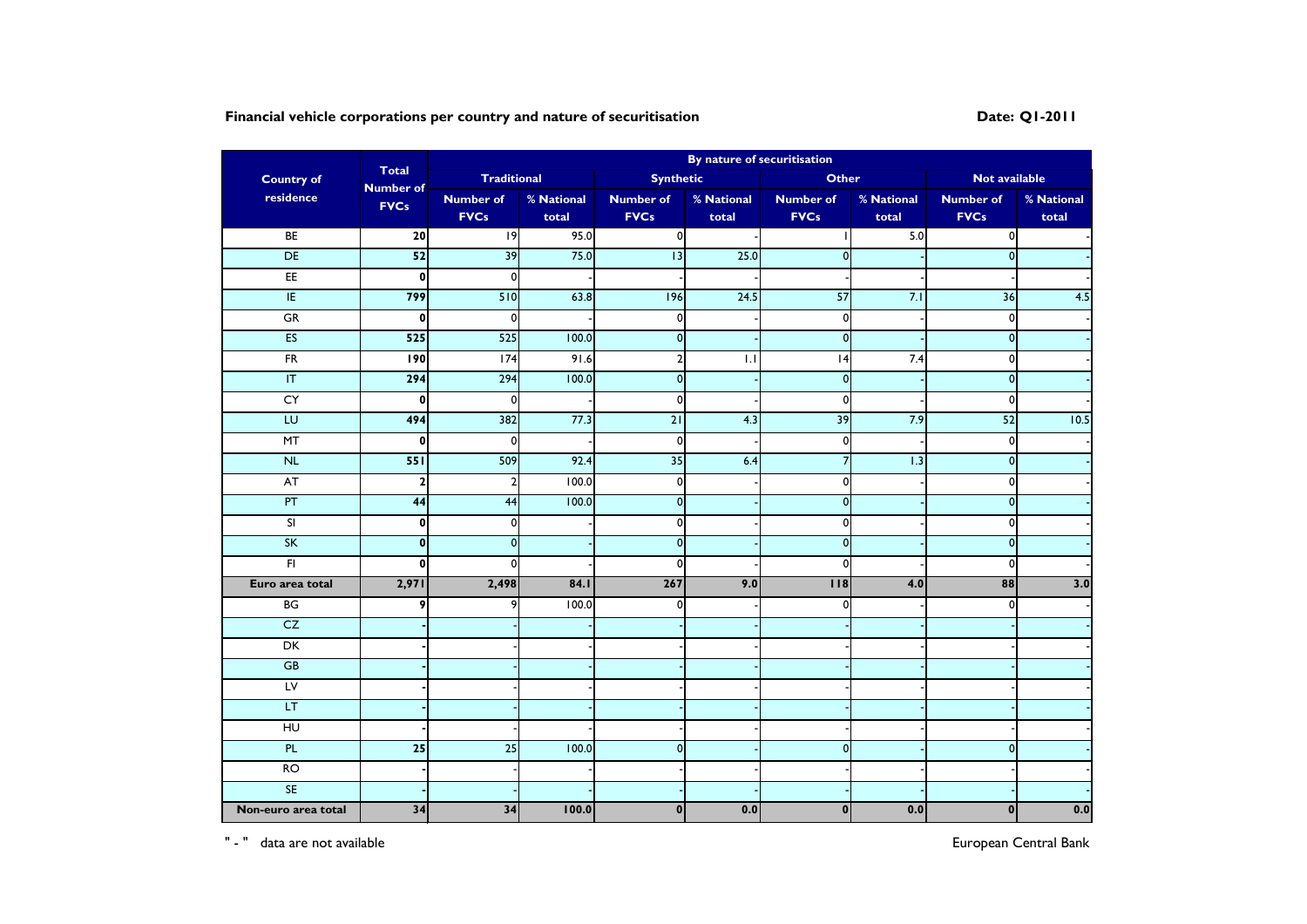**Financial vehicle corporations per country and nature of securitisation**

**Date: Q1-2011**

| Country of residence | Total Number of FVCs | By nature of securitisation | | | | | | | |
|---|---|---|---|---|---|---|---|---|---|
| | | Traditional | | Synthetic | | Other | | Not available | |
| | | Number of FVCs | % National total | Number of FVCs | % National total | Number of FVCs | % National total | Number of FVCs | % National total |
| BE | **20** | 19 | 95.0 | 0 | - | 1 | 5.0 | 0 | - |
| DE | **52** | 39 | 75.0 | 13 | 25.0 | 0 | - | 0 | - |
| EE | **0** | 0 | - | - | - | - | - | - | - |
| IE | **799** | 510 | 63.8 | 196 | 24.5 | 57 | 7.1 | 36 | 4.5 |
| GR | **0** | 0 | - | 0 | - | 0 | - | 0 | - |
| ES | **525** | 525 | 100.0 | 0 | - | 0 | - | 0 | - |
| FR | **190** | 174 | 91.6 | 2 | 1.1 | 14 | 7.4 | 0 | - |
| IT | **294** | 294 | 100.0 | 0 | - | 0 | - | 0 | - |
| CY | **0** | 0 | - | 0 | - | 0 | - | 0 | - |
| LU | **494** | 382 | 77.3 | 21 | 4.3 | 39 | 7.9 | 52 | 10.5 |
| MT | **0** | 0 | - | 0 | - | 0 | - | 0 | - |
| NL | **551** | 509 | 92.4 | 35 | 6.4 | 7 | 1.3 | 0 | - |
| AT | **2** | 2 | 100.0 | 0 | - | 0 | - | 0 | - |
| PT | **44** | 44 | 100.0 | 0 | - | 0 | - | 0 | - |
| SI | **0** | 0 | - | 0 | - | 0 | - | 0 | - |
| SK | **0** | 0 | - | 0 | - | 0 | - | 0 | - |
| FI | **0** | 0 | - | 0 | - | 0 | - | 0 | - |
| **Euro area total** | **2,971** | **2,498** | **84.1** | **267** | **9.0** | **118** | **4.0** | **88** | **3.0** |
| BG | **9** | 9 | 100.0 | 0 | - | 0 | - | 0 | - |
| CZ | - | - | - | - | - | - | - | - | - |
| DK | - | - | - | - | - | - | - | - | - |
| GB | - | - | - | - | - | - | - | - | - |
| LV | - | - | - | - | - | - | - | - | - |
| LT | - | - | - | - | - | - | - | - | - |
| HU | - | - | - | - | - | - | - | - | - |
| PL | **25** | 25 | 100.0 | 0 | - | 0 | - | 0 | - |
| RO | - | - | - | - | - | - | - | - | - |
| SE | - | - | - | - | - | - | - | - | - |
| **Non-euro area total** | **34** | **34** | **100.0** | **0** | **0.0** | **0** | **0.0** | **0** | **0.0** |

" - " data are not available

European Central Bank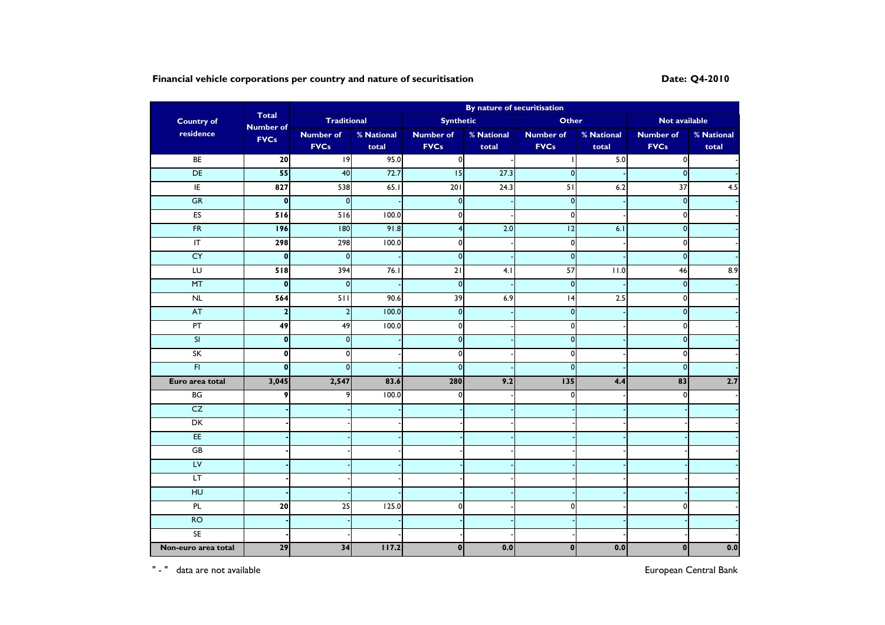**Financial vehicle corporations per country and nature of securitisation**

**Date: Q4-2010**

| Country of residence | Total Number of FVCs | By nature of securitisation | | | | | | | |
|---|---|---|---|---|---|---|---|---|---|
| | | Traditional | | Synthetic | | Other | | Not available | |
| | | Number of FVCs | % National total | Number of FVCs | % National total | Number of FVCs | % National total | Number of FVCs | % National total |
| BE | **20** | 19 | 95.0 | 0 | - | 1 | 5.0 | 0 | - |
| DE | **55** | 40 | 72.7 | 15 | 27.3 | 0 | - | 0 | - |
| IE | **827** | 538 | 65.1 | 201 | 24.3 | 51 | 6.2 | 37 | 4.5 |
| GR | **0** | 0 | - | 0 | - | 0 | - | 0 | - |
| ES | **516** | 516 | 100.0 | 0 | - | 0 | - | 0 | - |
| FR | **196** | 180 | 91.8 | 4 | 2.0 | 12 | 6.1 | 0 | - |
| IT | **298** | 298 | 100.0 | 0 | - | 0 | - | 0 | - |
| CY | **0** | 0 | - | 0 | - | 0 | - | 0 | - |
| LU | **518** | 394 | 76.1 | 21 | 4.1 | 57 | 11.0 | 46 | 8.9 |
| MT | **0** | 0 | - | 0 | - | 0 | - | 0 | - |
| NL | **564** | 511 | 90.6 | 39 | 6.9 | 14 | 2.5 | 0 | - |
| AT | **2** | 2 | 100.0 | 0 | - | 0 | - | 0 | - |
| PT | **49** | 49 | 100.0 | 0 | - | 0 | - | 0 | - |
| SI | **0** | 0 | - | 0 | - | 0 | - | 0 | - |
| SK | **0** | 0 | - | 0 | - | 0 | - | 0 | - |
| FI | **0** | 0 | - | 0 | - | 0 | - | 0 | - |
| **Euro area total** | **3,045** | **2,547** | **83.6** | **280** | **9.2** | **135** | **4.4** | **83** | **2.7** |
| BG | **9** | 9 | 100.0 | 0 | - | 0 | - | 0 | - |
| CZ | **-** | - | - | - | - | - | - | - | - |
| DK | **-** | - | - | - | - | - | - | - | - |
| EE | **-** | - | - | - | - | - | - | - | - |
| GB | **-** | - | - | - | - | - | - | - | - |
| LV | **-** | - | - | - | - | - | - | - | - |
| LT | **-** | - | - | - | - | - | - | - | - |
| HU | **-** | - | - | - | - | - | - | - | - |
| PL | **20** | 25 | 125.0 | 0 | - | 0 | - | 0 | - |
| RO | **-** | - | - | - | - | - | - | - | - |
| SE | **-** | - | - | - | - | - | - | - | - |
| **Non-euro area total** | **29** | **34** | **117.2** | **0** | **0.0** | **0** | **0.0** | **0** | **0.0** |

" - " data are not available

European Central Bank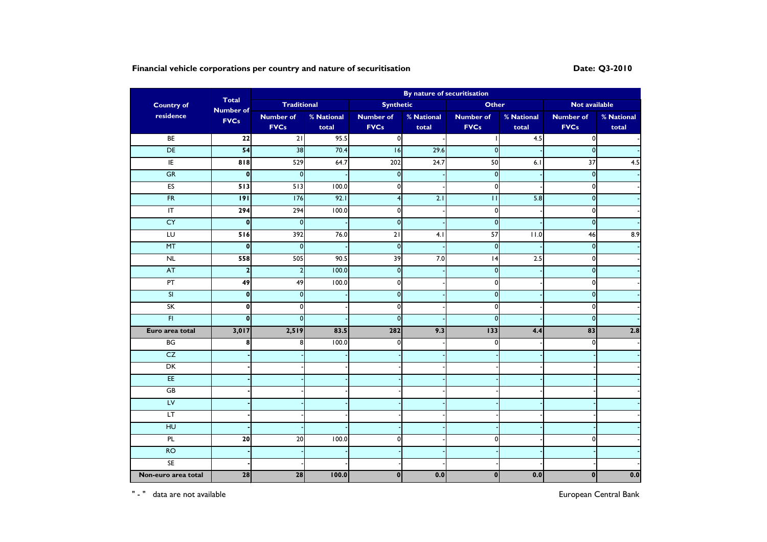**Financial vehicle corporations per country and nature of securitisation**

**Date: Q3-2010**

| Country of residence | Total Number of FVCs | By nature of securitisation | | | | | | | |
|---|---|---|---|---|---|---|---|---|---|
| | | Traditional | | Synthetic | | Other | | Not available | |
| | | Number of FVCs | % National total | Number of FVCs | % National total | Number of FVCs | % National total | Number of FVCs | % National total |
| BE | **22** | 21 | 95.5 | 0 | - | 1 | 4.5 | 0 | - |
| DE | **54** | 38 | 70.4 | 16 | 29.6 | 0 | - | 0 | - |
| IE | **818** | 529 | 64.7 | 202 | 24.7 | 50 | 6.1 | 37 | 4.5 |
| GR | **0** | 0 | - | 0 | - | 0 | - | 0 | - |
| ES | **513** | 513 | 100.0 | 0 | - | 0 | - | 0 | - |
| FR | **191** | 176 | 92.1 | 4 | 2.1 | 11 | 5.8 | 0 | - |
| IT | **294** | 294 | 100.0 | 0 | - | 0 | - | 0 | - |
| CY | **0** | 0 | - | 0 | - | 0 | - | 0 | - |
| LU | **516** | 392 | 76.0 | 21 | 4.1 | 57 | 11.0 | 46 | 8.9 |
| MT | **0** | 0 | - | 0 | - | 0 | - | 0 | - |
| NL | **558** | 505 | 90.5 | 39 | 7.0 | 14 | 2.5 | 0 | - |
| AT | **2** | 2 | 100.0 | 0 | - | 0 | - | 0 | - |
| PT | **49** | 49 | 100.0 | 0 | - | 0 | - | 0 | - |
| SI | **0** | 0 | - | 0 | - | 0 | - | 0 | - |
| SK | **0** | 0 | - | 0 | - | 0 | - | 0 | - |
| FI | **0** | 0 | - | 0 | - | 0 | - | 0 | - |
| **Euro area total** | **3,017** | **2,519** | **83.5** | **282** | **9.3** | **133** | **4.4** | **83** | **2.8** |
| BG | **8** | 8 | 100.0 | 0 | - | 0 | - | 0 | - |
| CZ | **-** | - | - | - | - | - | - | - | - |
| DK | **-** | - | - | - | - | - | - | - | - |
| EE | **-** | - | - | - | - | - | - | - | - |
| GB | **-** | - | - | - | - | - | - | - | - |
| LV | **-** | - | - | - | - | - | - | - | - |
| LT | **-** | - | - | - | - | - | - | - | - |
| HU | **-** | - | - | - | - | - | - | - | - |
| PL | **20** | 20 | 100.0 | 0 | - | 0 | - | 0 | - |
| RO | **-** | - | - | - | - | - | - | - | - |
| SE | **-** | - | - | - | - | - | - | - | - |
| **Non-euro area total** | **28** | **28** | **100.0** | **0** | **0.0** | **0** | **0.0** | **0** | **0.0** |

" - " data are not available

European Central Bank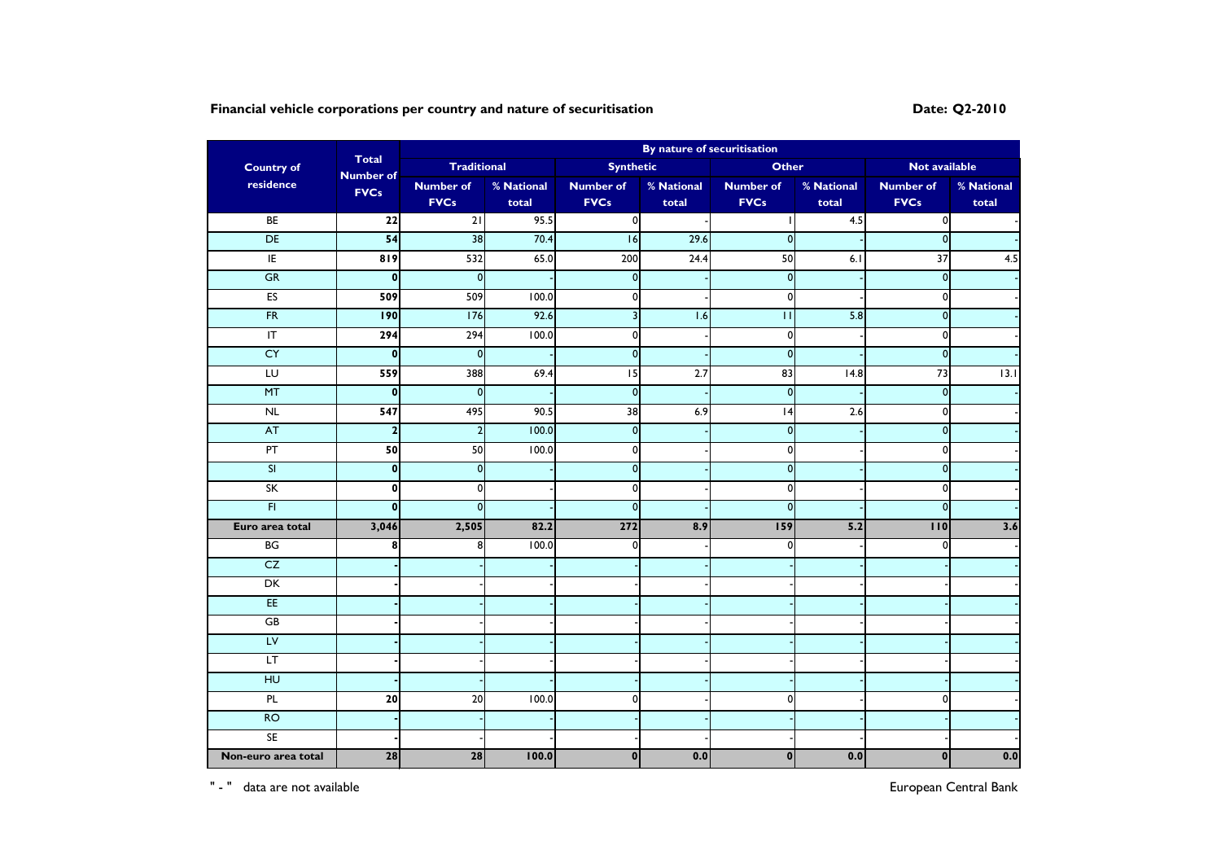**Financial vehicle corporations per country and nature of securitisation**

**Date: Q2-2010**

| Country of residence | Total Number of FVCs | By nature of securitisation | | | | | | | |
|---|---|---|---|---|---|---|---|---|---|
| | | Traditional | | Synthetic | | Other | | Not available | |
| | | Number of FVCs | % National total | Number of FVCs | % National total | Number of FVCs | % National total | Number of FVCs | % National total |
| BE | **22** | 21 | 95.5 | 0 | - | 1 | 4.5 | 0 | - |
| DE | **54** | 38 | 70.4 | 16 | 29.6 | 0 | - | 0 | - |
| IE | **819** | 532 | 65.0 | 200 | 24.4 | 50 | 6.1 | 37 | 4.5 |
| GR | **0** | 0 | - | 0 | - | 0 | - | 0 | - |
| ES | **509** | 509 | 100.0 | 0 | - | 0 | - | 0 | - |
| FR | **190** | 176 | 92.6 | 3 | 1.6 | 11 | 5.8 | 0 | - |
| IT | **294** | 294 | 100.0 | 0 | - | 0 | - | 0 | - |
| CY | **0** | 0 | - | 0 | - | 0 | - | 0 | - |
| LU | **559** | 388 | 69.4 | 15 | 2.7 | 83 | 14.8 | 73 | 13.1 |
| MT | **0** | 0 | - | 0 | - | 0 | - | 0 | - |
| NL | **547** | 495 | 90.5 | 38 | 6.9 | 14 | 2.6 | 0 | - |
| AT | **2** | 2 | 100.0 | 0 | - | 0 | - | 0 | - |
| PT | **50** | 50 | 100.0 | 0 | - | 0 | - | 0 | - |
| SI | **0** | 0 | - | 0 | - | 0 | - | 0 | - |
| SK | **0** | 0 | - | 0 | - | 0 | - | 0 | - |
| FI | **0** | 0 | - | 0 | - | 0 | - | 0 | - |
| **Euro area total** | **3,046** | **2,505** | **82.2** | **272** | **8.9** | **159** | **5.2** | **110** | **3.6** |
| BG | **8** | 8 | 100.0 | 0 | - | 0 | - | 0 | - |
| CZ | **-** | - | - | - | - | - | - | - | - |
| DK | **-** | - | - | - | - | - | - | - | - |
| EE | **-** | - | - | - | - | - | - | - | - |
| GB | **-** | - | - | - | - | - | - | - | - |
| LV | **-** | - | - | - | - | - | - | - | - |
| LT | **-** | - | - | - | - | - | - | - | - |
| HU | **-** | - | - | - | - | - | - | - | - |
| PL | **20** | 20 | 100.0 | 0 | - | 0 | - | 0 | - |
| RO | **-** | - | - | - | - | - | - | - | - |
| SE | **-** | - | - | - | - | - | - | - | - |
| **Non-euro area total** | **28** | **28** | **100.0** | **0** | **0.0** | **0** | **0.0** | **0** | **0.0** |

" - " data are not available

European Central Bank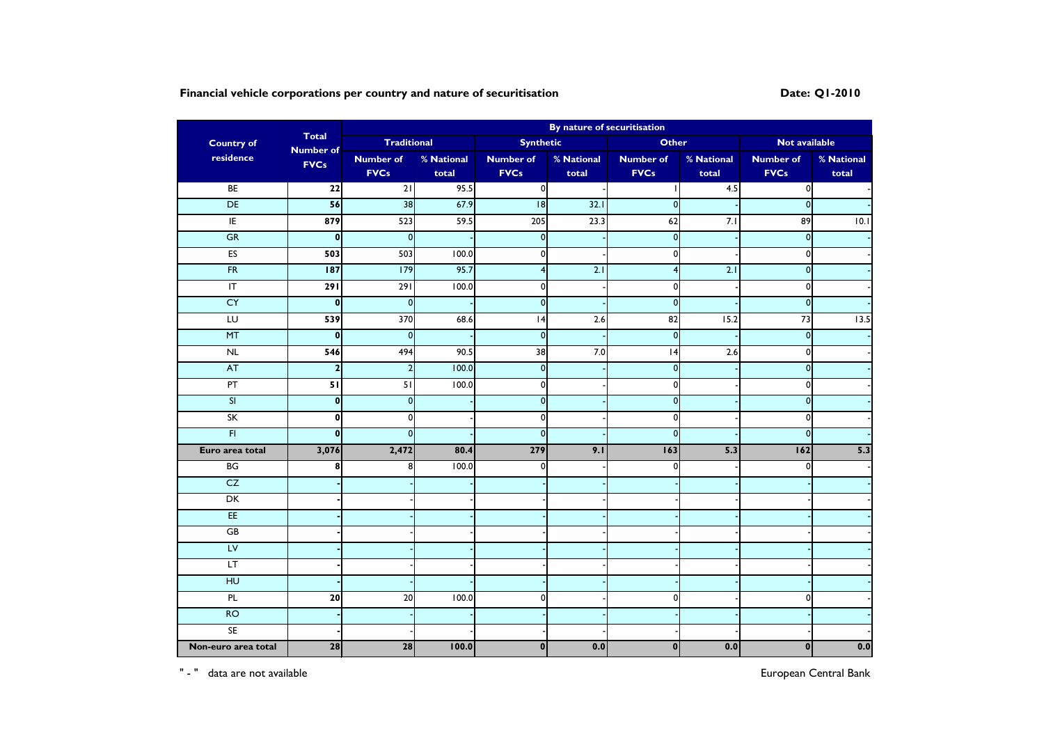**Financial vehicle corporations per country and nature of securitisation**

**Date: Q1-2010**

| Country of residence | Total Number of FVCs | By nature of securitisation | | | | | | | |
|---|---|---|---|---|---|---|---|---|---|
| | | Traditional | | Synthetic | | Other | | Not available | |
| | | Number of FVCs | % National total | Number of FVCs | % National total | Number of FVCs | % National total | Number of FVCs | % National total |
| BE | 22 | 21 | 95.5 | 0 | - | 1 | 4.5 | 0 | - |
| DE | 56 | 38 | 67.9 | 18 | 32.1 | 0 | - | 0 | - |
| IE | 879 | 523 | 59.5 | 205 | 23.3 | 62 | 7.1 | 89 | 10.1 |
| GR | 0 | 0 | - | 0 | - | 0 | - | 0 | - |
| ES | 503 | 503 | 100.0 | 0 | - | 0 | - | 0 | - |
| FR | 187 | 179 | 95.7 | 4 | 2.1 | 4 | 2.1 | 0 | - |
| IT | 291 | 291 | 100.0 | 0 | - | 0 | - | 0 | - |
| CY | 0 | 0 | - | 0 | - | 0 | - | 0 | - |
| LU | 539 | 370 | 68.6 | 14 | 2.6 | 82 | 15.2 | 73 | 13.5 |
| MT | 0 | 0 | - | 0 | - | 0 | - | 0 | - |
| NL | 546 | 494 | 90.5 | 38 | 7.0 | 14 | 2.6 | 0 | - |
| AT | 2 | 2 | 100.0 | 0 | - | 0 | - | 0 | - |
| PT | 51 | 51 | 100.0 | 0 | - | 0 | - | 0 | - |
| SI | 0 | 0 | - | 0 | - | 0 | - | 0 | - |
| SK | 0 | 0 | - | 0 | - | 0 | - | 0 | - |
| FI | 0 | 0 | - | 0 | - | 0 | - | 0 | - |
| **Euro area total** | **3,076** | **2,472** | **80.4** | **279** | **9.1** | **163** | **5.3** | **162** | **5.3** |
| BG | 8 | 8 | 100.0 | 0 | - | 0 | - | 0 | - |
| CZ | - | - | - | - | - | - | - | - | - |
| DK | - | - | - | - | - | - | - | - | - |
| EE | - | - | - | - | - | - | - | - | - |
| GB | - | - | - | - | - | - | - | - | - |
| LV | - | - | - | - | - | - | - | - | - |
| LT | - | - | - | - | - | - | - | - | - |
| HU | - | - | - | - | - | - | - | - | - |
| PL | 20 | 20 | 100.0 | 0 | - | 0 | - | 0 | - |
| RO | - | - | - | - | - | - | - | - | - |
| SE | - | - | - | - | - | - | - | - | - |
| **Non-euro area total** | **28** | **28** | **100.0** | **0** | **0.0** | **0** | **0.0** | **0** | **0.0** |

" - " data are not available

European Central Bank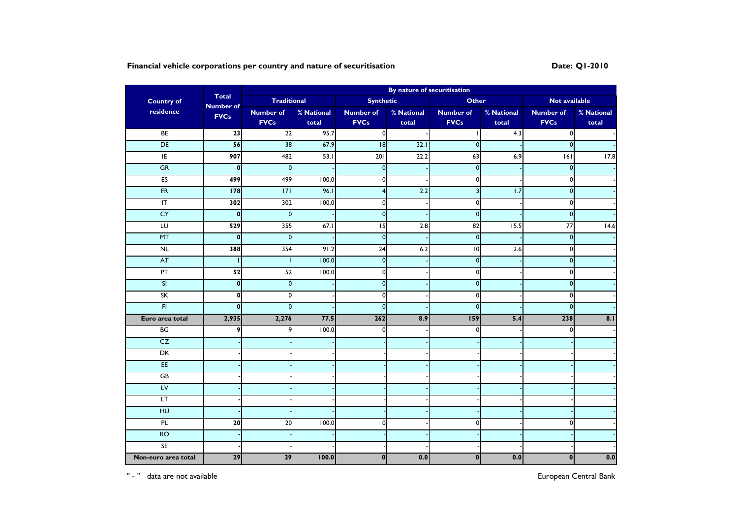**Financial vehicle corporations per country and nature of securitisation**

**Date: Q1-2010**

| Country of residence | Total Number of FVCs | By nature of securitisation | | | | | | | |
|---|---|---|---|---|---|---|---|---|---|
| | | Traditional | | Synthetic | | Other | | Not available | |
| | | Number of FVCs | % National total | Number of FVCs | % National total | Number of FVCs | % National total | Number of FVCs | % National total |
| BE | **23** | 22 | 95.7 | 0 | - | 1 | 4.3 | 0 | - |
| DE | **56** | 38 | 67.9 | 18 | 32.1 | 0 | - | 0 | - |
| IE | **907** | 482 | 53.1 | 201 | 22.2 | 63 | 6.9 | 161 | 17.8 |
| GR | **0** | 0 | - | 0 | - | 0 | - | 0 | - |
| ES | **499** | 499 | 100.0 | 0 | - | 0 | - | 0 | - |
| FR | **178** | 171 | 96.1 | 4 | 2.2 | 3 | 1.7 | 0 | - |
| IT | **302** | 302 | 100.0 | 0 | - | 0 | - | 0 | - |
| CY | **0** | 0 | - | 0 | - | 0 | - | 0 | - |
| LU | **529** | 355 | 67.1 | 15 | 2.8 | 82 | 15.5 | 77 | 14.6 |
| MT | **0** | 0 | - | 0 | - | 0 | - | 0 | - |
| NL | **388** | 354 | 91.2 | 24 | 6.2 | 10 | 2.6 | 0 | - |
| AT | **1** | 1 | 100.0 | 0 | - | 0 | - | 0 | - |
| PT | **52** | 52 | 100.0 | 0 | - | 0 | - | 0 | - |
| SI | **0** | 0 | - | 0 | - | 0 | - | 0 | - |
| SK | **0** | 0 | - | 0 | - | 0 | - | 0 | - |
| FI | **0** | 0 | - | 0 | - | 0 | - | 0 | - |
| **Euro area total** | **2,935** | **2,276** | **77.5** | **262** | **8.9** | **159** | **5.4** | **238** | **8.1** |
| BG | **9** | 9 | 100.0 | 0 | - | 0 | - | 0 | - |
| CZ | **-** | - | - | - | - | - | - | - | - |
| DK | **-** | - | - | - | - | - | - | - | - |
| EE | **-** | - | - | - | - | - | - | - | - |
| GB | **-** | - | - | - | - | - | - | - | - |
| LV | **-** | - | - | - | - | - | - | - | - |
| LT | **-** | - | - | - | - | - | - | - | - |
| HU | **-** | - | - | - | - | - | - | - | - |
| PL | **20** | 20 | 100.0 | 0 | - | 0 | - | 0 | - |
| RO | **-** | - | - | - | - | - | - | - | - |
| SE | **-** | - | - | - | - | - | - | - | - |
| **Non-euro area total** | **29** | **29** | **100.0** | **0** | **0.0** | **0** | **0.0** | **0** | **0.0** |

" - " data are not available

European Central Bank